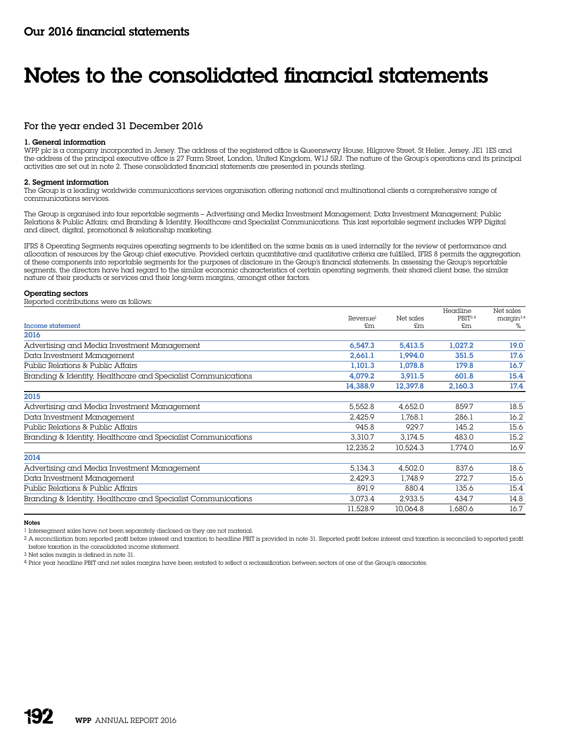## Our 2016 financial statements

# Notes to the consolidated financial statements

### For the year ended 31 December 2016

**1. General information**
WPP plc is a company incorporated in Jersey. The address of the registered office is Queensway House, Hilgrove Street, St Helier, Jersey, JE1 1ES and the address of the principal executive office is 27 Farm Street, London, United Kingdom, W1J 5RJ. The nature of the Group's operations and its principal activities are set out in note 2. These consolidated financial statements are presented in pounds sterling.

**2. Segment information**
The Group is a leading worldwide communications services organisation offering national and multinational clients a comprehensive range of communications services.

The Group is organised into four reportable segments – Advertising and Media Investment Management; Data Investment Management; Public Relations & Public Affairs; and Branding & Identity, Healthcare and Specialist Communications. This last reportable segment includes WPP Digital and direct, digital, promotional & relationship marketing.

IFRS 8 Operating Segments requires operating segments to be identified on the same basis as is used internally for the review of performance and allocation of resources by the Group chief executive. Provided certain quantitative and qualitative criteria are fulfilled, IFRS 8 permits the aggregation of these components into reportable segments for the purposes of disclosure in the Group's financial statements. In assessing the Group's reportable segments, the directors have had regard to the similar economic characteristics of certain operating segments, their shared client base, the similar nature of their products or services and their long-term margins, amongst other factors.

**Operating sectors**
Reported contributions were as follows:

| Income statement | Revenue[1] £m | Net sales £m | Headline PBIT[2,4] £m | Net sales margin[3,4] % |
|---|---|---|---|---|
| **2016** | | | | |
| Advertising and Media Investment Management | **6,547.3** | **5,413.5** | **1,027.2** | **19.0** |
| Data Investment Management | **2,661.1** | **1,994.0** | **351.5** | **17.6** |
| Public Relations & Public Affairs | **1,101.3** | **1,078.8** | **179.8** | **16.7** |
| Branding & Identity, Healthcare and Specialist Communications | **4,079.2** | **3,911.5** | **601.8** | **15.4** |
| | **14,388.9** | **12,397.8** | **2,160.3** | **17.4** |
| **2015** | | | | |
| Advertising and Media Investment Management | 5,552.8 | 4,652.0 | 859.7 | 18.5 |
| Data Investment Management | 2,425.9 | 1,768.1 | 286.1 | 16.2 |
| Public Relations & Public Affairs | 945.8 | 929.7 | 145.2 | 15.6 |
| Branding & Identity, Healthcare and Specialist Communications | 3,310.7 | 3,174.5 | 483.0 | 15.2 |
| | 12,235.2 | 10,524.3 | 1,774.0 | 16.9 |
| **2014** | | | | |
| Advertising and Media Investment Management | 5,134.3 | 4,502.0 | 837.6 | 18.6 |
| Data Investment Management | 2,429.3 | 1,748.9 | 272.7 | 15.6 |
| Public Relations & Public Affairs | 891.9 | 880.4 | 135.6 | 15.4 |
| Branding & Identity, Healthcare and Specialist Communications | 3,073.4 | 2,933.5 | 434.7 | 14.8 |
| | 11,528.9 | 10,064.8 | 1,680.6 | 16.7 |

**Notes**

1 Intersegment sales have not been separately disclosed as they are not material.

2 A reconciliation from reported profit before interest and taxation to headline PBIT is provided in note 31. Reported profit before interest and taxation is reconciled to reported profit before taxation in the consolidated income statement.

3 Net sales margin is defined in note 31.

4 Prior year headline PBIT and net sales margins have been restated to reflect a reclassification between sectors of one of the Group's associates.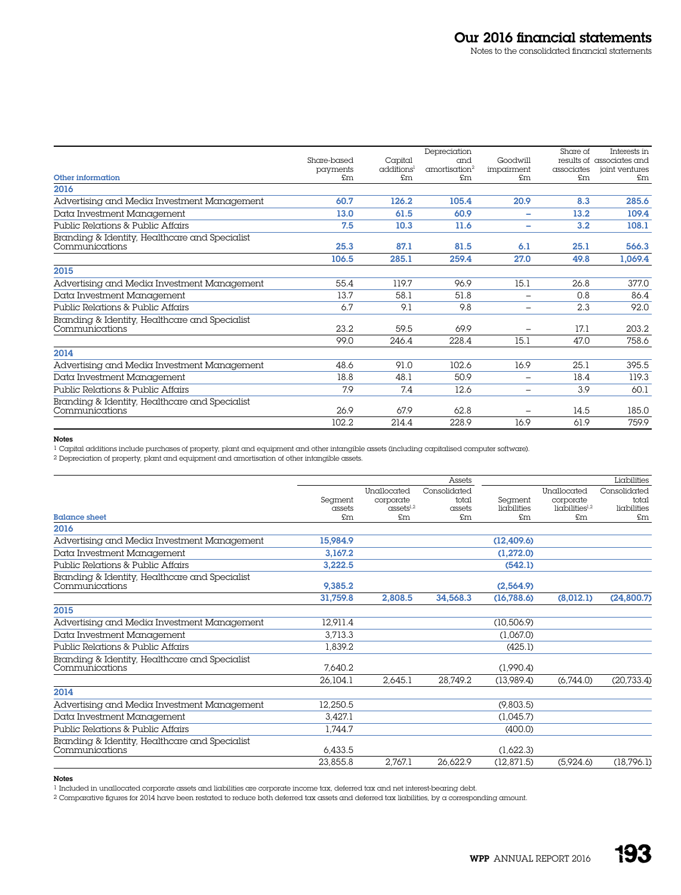| Other information | Share-based payments £m | Capital additions[1] £m | Depreciation and amortisation[2] £m | Goodwill impairment £m | Share of results of associates £m | Interests in associates and joint ventures £m |
|---|---|---|---|---|---|---|
| **2016** | | | | | | |
| Advertising and Media Investment Management | **60.7** | **126.2** | **105.4** | **20.9** | **8.3** | **285.6** |
| Data Investment Management | **13.0** | **61.5** | **60.9** | **–** | **13.2** | **109.4** |
| Public Relations & Public Affairs | **7.5** | **10.3** | **11.6** | **–** | **3.2** | **108.1** |
| Branding & Identity, Healthcare and Specialist Communications | **25.3** | **87.1** | **81.5** | **6.1** | **25.1** | **566.3** |
| | **106.5** | **285.1** | **259.4** | **27.0** | **49.8** | **1,069.4** |
| **2015** | | | | | | |
| Advertising and Media Investment Management | 55.4 | 119.7 | 96.9 | 15.1 | 26.8 | 377.0 |
| Data Investment Management | 13.7 | 58.1 | 51.8 | – | 0.8 | 86.4 |
| Public Relations & Public Affairs | 6.7 | 9.1 | 9.8 | – | 2.3 | 92.0 |
| Branding & Identity, Healthcare and Specialist Communications | 23.2 | 59.5 | 69.9 | – | 17.1 | 203.2 |
| | 99.0 | 246.4 | 228.4 | 15.1 | 47.0 | 758.6 |
| **2014** | | | | | | |
| Advertising and Media Investment Management | 48.6 | 91.0 | 102.6 | 16.9 | 25.1 | 395.5 |
| Data Investment Management | 18.8 | 48.1 | 50.9 | – | 18.4 | 119.3 |
| Public Relations & Public Affairs | 7.9 | 7.4 | 12.6 | – | 3.9 | 60.1 |
| Branding & Identity, Healthcare and Specialist Communications | 26.9 | 67.9 | 62.8 | – | 14.5 | 185.0 |
| | 102.2 | 214.4 | 228.9 | 16.9 | 61.9 | 759.9 |

**Notes**

[1] Capital additions include purchases of property, plant and equipment and other intangible assets (including capitalised computer software).

[2] Depreciation of property, plant and equipment and amortisation of other intangible assets.

| | | | Assets | | | Liabilities |
|---|---|---|---|---|---|---|
| Balance sheet | Segment assets £m | Unallocated corporate assets[1,2] £m | Consolidated total assets £m | Segment liabilities £m | Unallocated corporate liabilities[1,2] £m | Consolidated total liabilities £m |
| **2016** | | | | | | |
| Advertising and Media Investment Management | **15,984.9** | | | **(12,409.6)** | | |
| Data Investment Management | **3,167.2** | | | **(1,272.0)** | | |
| Public Relations & Public Affairs | **3,222.5** | | | **(542.1)** | | |
| Branding & Identity, Healthcare and Specialist Communications | **9,385.2** | | | **(2,564.9)** | | |
| | **31,759.8** | **2,808.5** | **34,568.3** | **(16,788.6)** | **(8,012.1)** | **(24,800.7)** |
| **2015** | | | | | | |
| Advertising and Media Investment Management | 12,911.4 | | | (10,506.9) | | |
| Data Investment Management | 3,713.3 | | | (1,067.0) | | |
| Public Relations & Public Affairs | 1,839.2 | | | (425.1) | | |
| Branding & Identity, Healthcare and Specialist Communications | 7,640.2 | | | (1,990.4) | | |
| | 26,104.1 | 2,645.1 | 28,749.2 | (13,989.4) | (6,744.0) | (20,733.4) |
| **2014** | | | | | | |
| Advertising and Media Investment Management | 12,250.5 | | | (9,803.5) | | |
| Data Investment Management | 3,427.1 | | | (1,045.7) | | |
| Public Relations & Public Affairs | 1,744.7 | | | (400.0) | | |
| Branding & Identity, Healthcare and Specialist Communications | 6,433.5 | | | (1,622.3) | | |
| | 23,855.8 | 2,767.1 | 26,622.9 | (12,871.5) | (5,924.6) | (18,796.1) |

**Notes**

[1] Included in unallocated corporate assets and liabilities are corporate income tax, deferred tax and net interest-bearing debt.

[2] Comparative figures for 2014 have been restated to reduce both deferred tax assets and deferred tax liabilities, by a corresponding amount.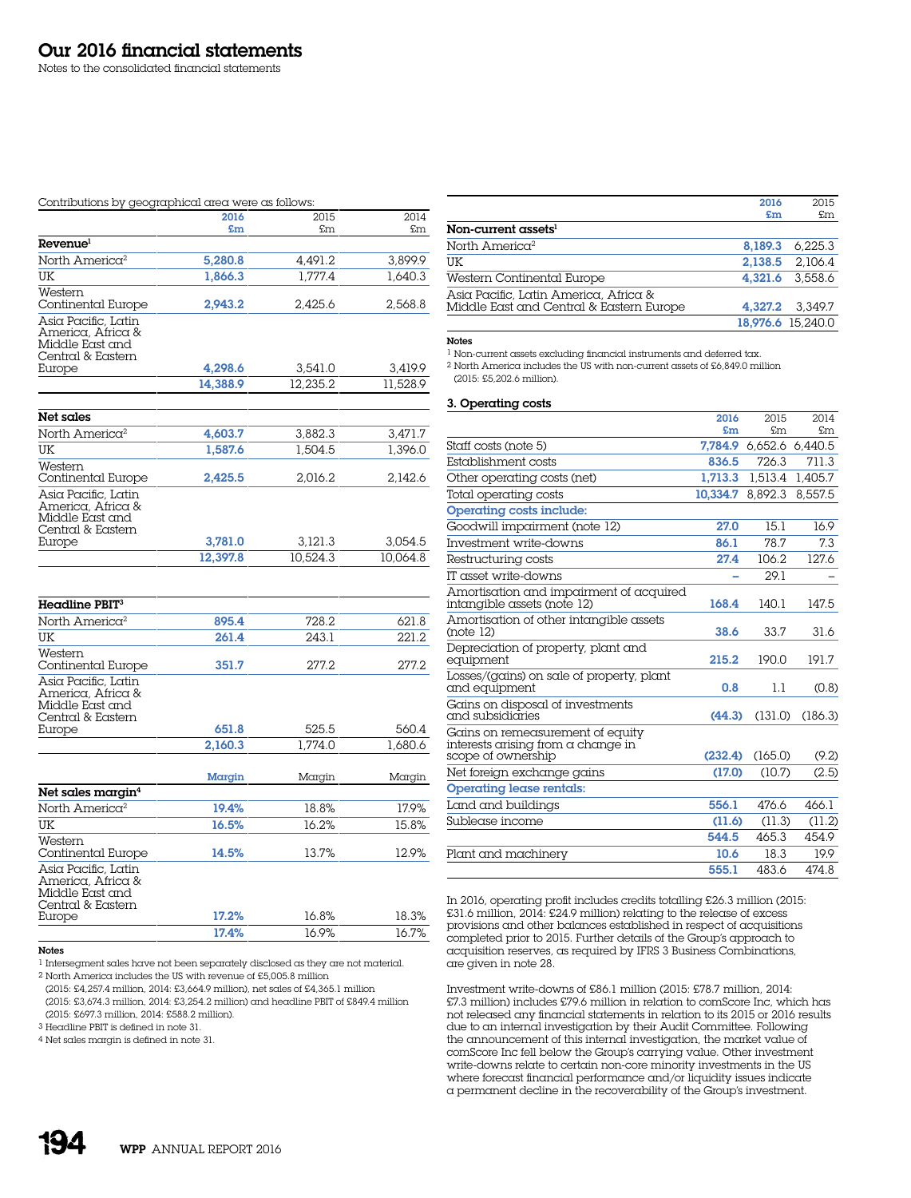# Our 2016 financial statements

Notes to the consolidated financial statements

Contributions by geographical area were as follows:

| | 2016 £m | 2015 £m | 2014 £m |
|---|---|---|---|
| **Revenue**[1] | | | |
| North America[2] | 5,280.8 | 4,491.2 | 3,899.9 |
| UK | 1,866.3 | 1,777.4 | 1,640.3 |
| Western Continental Europe | 2,943.2 | 2,425.6 | 2,568.8 |
| Asia Pacific, Latin America, Africa & Middle East and Central & Eastern Europe | 4,298.6 | 3,541.0 | 3,419.9 |
| | 14,388.9 | 12,235.2 | 11,528.9 |
| **Net sales** | | | |
| North America[2] | 4,603.7 | 3,882.3 | 3,471.7 |
| UK | 1,587.6 | 1,504.5 | 1,396.0 |
| Western Continental Europe | 2,425.5 | 2,016.2 | 2,142.6 |
| Asia Pacific, Latin America, Africa & Middle East and Central & Eastern Europe | 3,781.0 | 3,121.3 | 3,054.5 |
| | 12,397.8 | 10,524.3 | 10,064.8 |
| **Headline PBIT**[3] | | | |
| North America[2] | 895.4 | 728.2 | 621.8 |
| UK | 261.4 | 243.1 | 221.2 |
| Western Continental Europe | 351.7 | 277.2 | 277.2 |
| Asia Pacific, Latin America, Africa & Middle East and Central & Eastern Europe | 651.8 | 525.5 | 560.4 |
| | 2,160.3 | 1,774.0 | 1,680.6 |

| | Margin | Margin | Margin |
|---|---|---|---|
| **Net sales margin**[4] | | | |
| North America[2] | 19.4% | 18.8% | 17.9% |
| UK | 16.5% | 16.2% | 15.8% |
| Western Continental Europe | 14.5% | 13.7% | 12.9% |
| Asia Pacific, Latin America, Africa & Middle East and Central & Eastern Europe | 17.2% | 16.8% | 18.3% |
| | 17.4% | 16.9% | 16.7% |

**Notes**

[1] Intersegment sales have not been separately disclosed as they are not material.

[2] North America includes the US with revenue of £5,005.8 million (2015: £4,257.4 million, 2014: £3,664.9 million), net sales of £4,365.1 million (2015: £3,674.3 million, 2014: £3,254.2 million) and headline PBIT of £849.4 million (2015: £697.3 million, 2014: £588.2 million).

[3] Headline PBIT is defined in note 31.

[4] Net sales margin is defined in note 31.

| | 2016 £m | 2015 £m |
|---|---|---|
| **Non-current assets**[1] | | |
| North America[2] | 8,189.3 | 6,225.3 |
| UK | 2,138.5 | 2,106.4 |
| Western Continental Europe | 4,321.6 | 3,558.6 |
| Asia Pacific, Latin America, Africa & Middle East and Central & Eastern Europe | 4,327.2 | 3,349.7 |
| | 18,976.6 | 15,240.0 |

**Notes**

[1] Non-current assets excluding financial instruments and deferred tax.

[2] North America includes the US with non-current assets of £6,849.0 million (2015: £5,202.6 million).

### 3. Operating costs

| | 2016 £m | 2015 £m | 2014 £m |
|---|---|---|---|
| Staff costs (note 5) | 7,784.9 | 6,652.6 | 6,440.5 |
| Establishment costs | 836.5 | 726.3 | 711.3 |
| Other operating costs (net) | 1,713.3 | 1,513.4 | 1,405.7 |
| Total operating costs | 10,334.7 | 8,892.3 | 8,557.5 |
| **Operating costs include:** | | | |
| Goodwill impairment (note 12) | 27.0 | 15.1 | 16.9 |
| Investment write-downs | 86.1 | 78.7 | 7.3 |
| Restructuring costs | 27.4 | 106.2 | 127.6 |
| IT asset write-downs | – | 29.1 | – |
| Amortisation and impairment of acquired intangible assets (note 12) | 168.4 | 140.1 | 147.5 |
| Amortisation of other intangible assets (note 12) | 38.6 | 33.7 | 31.6 |
| Depreciation of property, plant and equipment | 215.2 | 190.0 | 191.7 |
| Losses/(gains) on sale of property, plant and equipment | 0.8 | 1.1 | (0.8) |
| Gains on disposal of investments and subsidiaries | (44.3) | (131.0) | (186.3) |
| Gains on remeasurement of equity interests arising from a change in scope of ownership | (232.4) | (165.0) | (9.2) |
| Net foreign exchange gains | (17.0) | (10.7) | (2.5) |
| **Operating lease rentals:** | | | |
| Land and buildings | 556.1 | 476.6 | 466.1 |
| Sublease income | (11.6) | (11.3) | (11.2) |
| | 544.5 | 465.3 | 454.9 |
| Plant and machinery | 10.6 | 18.3 | 19.9 |
| | 555.1 | 483.6 | 474.8 |

In 2016, operating profit includes credits totalling £26.3 million (2015: £31.6 million, 2014: £24.9 million) relating to the release of excess provisions and other balances established in respect of acquisitions completed prior to 2015. Further details of the Group's approach to acquisition reserves, as required by IFRS 3 Business Combinations, are given in note 28.

Investment write-downs of £86.1 million (2015: £78.7 million, 2014: £7.3 million) includes £79.6 million in relation to comScore Inc, which has not released any financial statements in relation to its 2015 or 2016 results due to an internal investigation by their Audit Committee. Following the announcement of this internal investigation, the market value of comScore Inc fell below the Group's carrying value. Other investment write-downs relate to certain non-core minority investments in the US where forecast financial performance and/or liquidity issues indicate a permanent decline in the recoverability of the Group's investment.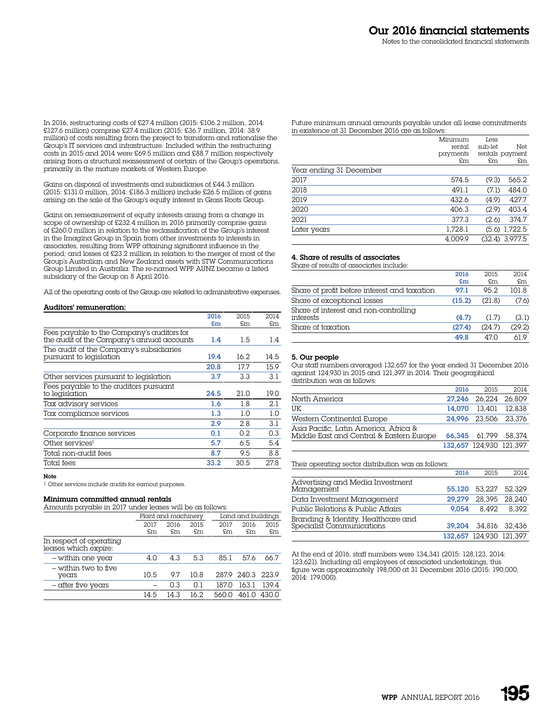In 2016, restructuring costs of £27.4 million (2015: £106.2 million, 2014: £127.6 million) comprise £27.4 million (2015: £36.7 million, 2014: 38.9 million) of costs resulting from the project to transform and rationalise the Group's IT services and infrastructure. Included within the restructuring costs in 2015 and 2014 were £69.5 million and £88.7 million respectively arising from a structural reassessment of certain of the Group's operations, primarily in the mature markets of Western Europe.

Gains on disposal of investments and subsidiaries of £44.3 million (2015: £131.0 million, 2014: £186.3 million) include £26.5 million of gains arising on the sale of the Group's equity interest in Grass Roots Group.

Gains on remeasurement of equity interests arising from a change in scope of ownership of £232.4 million in 2016 primarily comprise gains of £260.0 million in relation to the reclassification of the Group's interest in the Imagina Group in Spain from other investments to interests in associates, resulting from WPP attaining significant influence in the period; and losses of £23.2 million in relation to the merger of most of the Group's Australian and New Zealand assets with STW Communications Group Limited in Australia. The re-named WPP AUNZ became a listed subsidiary of the Group on 8 April 2016.

All of the operating costs of the Group are related to administrative expenses.

**Auditors' remuneration:**

| | 2016 £m | 2015 £m | 2014 £m |
|---|---|---|---|
| Fees payable to the Company's auditors for the audit of the Company's annual accounts | **1.4** | 1.5 | 1.4 |
| The audit of the Company's subsidiaries pursuant to legislation | **19.4** | 16.2 | 14.5 |
| | **20.8** | 17.7 | 15.9 |
| Other services pursuant to legislation | **3.7** | 3.3 | 3.1 |
| Fees payable to the auditors pursuant to legislation | **24.5** | 21.0 | 19.0 |
| Tax advisory services | **1.6** | 1.8 | 2.1 |
| Tax compliance services | **1.3** | 1.0 | 1.0 |
| | **2.9** | 2.8 | 3.1 |
| Corporate finance services | **0.1** | 0.2 | 0.3 |
| Other services[1] | **5.7** | 6.5 | 5.4 |
| Total non-audit fees | **8.7** | 9.5 | 8.8 |
| Total fees | **33.2** | 30.5 | 27.8 |

**Note**

[1] Other services include audits for earnout purposes.

**Minimum committed annual rentals**

Amounts payable in 2017 under leases will be as follows:

| | Plant and machinery | | | Land and buildings | | |
|---|---|---|---|---|---|---|
| | 2017 £m | 2016 £m | 2015 £m | 2017 £m | 2016 £m | 2015 £m |
| In respect of operating leases which expire: | | | | | | |
| – within one year | 4.0 | 4.3 | 5.3 | 85.1 | 57.6 | 66.7 |
| – within two to five years | 10.5 | 9.7 | 10.8 | 287.9 | 240.3 | 223.9 |
| – after five years | – | 0.3 | 0.1 | 187.0 | 163.1 | 139.4 |
| | 14.5 | 14.3 | 16.2 | 560.0 | 461.0 | 430.0 |

Future minimum annual amounts payable under all lease commitments in existence at 31 December 2016 are as follows:

| | Minimum rental payments £m | Less sub-let rentals £m | Net payment £m |
|---|---|---|---|
| Year ending 31 December | | | |
| 2017 | 574.5 | (9.3) | 565.2 |
| 2018 | 491.1 | (7.1) | 484.0 |
| 2019 | 432.6 | (4.9) | 427.7 |
| 2020 | 406.3 | (2.9) | 403.4 |
| 2021 | 377.3 | (2.6) | 374.7 |
| Later years | 1,728.1 | (5.6) | 1,722.5 |
| | 4,009.9 | (32.4) | 3,977.5 |

## 4. Share of results of associates

Share of results of associates include:

| | 2016 £m | 2015 £m | 2014 £m |
|---|---|---|---|
| Share of profit before interest and taxation | **97.1** | 95.2 | 101.8 |
| Share of exceptional losses | **(15.2)** | (21.8) | (7.6) |
| Share of interest and non-controlling interests | **(4.7)** | (1.7) | (3.1) |
| Share of taxation | **(27.4)** | (24.7) | (29.2) |
| | **49.8** | 47.0 | 61.9 |

## 5. Our people

Our staff numbers averaged 132,657 for the year ended 31 December 2016 against 124,930 in 2015 and 121,397 in 2014. Their geographical distribution was as follows:

| | 2016 | 2015 | 2014 |
|---|---|---|---|
| North America | **27,246** | 26,224 | 26,809 |
| UK | **14,070** | 13,401 | 12,838 |
| Western Continental Europe | **24,996** | 23,506 | 23,376 |
| Asia Pacific, Latin America, Africa & Middle East and Central & Eastern Europe | **66,345** | 61,799 | 58,374 |
| | **132,657** | 124,930 | 121,397 |

Their operating sector distribution was as follows:

| | 2016 | 2015 | 2014 |
|---|---|---|---|
| Advertising and Media Investment Management | **55,120** | 53,227 | 52,329 |
| Data Investment Management | **29,279** | 28,395 | 28,240 |
| Public Relations & Public Affairs | **9,054** | 8,492 | 8,392 |
| Branding & Identity, Healthcare and Specialist Communications | **39,204** | 34,816 | 32,436 |
| | **132,657** | 124,930 | 121,397 |

At the end of 2016, staff numbers were 134,341 (2015: 128,123, 2014: 123,621). Including all employees of associated undertakings, this figure was approximately 198,000 at 31 December 2016 (2015: 190,000, 2014: 179,000).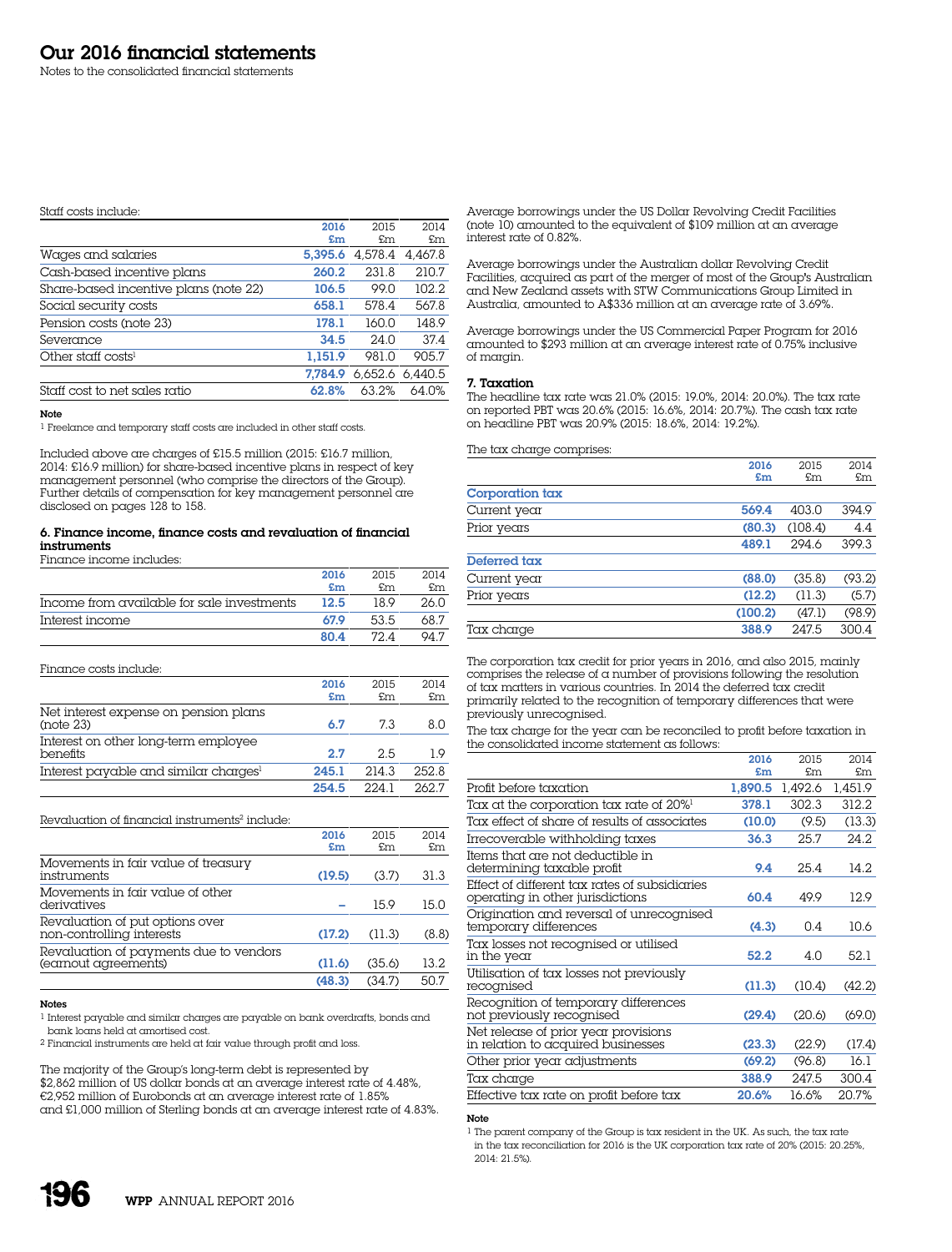# Our 2016 financial statements

Notes to the consolidated financial statements

Staff costs include:

| | 2016 £m | 2015 £m | 2014 £m |
|---|---|---|---|
| Wages and salaries | 5,395.6 | 4,578.4 | 4,467.8 |
| Cash-based incentive plans | 260.2 | 231.8 | 210.7 |
| Share-based incentive plans (note 22) | 106.5 | 99.0 | 102.2 |
| Social security costs | 658.1 | 578.4 | 567.8 |
| Pension costs (note 23) | 178.1 | 160.0 | 148.9 |
| Severance | 34.5 | 24.0 | 37.4 |
| Other staff costs[1] | 1,151.9 | 981.0 | 905.7 |
| | 7,784.9 | 6,652.6 | 6,440.5 |
| Staff cost to net sales ratio | 62.8% | 63.2% | 64.0% |

**Note**

[1] Freelance and temporary staff costs are included in other staff costs.

Included above are charges of £15.5 million (2015: £16.7 million, 2014: £16.9 million) for share-based incentive plans in respect of key management personnel (who comprise the directors of the Group). Further details of compensation for key management personnel are disclosed on pages 128 to 158.

### 6. Finance income, finance costs and revaluation of financial instruments

Finance income includes:

| | 2016 £m | 2015 £m | 2014 £m |
|---|---|---|---|
| Income from available for sale investments | 12.5 | 18.9 | 26.0 |
| Interest income | 67.9 | 53.5 | 68.7 |
| | 80.4 | 72.4 | 94.7 |

Finance costs include:

| | 2016 £m | 2015 £m | 2014 £m |
|---|---|---|---|
| Net interest expense on pension plans (note 23) | 6.7 | 7.3 | 8.0 |
| Interest on other long-term employee benefits | 2.7 | 2.5 | 1.9 |
| Interest payable and similar charges[1] | 245.1 | 214.3 | 252.8 |
| | 254.5 | 224.1 | 262.7 |

Revaluation of financial instruments[2] include:

| | 2016 £m | 2015 £m | 2014 £m |
|---|---|---|---|
| Movements in fair value of treasury instruments | (19.5) | (3.7) | 31.3 |
| Movements in fair value of other derivatives | – | 15.9 | 15.0 |
| Revaluation of put options over non-controlling interests | (17.2) | (11.3) | (8.8) |
| Revaluation of payments due to vendors (earnout agreements) | (11.6) | (35.6) | 13.2 |
| | (48.3) | (34.7) | 50.7 |

**Notes**

[1] Interest payable and similar charges are payable on bank overdrafts, bonds and bank loans held at amortised cost.

[2] Financial instruments are held at fair value through profit and loss.

The majority of the Group's long-term debt is represented by $2,862 million of US dollar bonds at an average interest rate of 4.48%, €2,952 million of Eurobonds at an average interest rate of 1.85% and £1,000 million of Sterling bonds at an average interest rate of 4.83%.

Average borrowings under the US Dollar Revolving Credit Facilities (note 10) amounted to the equivalent of $109 million at an average interest rate of 0.82%.

Average borrowings under the Australian dollar Revolving Credit Facilities, acquired as part of the merger of most of the Group's Australian and New Zealand assets with STW Communications Group Limited in Australia, amounted to A$336 million at an average rate of 3.69%.

Average borrowings under the US Commercial Paper Program for 2016 amounted to $293 million at an average interest rate of 0.75% inclusive of margin.

### 7. Taxation

The headline tax rate was 21.0% (2015: 19.0%, 2014: 20.0%). The tax rate on reported PBT was 20.6% (2015: 16.6%, 2014: 20.7%). The cash tax rate on headline PBT was 20.9% (2015: 18.6%, 2014: 19.2%).

The tax charge comprises:

| | 2016 £m | 2015 £m | 2014 £m |
|---|---|---|---|
| **Corporation tax** | | | |
| Current year | 569.4 | 403.0 | 394.9 |
| Prior years | (80.3) | (108.4) | 4.4 |
| | 489.1 | 294.6 | 399.3 |
| **Deferred tax** | | | |
| Current year | (88.0) | (35.8) | (93.2) |
| Prior years | (12.2) | (11.3) | (5.7) |
| | (100.2) | (47.1) | (98.9) |
| Tax charge | 388.9 | 247.5 | 300.4 |

The corporation tax credit for prior years in 2016, and also 2015, mainly comprises the release of a number of provisions following the resolution of tax matters in various countries. In 2014 the deferred tax credit primarily related to the recognition of temporary differences that were previously unrecognised.

The tax charge for the year can be reconciled to profit before taxation in the consolidated income statement as follows:

| | 2016 £m | 2015 £m | 2014 £m |
|---|---|---|---|
| Profit before taxation | 1,890.5 | 1,492.6 | 1,451.9 |
| Tax at the corporation tax rate of 20%[1] | 378.1 | 302.3 | 312.2 |
| Tax effect of share of results of associates | (10.0) | (9.5) | (13.3) |
| Irrecoverable withholding taxes | 36.3 | 25.7 | 24.2 |
| Items that are not deductible in determining taxable profit | 9.4 | 25.4 | 14.2 |
| Effect of different tax rates of subsidiaries operating in other jurisdictions | 60.4 | 49.9 | 12.9 |
| Origination and reversal of unrecognised temporary differences | (4.3) | 0.4 | 10.6 |
| Tax losses not recognised or utilised in the year | 52.2 | 4.0 | 52.1 |
| Utilisation of tax losses not previously recognised | (11.3) | (10.4) | (42.2) |
| Recognition of temporary differences not previously recognised | (29.4) | (20.6) | (69.0) |
| Net release of prior year provisions in relation to acquired businesses | (23.3) | (22.9) | (17.4) |
| Other prior year adjustments | (69.2) | (96.8) | 16.1 |
| Tax charge | 388.9 | 247.5 | 300.4 |
| Effective tax rate on profit before tax | 20.6% | 16.6% | 20.7% |

**Note**

[1] The parent company of the Group is tax resident in the UK. As such, the tax rate in the tax reconciliation for 2016 is the UK corporation tax rate of 20% (2015: 20.25%, 2014: 21.5%).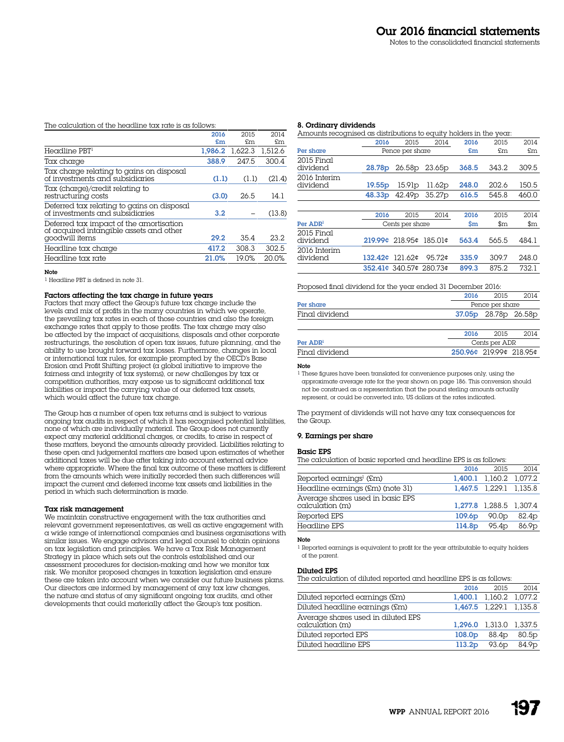The calculation of the headline tax rate is as follows:

| | 2016 £m | 2015 £m | 2014 £m |
|---|---|---|---|
| Headline PBT[1] | 1,986.2 | 1,622.3 | 1,512.6 |
| Tax charge | 388.9 | 247.5 | 300.4 |
| Tax charge relating to gains on disposal of investments and subsidiaries | (1.1) | (1.1) | (21.4) |
| Tax (charge)/credit relating to restructuring costs | (3.0) | 26.5 | 14.1 |
| Deferred tax relating to gains on disposal of investments and subsidiaries | 3.2 | – | (13.8) |
| Deferred tax impact of the amortisation of acquired intangible assets and other goodwill items | 29.2 | 35.4 | 23.2 |
| Headline tax charge | 417.2 | 308.3 | 302.5 |
| Headline tax rate | 21.0% | 19.0% | 20.0% |

**Note**

1 Headline PBT is defined in note 31.

### Factors affecting the tax charge in future years

Factors that may affect the Group's future tax charge include the levels and mix of profits in the many countries in which we operate, the prevailing tax rates in each of those countries and also the foreign exchange rates that apply to those profits. The tax charge may also be affected by the impact of acquisitions, disposals and other corporate restructurings, the resolution of open tax issues, future planning, and the ability to use brought forward tax losses. Furthermore, changes in local or international tax rules, for example prompted by the OECD's Base Erosion and Profit Shifting project (a global initiative to improve the fairness and integrity of tax systems), or new challenges by tax or competition authorities, may expose us to significant additional tax liabilities or impact the carrying value of our deferred tax assets, which would affect the future tax charge.

The Group has a number of open tax returns and is subject to various ongoing tax audits in respect of which it has recognised potential liabilities, none of which are individually material. The Group does not currently expect any material additional charges, or credits, to arise in respect of these matters, beyond the amounts already provided. Liabilities relating to these open and judgemental matters are based upon estimates of whether additional taxes will be due after taking into account external advice where appropriate. Where the final tax outcome of these matters is different from the amounts which were initially recorded then such differences will impact the current and deferred income tax assets and liabilities in the period in which such determination is made.

### Tax risk management

We maintain constructive engagement with the tax authorities and relevant government representatives, as well as active engagement with a wide range of international companies and business organisations with similar issues. We engage advisors and legal counsel to obtain opinions on tax legislation and principles. We have a Tax Risk Management Strategy in place which sets out the controls established and our assessment procedures for decision-making and how we monitor tax risk. We monitor proposed changes in taxation legislation and ensure these are taken into account when we consider our future business plans. Our directors are informed by management of any tax law changes, the nature and status of any significant ongoing tax audits, and other developments that could materially affect the Group's tax position.

## 8. Ordinary dividends

Amounts recognised as distributions to equity holders in the year:

| | 2016 | 2015 | 2014 | 2016 | 2015 | 2014 |
|---|---|---|---|---|---|---|
| **Per share** | Pence per share | | | £m | £m | £m |
| 2015 Final dividend | 28.78p | 26.58p | 23.65p | 368.5 | 343.2 | 309.5 |
| 2016 Interim dividend | 19.55p | 15.91p | 11.62p | 248.0 | 202.6 | 150.5 |
| | 48.33p | 42.49p | 35.27p | 616.5 | 545.8 | 460.0 |

| | 2016 | 2015 | 2014 | 2016 | 2015 | 2014 |
|---|---|---|---|---|---|---|
| **Per ADR**[1] | Cents per share | | | $m | $m | $m |
| 2015 Final dividend | 219.99¢ | 218.95¢ | 185.01¢ | 563.4 | 565.5 | 484.1 |
| 2016 Interim dividend | 132.42¢ | 121.62¢ | 95.72¢ | 335.9 | 309.7 | 248.0 |
| | 352.41¢ | 340.57¢ | 280.73¢ | 899.3 | 875.2 | 732.1 |

Proposed final dividend for the year ended 31 December 2016:

| | 2016 | 2015 | 2014 |
|---|---|---|---|
| **Per share** | Pence per share | | |
| Final dividend | 37.05p | 28.78p | 26.58p |

| | 2016 | 2015 | 2014 |
|---|---|---|---|
| **Per ADR**[1] | Cents per ADR | | |
| Final dividend | 250.96¢ | 219.99¢ | 218.95¢ |

**Note**

1 These figures have been translated for convenience purposes only, using the approximate average rate for the year shown on page 186. This conversion should not be construed as a representation that the pound sterling amounts actually represent, or could be converted into, US dollars at the rates indicated.

The payment of dividends will not have any tax consequences for the Group.

## 9. Earnings per share

### Basic EPS

The calculation of basic reported and headline EPS is as follows:

| | 2016 | 2015 | 2014 |
|---|---|---|---|
| Reported earnings[1] (£m) | 1,400.1 | 1,160.2 | 1,077.2 |
| Headline earnings (£m) (note 31) | 1,467.5 | 1,229.1 | 1,135.8 |
| Average shares used in basic EPS calculation (m) | 1,277.8 | 1,288.5 | 1,307.4 |
| Reported EPS | 109.6p | 90.0p | 82.4p |
| Headline EPS | 114.8p | 95.4p | 86.9p |

**Note**

1 Reported earnings is equivalent to profit for the year attributable to equity holders of the parent.

### Diluted EPS

The calculation of diluted reported and headline EPS is as follows:

| | 2016 | 2015 | 2014 |
|---|---|---|---|
| Diluted reported earnings (£m) | 1,400.1 | 1,160.2 | 1,077.2 |
| Diluted headline earnings (£m) | 1,467.5 | 1,229.1 | 1,135.8 |
| Average shares used in diluted EPS calculation (m) | 1,296.0 | 1,313.0 | 1,337.5 |
| Diluted reported EPS | 108.0p | 88.4p | 80.5p |
| Diluted headline EPS | 113.2p | 93.6p | 84.9p |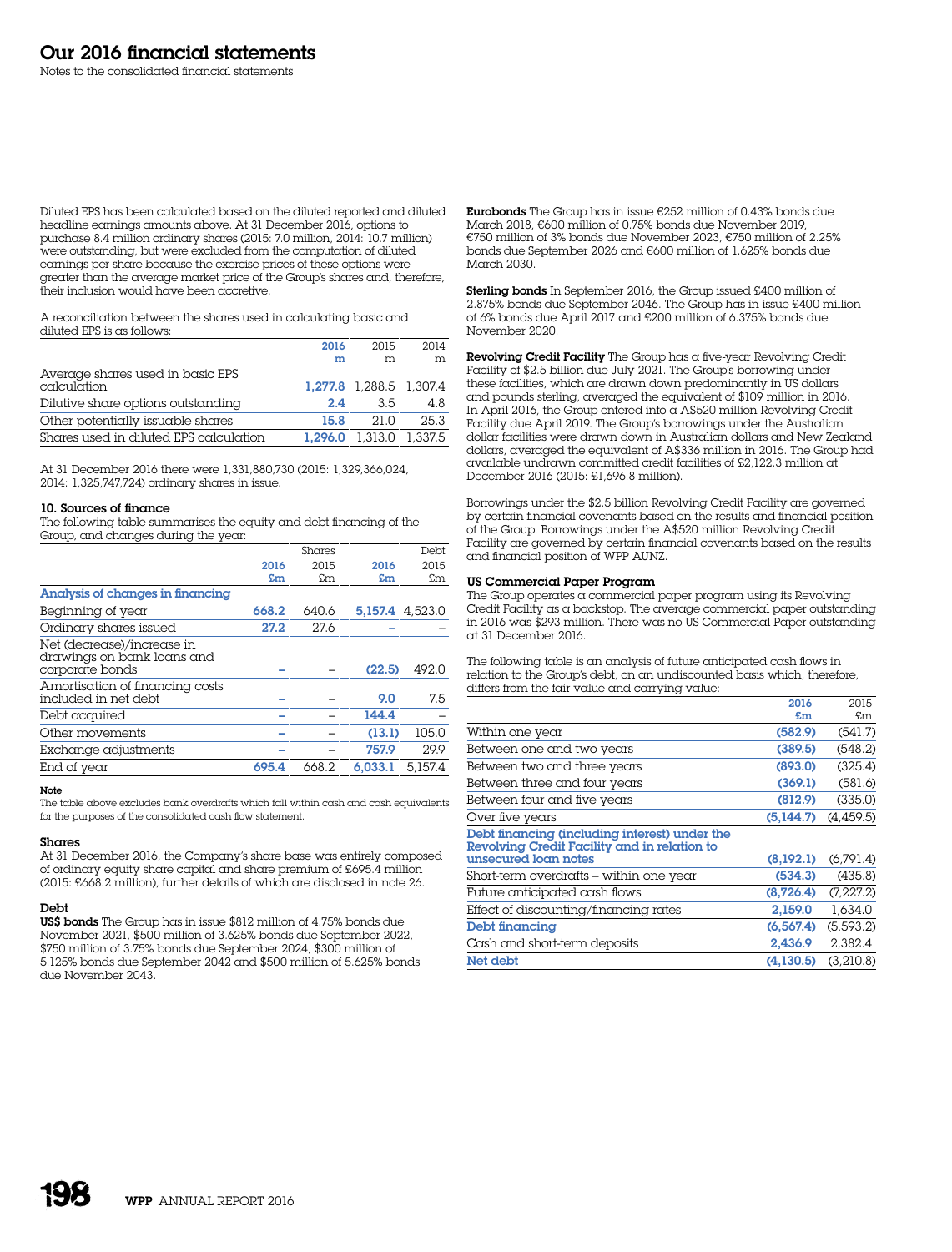# Our 2016 financial statements

Notes to the consolidated financial statements

Diluted EPS has been calculated based on the diluted reported and diluted headline earnings amounts above. At 31 December 2016, options to purchase 8.4 million ordinary shares (2015: 7.0 million, 2014: 10.7 million) were outstanding, but were excluded from the computation of diluted earnings per share because the exercise prices of these options were greater than the average market price of the Group's shares and, therefore, their inclusion would have been accretive.

A reconciliation between the shares used in calculating basic and diluted EPS is as follows:

| | 2016 m | 2015 m | 2014 m |
|---|---|---|---|
| Average shares used in basic EPS calculation | 1,277.8 | 1,288.5 | 1,307.4 |
| Dilutive share options outstanding | 2.4 | 3.5 | 4.8 |
| Other potentially issuable shares | 15.8 | 21.0 | 25.3 |
| Shares used in diluted EPS calculation | 1,296.0 | 1,313.0 | 1,337.5 |

At 31 December 2016 there were 1,331,880,730 (2015: 1,329,366,024, 2014: 1,325,747,724) ordinary shares in issue.

## 10. Sources of finance

The following table summarises the equity and debt financing of the Group, and changes during the year:

| | Shares | | Debt | |
|---|---|---|---|---|
| | 2016 £m | 2015 £m | 2016 £m | 2015 £m |
| **Analysis of changes in financing** | | | | |
| Beginning of year | 668.2 | 640.6 | 5,157.4 | 4,523.0 |
| Ordinary shares issued | 27.2 | 27.6 | – | – |
| Net (decrease)/increase in drawings on bank loans and corporate bonds | – | – | (22.5) | 492.0 |
| Amortisation of financing costs included in net debt | – | – | 9.0 | 7.5 |
| Debt acquired | – | – | 144.4 | – |
| Other movements | – | – | (13.1) | 105.0 |
| Exchange adjustments | – | – | 757.9 | 29.9 |
| End of year | 695.4 | 668.2 | 6,033.1 | 5,157.4 |

**Note**

The table above excludes bank overdrafts which fall within cash and cash equivalents for the purposes of the consolidated cash flow statement.

### Shares

At 31 December 2016, the Company's share base was entirely composed of ordinary equity share capital and share premium of £695.4 million (2015: £668.2 million), further details of which are disclosed in note 26.

### Debt

**US$ bonds** The Group has in issue $812 million of 4.75% bonds due November 2021, $500 million of 3.625% bonds due September 2022, $750 million of 3.75% bonds due September 2024, $300 million of 5.125% bonds due September 2042 and $500 million of 5.625% bonds due November 2043.

**Eurobonds** The Group has in issue €252 million of 0.43% bonds due March 2018, €600 million of 0.75% bonds due November 2019, €750 million of 3% bonds due November 2023, €750 million of 2.25% bonds due September 2026 and €600 million of 1.625% bonds due March 2030.

**Sterling bonds** In September 2016, the Group issued £400 million of 2.875% bonds due September 2046. The Group has in issue £400 million of 6% bonds due April 2017 and £200 million of 6.375% bonds due November 2020.

**Revolving Credit Facility** The Group has a five-year Revolving Credit Facility of $2.5 billion due July 2021. The Group's borrowing under these facilities, which are drawn down predominantly in US dollars and pounds sterling, averaged the equivalent of $109 million in 2016. In April 2016, the Group entered into a A$520 million Revolving Credit Facility due April 2019. The Group's borrowings under the Australian dollar facilities were drawn down in Australian dollars and New Zealand dollars, averaged the equivalent of A$336 million in 2016. The Group had available undrawn committed credit facilities of £2,122.3 million at December 2016 (2015: £1,696.8 million).

Borrowings under the $2.5 billion Revolving Credit Facility are governed by certain financial covenants based on the results and financial position of the Group. Borrowings under the A$520 million Revolving Credit Facility are governed by certain financial covenants based on the results and financial position of WPP AUNZ.

### US Commercial Paper Program

The Group operates a commercial paper program using its Revolving Credit Facility as a backstop. The average commercial paper outstanding in 2016 was $293 million. There was no US Commercial Paper outstanding at 31 December 2016.

The following table is an analysis of future anticipated cash flows in relation to the Group's debt, on an undiscounted basis which, therefore, differs from the fair value and carrying value:

| | 2016 £m | 2015 £m |
|---|---|---|
| Within one year | (582.9) | (541.7) |
| Between one and two years | (389.5) | (548.2) |
| Between two and three years | (893.0) | (325.4) |
| Between three and four years | (369.1) | (581.6) |
| Between four and five years | (812.9) | (335.0) |
| Over five years | (5,144.7) | (4,459.5) |
| **Debt financing (including interest) under the Revolving Credit Facility and in relation to unsecured loan notes** | (8,192.1) | (6,791.4) |
| Short-term overdrafts – within one year | (534.3) | (435.8) |
| Future anticipated cash flows | (8,726.4) | (7,227.2) |
| Effect of discounting/financing rates | 2,159.0 | 1,634.0 |
| **Debt financing** | (6,567.4) | (5,593.2) |
| Cash and short-term deposits | 2,436.9 | 2,382.4 |
| **Net debt** | (4,130.5) | (3,210.8) |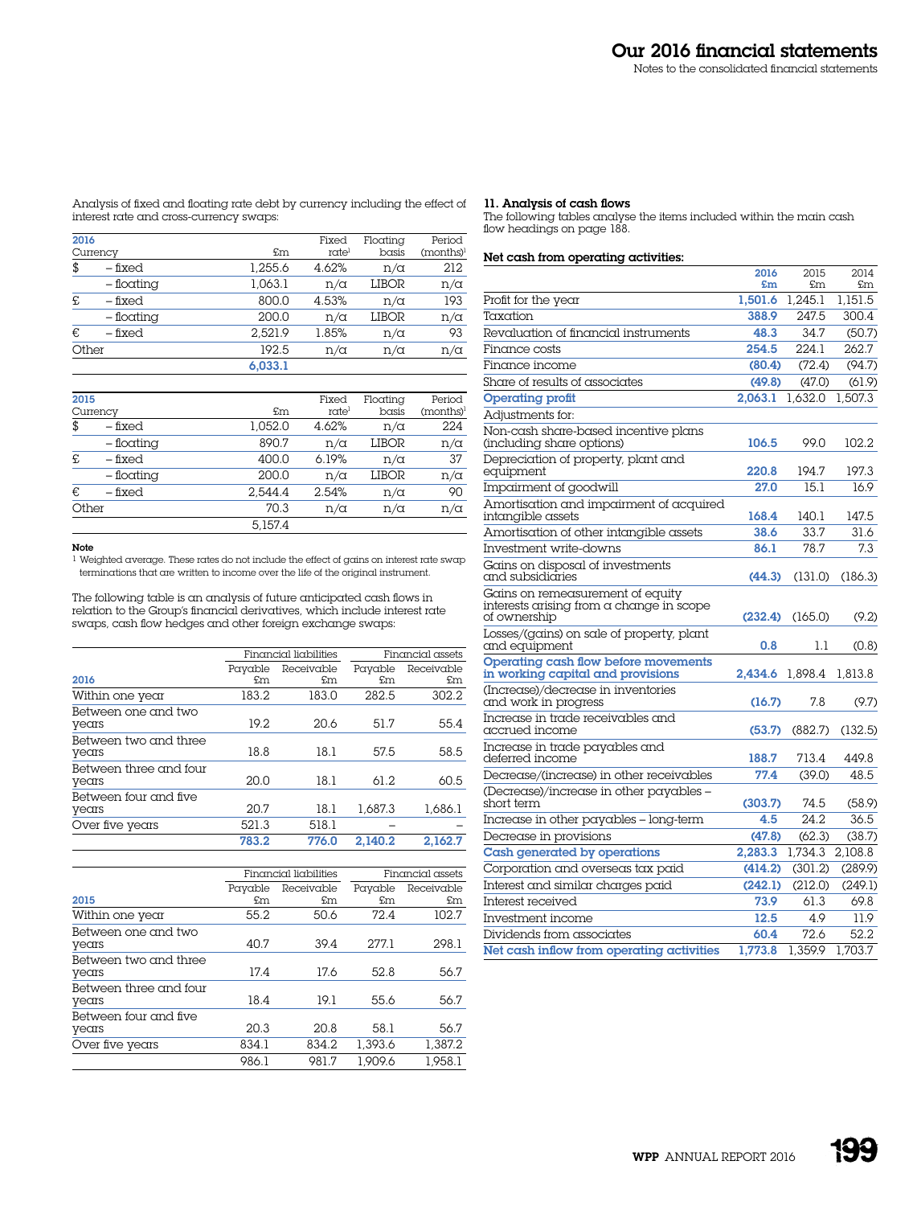Analysis of fixed and floating rate debt by currency including the effect of interest rate and cross-currency swaps:

| 2016 Currency | | £m | Fixed rate[1] | Floating basis | Period (months)[1] |
|---|---|---|---|---|---|
| $ | – fixed | 1,255.6 | 4.62% | n/a | 212 |
| | – floating | 1,063.1 | n/a | LIBOR | n/a |
| £ | – fixed | 800.0 | 4.53% | n/a | 193 |
| | – floating | 200.0 | n/a | LIBOR | n/a |
| € | – fixed | 2,521.9 | 1.85% | n/a | 93 |
| Other | | 192.5 | n/a | n/a | n/a |
| | | 6,033.1 | | | |

| 2015 Currency | | £m | Fixed rate[1] | Floating basis | Period (months)[1] |
|---|---|---|---|---|---|
| $ | – fixed | 1,052.0 | 4.62% | n/a | 224 |
| | – floating | 890.7 | n/a | LIBOR | n/a |
| £ | – fixed | 400.0 | 6.19% | n/a | 37 |
| | – floating | 200.0 | n/a | LIBOR | n/a |
| € | – fixed | 2,544.4 | 2.54% | n/a | 90 |
| Other | | 70.3 | n/a | n/a | n/a |
| | | 5,157.4 | | | |

**Note**

[1] Weighted average. These rates do not include the effect of gains on interest rate swap terminations that are written to income over the life of the original instrument.

The following table is an analysis of future anticipated cash flows in relation to the Group's financial derivatives, which include interest rate swaps, cash flow hedges and other foreign exchange swaps:

| | Financial liabilities | | Financial assets | |
|---|---|---|---|---|
| **2016** | Payable £m | Receivable £m | Payable £m | Receivable £m |
| Within one year | 183.2 | 183.0 | 282.5 | 302.2 |
| Between one and two years | 19.2 | 20.6 | 51.7 | 55.4 |
| Between two and three years | 18.8 | 18.1 | 57.5 | 58.5 |
| Between three and four years | 20.0 | 18.1 | 61.2 | 60.5 |
| Between four and five years | 20.7 | 18.1 | 1,687.3 | 1,686.1 |
| Over five years | 521.3 | 518.1 | – | – |
| | 783.2 | 776.0 | 2,140.2 | 2,162.7 |

| | Financial liabilities | | Financial assets | |
|---|---|---|---|---|
| **2015** | Payable £m | Receivable £m | Payable £m | Receivable £m |
| Within one year | 55.2 | 50.6 | 72.4 | 102.7 |
| Between one and two years | 40.7 | 39.4 | 277.1 | 298.1 |
| Between two and three years | 17.4 | 17.6 | 52.8 | 56.7 |
| Between three and four years | 18.4 | 19.1 | 55.6 | 56.7 |
| Between four and five years | 20.3 | 20.8 | 58.1 | 56.7 |
| Over five years | 834.1 | 834.2 | 1,393.6 | 1,387.2 |
| | 986.1 | 981.7 | 1,909.6 | 1,958.1 |

## 11. Analysis of cash flows

The following tables analyse the items included within the main cash flow headings on page 188.

**Net cash from operating activities:**

| | 2016 £m | 2015 £m | 2014 £m |
|---|---|---|---|
| Profit for the year | 1,501.6 | 1,245.1 | 1,151.5 |
| Taxation | 388.9 | 247.5 | 300.4 |
| Revaluation of financial instruments | 48.3 | 34.7 | (50.7) |
| Finance costs | 254.5 | 224.1 | 262.7 |
| Finance income | (80.4) | (72.4) | (94.7) |
| Share of results of associates | (49.8) | (47.0) | (61.9) |
| **Operating profit** | 2,063.1 | 1,632.0 | 1,507.3 |
| Adjustments for: | | | |
| Non-cash share-based incentive plans (including share options) | 106.5 | 99.0 | 102.2 |
| Depreciation of property, plant and equipment | 220.8 | 194.7 | 197.3 |
| Impairment of goodwill | 27.0 | 15.1 | 16.9 |
| Amortisation and impairment of acquired intangible assets | 168.4 | 140.1 | 147.5 |
| Amortisation of other intangible assets | 38.6 | 33.7 | 31.6 |
| Investment write-downs | 86.1 | 78.7 | 7.3 |
| Gains on disposal of investments and subsidiaries | (44.3) | (131.0) | (186.3) |
| Gains on remeasurement of equity interests arising from a change in scope of ownership | (232.4) | (165.0) | (9.2) |
| Losses/(gains) on sale of property, plant and equipment | 0.8 | 1.1 | (0.8) |
| **Operating cash flow before movements in working capital and provisions** | 2,434.6 | 1,898.4 | 1,813.8 |
| (Increase)/decrease in inventories and work in progress | (16.7) | 7.8 | (9.7) |
| Increase in trade receivables and accrued income | (53.7) | (882.7) | (132.5) |
| Increase in trade payables and deferred income | 188.7 | 713.4 | 449.8 |
| Decrease/(increase) in other receivables | 77.4 | (39.0) | 48.5 |
| (Decrease)/increase in other payables – short term | (303.7) | 74.5 | (58.9) |
| Increase in other payables – long-term | 4.5 | 24.2 | 36.5 |
| Decrease in provisions | (47.8) | (62.3) | (38.7) |
| **Cash generated by operations** | 2,283.3 | 1,734.3 | 2,108.8 |
| Corporation and overseas tax paid | (414.2) | (301.2) | (289.9) |
| Interest and similar charges paid | (242.1) | (212.0) | (249.1) |
| Interest received | 73.9 | 61.3 | 69.8 |
| Investment income | 12.5 | 4.9 | 11.9 |
| Dividends from associates | 60.4 | 72.6 | 52.2 |
| **Net cash inflow from operating activities** | 1,773.8 | 1,359.9 | 1,703.7 |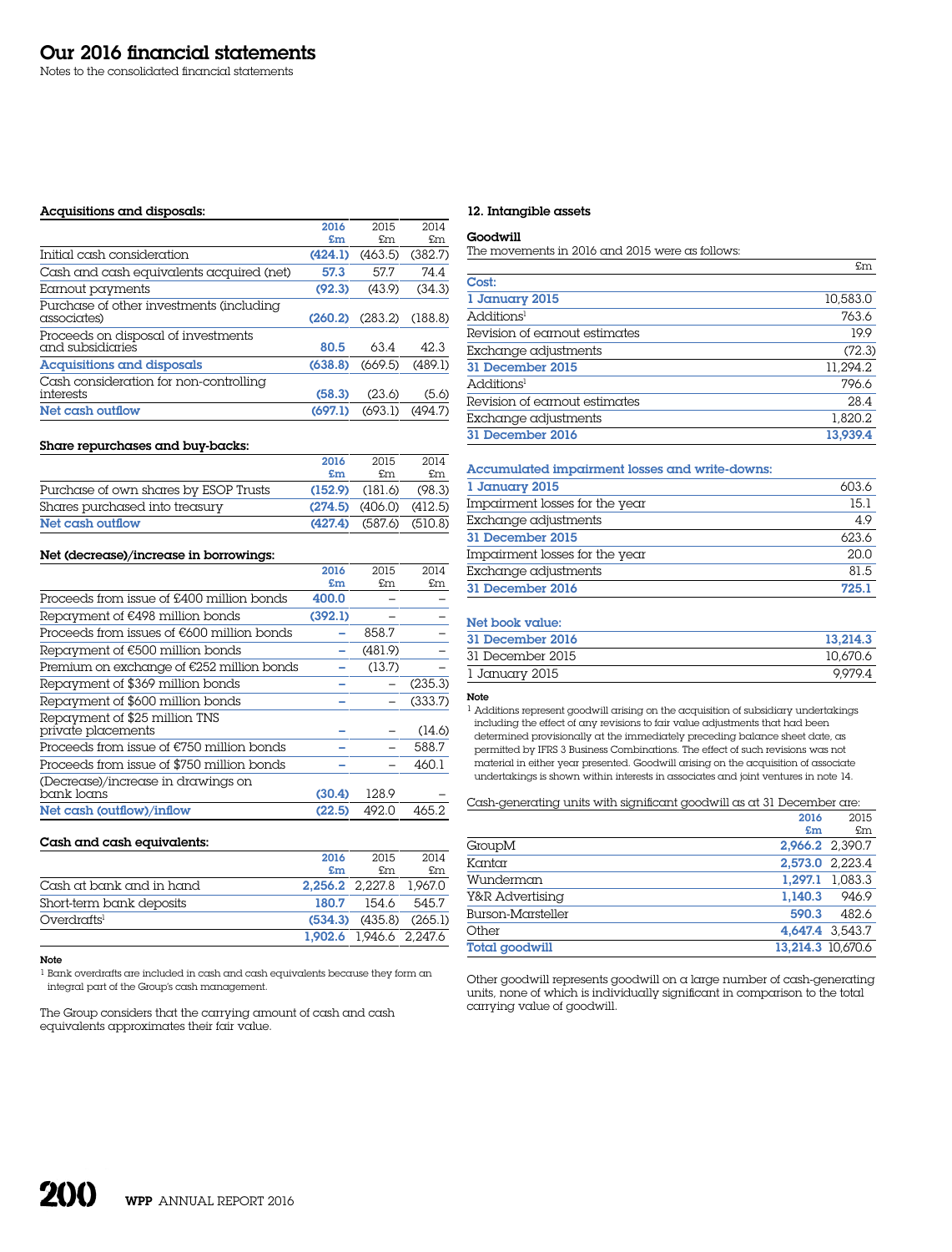# Our 2016 financial statements

Notes to the consolidated financial statements

**Acquisitions and disposals:**

| | 2016 £m | 2015 £m | 2014 £m |
|---|---|---|---|
| Initial cash consideration | (424.1) | (463.5) | (382.7) |
| Cash and cash equivalents acquired (net) | 57.3 | 57.7 | 74.4 |
| Earnout payments | (92.3) | (43.9) | (34.3) |
| Purchase of other investments (including associates) | (260.2) | (283.2) | (188.8) |
| Proceeds on disposal of investments and subsidiaries | 80.5 | 63.4 | 42.3 |
| **Acquisitions and disposals** | (638.8) | (669.5) | (489.1) |
| Cash consideration for non-controlling interests | (58.3) | (23.6) | (5.6) |
| **Net cash outflow** | (697.1) | (693.1) | (494.7) |

**Share repurchases and buy-backs:**

| | 2016 £m | 2015 £m | 2014 £m |
|---|---|---|---|
| Purchase of own shares by ESOP Trusts | (152.9) | (181.6) | (98.3) |
| Shares purchased into treasury | (274.5) | (406.0) | (412.5) |
| **Net cash outflow** | (427.4) | (587.6) | (510.8) |

**Net (decrease)/increase in borrowings:**

| | 2016 £m | 2015 £m | 2014 £m |
|---|---|---|---|
| Proceeds from issue of £400 million bonds | 400.0 | – | – |
| Repayment of €498 million bonds | (392.1) | – | – |
| Proceeds from issues of €600 million bonds | – | 858.7 | – |
| Repayment of €500 million bonds | – | (481.9) | – |
| Premium on exchange of €252 million bonds | – | (13.7) | – |
| Repayment of $369 million bonds | – | – | (235.3) |
| Repayment of $600 million bonds | – | – | (333.7) |
| Repayment of $25 million TNS private placements | – | – | (14.6) |
| Proceeds from issue of €750 million bonds | – | – | 588.7 |
| Proceeds from issue of $750 million bonds | – | – | 460.1 |
| (Decrease)/increase in drawings on bank loans | (30.4) | 128.9 | – |
| **Net cash (outflow)/inflow** | (22.5) | 492.0 | 465.2 |

**Cash and cash equivalents:**

| | 2016 £m | 2015 £m | 2014 £m |
|---|---|---|---|
| Cash at bank and in hand | 2,256.2 | 2,227.8 | 1,967.0 |
| Short-term bank deposits | 180.7 | 154.6 | 545.7 |
| Overdrafts[1] | (534.3) | (435.8) | (265.1) |
| | 1,902.6 | 1,946.6 | 2,247.6 |

**Note**

[1] Bank overdrafts are included in cash and cash equivalents because they form an integral part of the Group's cash management.

The Group considers that the carrying amount of cash and cash equivalents approximates their fair value.

## 12. Intangible assets

**Goodwill**

The movements in 2016 and 2015 were as follows:

| | £m |
|---|---|
| **Cost:** | |
| **1 January 2015** | 10,583.0 |
| Additions[1] | 763.6 |
| Revision of earnout estimates | 19.9 |
| Exchange adjustments | (72.3) |
| **31 December 2015** | 11,294.2 |
| Additions[1] | 796.6 |
| Revision of earnout estimates | 28.4 |
| Exchange adjustments | 1,820.2 |
| **31 December 2016** | 13,939.4 |
| **Accumulated impairment losses and write-downs:** | |
| **1 January 2015** | 603.6 |
| Impairment losses for the year | 15.1 |
| Exchange adjustments | 4.9 |
| **31 December 2015** | 623.6 |
| Impairment losses for the year | 20.0 |
| Exchange adjustments | 81.5 |
| **31 December 2016** | 725.1 |
| **Net book value:** | |
| **31 December 2016** | 13,214.3 |
| 31 December 2015 | 10,670.6 |
| 1 January 2015 | 9,979.4 |

**Note**

[1] Additions represent goodwill arising on the acquisition of subsidiary undertakings including the effect of any revisions to fair value adjustments that had been determined provisionally at the immediately preceding balance sheet date, as permitted by IFRS 3 Business Combinations. The effect of such revisions was not material in either year presented. Goodwill arising on the acquisition of associate undertakings is shown within interests in associates and joint ventures in note 14.

Cash-generating units with significant goodwill as at 31 December are:

| | 2016 £m | 2015 £m |
|---|---|---|
| GroupM | 2,966.2 | 2,390.7 |
| Kantar | 2,573.0 | 2,223.4 |
| Wunderman | 1,297.1 | 1,083.3 |
| Y&R Advertising | 1,140.3 | 946.9 |
| Burson-Marsteller | 590.3 | 482.6 |
| Other | 4,647.4 | 3,543.7 |
| **Total goodwill** | 13,214.3 | 10,670.6 |

Other goodwill represents goodwill on a large number of cash-generating units, none of which is individually significant in comparison to the total carrying value of goodwill.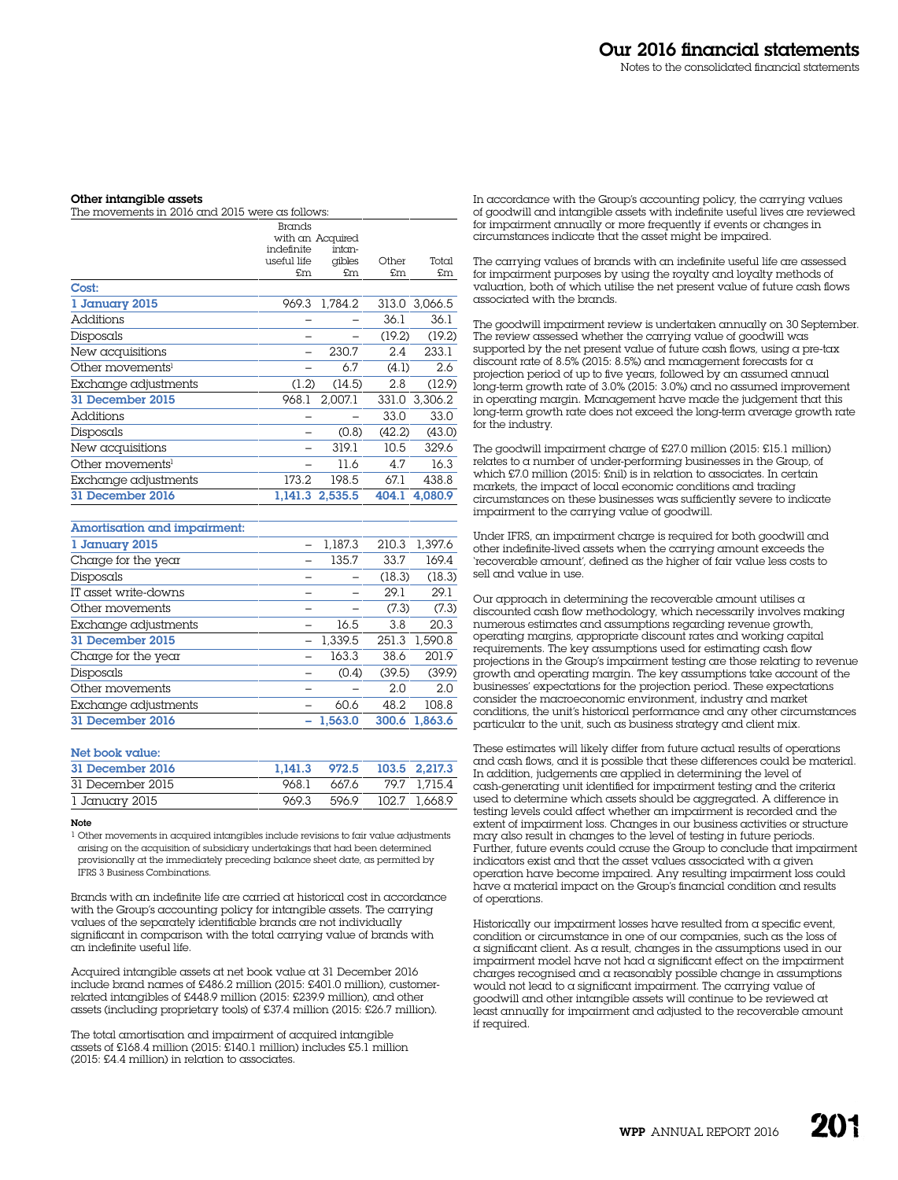### Other intangible assets

The movements in 2016 and 2015 were as follows:

| | Brands with an indefinite useful life £m | Acquired intangibles £m | Other £m | Total £m |
|---|---|---|---|---|
| **Cost:** | | | | |
| **1 January 2015** | 969.3 | 1,784.2 | 313.0 | 3,066.5 |
| Additions | – | – | 36.1 | 36.1 |
| Disposals | – | – | (19.2) | (19.2) |
| New acquisitions | – | 230.7 | 2.4 | 233.1 |
| Other movements[1] | – | 6.7 | (4.1) | 2.6 |
| Exchange adjustments | (1.2) | (14.5) | 2.8 | (12.9) |
| **31 December 2015** | 968.1 | 2,007.1 | 331.0 | 3,306.2 |
| Additions | – | – | 33.0 | 33.0 |
| Disposals | – | (0.8) | (42.2) | (43.0) |
| New acquisitions | – | 319.1 | 10.5 | 329.6 |
| Other movements[1] | – | 11.6 | 4.7 | 16.3 |
| Exchange adjustments | 173.2 | 198.5 | 67.1 | 438.8 |
| **31 December 2016** | **1,141.3** | **2,535.5** | **404.1** | **4,080.9** |
| **Amortisation and impairment:** | | | | |
| **1 January 2015** | – | 1,187.3 | 210.3 | 1,397.6 |
| Charge for the year | – | 135.7 | 33.7 | 169.4 |
| Disposals | – | – | (18.3) | (18.3) |
| IT asset write-downs | – | – | 29.1 | 29.1 |
| Other movements | – | – | (7.3) | (7.3) |
| Exchange adjustments | – | 16.5 | 3.8 | 20.3 |
| **31 December 2015** | – | 1,339.5 | 251.3 | 1,590.8 |
| Charge for the year | – | 163.3 | 38.6 | 201.9 |
| Disposals | – | (0.4) | (39.5) | (39.9) |
| Other movements | – | – | 2.0 | 2.0 |
| Exchange adjustments | – | 60.6 | 48.2 | 108.8 |
| **31 December 2016** | **–** | **1,563.0** | **300.6** | **1,863.6** |
| **Net book value:** | | | | |
| **31 December 2016** | **1,141.3** | **972.5** | **103.5** | **2,217.3** |
| 31 December 2015 | 968.1 | 667.6 | 79.7 | 1,715.4 |
| 1 January 2015 | 969.3 | 596.9 | 102.7 | 1,668.9 |

**Note**

[1] Other movements in acquired intangibles include revisions to fair value adjustments arising on the acquisition of subsidiary undertakings that had been determined provisionally at the immediately preceding balance sheet date, as permitted by IFRS 3 Business Combinations.

Brands with an indefinite life are carried at historical cost in accordance with the Group's accounting policy for intangible assets. The carrying values of the separately identifiable brands are not individually significant in comparison with the total carrying value of brands with an indefinite useful life.

Acquired intangible assets at net book value at 31 December 2016 include brand names of £486.2 million (2015: £401.0 million), customer-related intangibles of £448.9 million (2015: £239.9 million), and other assets (including proprietary tools) of £37.4 million (2015: £26.7 million).

The total amortisation and impairment of acquired intangible assets of £168.4 million (2015: £140.1 million) includes £5.1 million (2015: £4.4 million) in relation to associates.

In accordance with the Group's accounting policy, the carrying values of goodwill and intangible assets with indefinite useful lives are reviewed for impairment annually or more frequently if events or changes in circumstances indicate that the asset might be impaired.

The carrying values of brands with an indefinite useful life are assessed for impairment purposes by using the royalty and loyalty methods of valuation, both of which utilise the net present value of future cash flows associated with the brands.

The goodwill impairment review is undertaken annually on 30 September. The review assessed whether the carrying value of goodwill was supported by the net present value of future cash flows, using a pre-tax discount rate of 8.5% (2015: 8.5%) and management forecasts for a projection period of up to five years, followed by an assumed annual long-term growth rate of 3.0% (2015: 3.0%) and no assumed improvement in operating margin. Management have made the judgement that this long-term growth rate does not exceed the long-term average growth rate for the industry.

The goodwill impairment charge of £27.0 million (2015: £15.1 million) relates to a number of under-performing businesses in the Group, of which £7.0 million (2015: £nil) is in relation to associates. In certain markets, the impact of local economic conditions and trading circumstances on these businesses was sufficiently severe to indicate impairment to the carrying value of goodwill.

Under IFRS, an impairment charge is required for both goodwill and other indefinite-lived assets when the carrying amount exceeds the 'recoverable amount', defined as the higher of fair value less costs to sell and value in use.

Our approach in determining the recoverable amount utilises a discounted cash flow methodology, which necessarily involves making numerous estimates and assumptions regarding revenue growth, operating margins, appropriate discount rates and working capital requirements. The key assumptions used for estimating cash flow projections in the Group's impairment testing are those relating to revenue growth and operating margin. The key assumptions take account of the businesses' expectations for the projection period. These expectations consider the macroeconomic environment, industry and market conditions, the unit's historical performance and any other circumstances particular to the unit, such as business strategy and client mix.

These estimates will likely differ from future actual results of operations and cash flows, and it is possible that these differences could be material. In addition, judgements are applied in determining the level of cash-generating unit identified for impairment testing and the criteria used to determine which assets should be aggregated. A difference in testing levels could affect whether an impairment is recorded and the extent of impairment loss. Changes in our business activities or structure may also result in changes to the level of testing in future periods. Further, future events could cause the Group to conclude that impairment indicators exist and that the asset values associated with a given operation have become impaired. Any resulting impairment loss could have a material impact on the Group's financial condition and results of operations.

Historically our impairment losses have resulted from a specific event, condition or circumstance in one of our companies, such as the loss of a significant client. As a result, changes in the assumptions used in our impairment model have not had a significant effect on the impairment charges recognised and a reasonably possible change in assumptions would not lead to a significant impairment. The carrying value of goodwill and other intangible assets will continue to be reviewed at least annually for impairment and adjusted to the recoverable amount if required.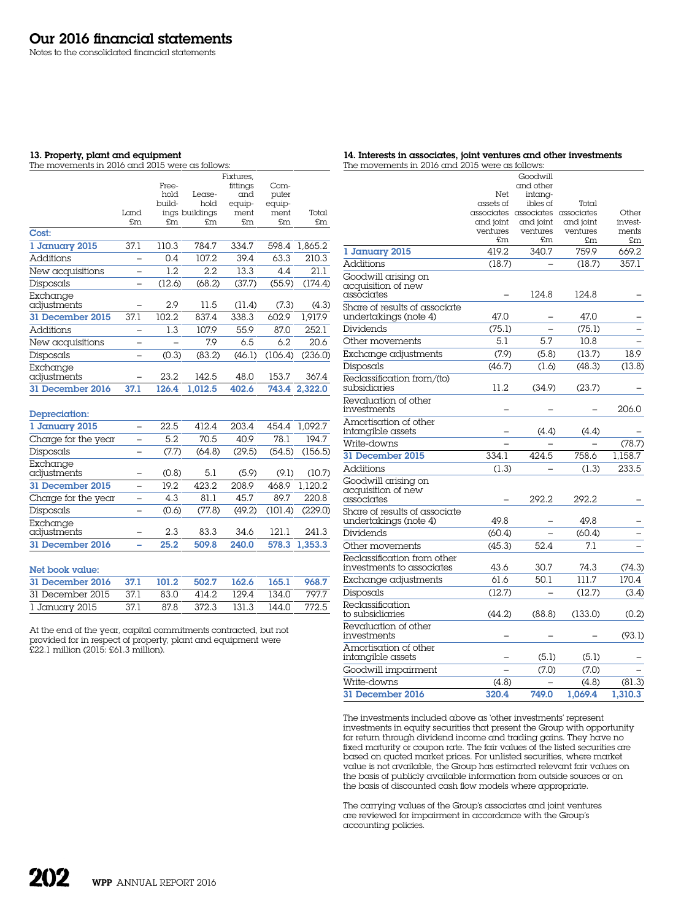# Our 2016 financial statements

Notes to the consolidated financial statements

### 13. Property, plant and equipment

The movements in 2016 and 2015 were as follows:

| | Land £m | Freehold buildings £m | Leasehold buildings £m | Fixtures, fittings and equipment £m | Computer equipment £m | Total £m |
|---|---|---|---|---|---|---|
| **Cost:** | | | | | | |
| **1 January 2015** | 37.1 | 110.3 | 784.7 | 334.7 | 598.4 | 1,865.2 |
| Additions | – | 0.4 | 107.2 | 39.4 | 63.3 | 210.3 |
| New acquisitions | – | 1.2 | 2.2 | 13.3 | 4.4 | 21.1 |
| Disposals | – | (12.6) | (68.2) | (37.7) | (55.9) | (174.4) |
| Exchange adjustments | – | 2.9 | 11.5 | (11.4) | (7.3) | (4.3) |
| **31 December 2015** | 37.1 | 102.2 | 837.4 | 338.3 | 602.9 | 1,917.9 |
| Additions | – | 1.3 | 107.9 | 55.9 | 87.0 | 252.1 |
| New acquisitions | – | – | 7.9 | 6.5 | 6.2 | 20.6 |
| Disposals | – | (0.3) | (83.2) | (46.1) | (106.4) | (236.0) |
| Exchange adjustments | – | 23.2 | 142.5 | 48.0 | 153.7 | 367.4 |
| **31 December 2016** | **37.1** | **126.4** | **1,012.5** | **402.6** | **743.4** | **2,322.0** |
| **Depreciation:** | | | | | | |
| **1 January 2015** | – | 22.5 | 412.4 | 203.4 | 454.4 | 1,092.7 |
| Charge for the year | – | 5.2 | 70.5 | 40.9 | 78.1 | 194.7 |
| Disposals | – | (7.7) | (64.8) | (29.5) | (54.5) | (156.5) |
| Exchange adjustments | – | (0.8) | 5.1 | (5.9) | (9.1) | (10.7) |
| **31 December 2015** | – | 19.2 | 423.2 | 208.9 | 468.9 | 1,120.2 |
| Charge for the year | – | 4.3 | 81.1 | 45.7 | 89.7 | 220.8 |
| Disposals | – | (0.6) | (77.8) | (49.2) | (101.4) | (229.0) |
| Exchange adjustments | – | 2.3 | 83.3 | 34.6 | 121.1 | 241.3 |
| **31 December 2016** | **–** | **25.2** | **509.8** | **240.0** | **578.3** | **1,353.3** |
| **Net book value:** | | | | | | |
| **31 December 2016** | **37.1** | **101.2** | **502.7** | **162.6** | **165.1** | **968.7** |
| 31 December 2015 | 37.1 | 83.0 | 414.2 | 129.4 | 134.0 | 797.7 |
| 1 January 2015 | 37.1 | 87.8 | 372.3 | 131.3 | 144.0 | 772.5 |

At the end of the year, capital commitments contracted, but not provided for in respect of property, plant and equipment were £22.1 million (2015: £61.3 million).

### 14. Interests in associates, joint ventures and other investments

The movements in 2016 and 2015 were as follows:

| | Net assets of associates and joint ventures £m | Goodwill and other intangibles of associates and joint ventures £m | Total associates and joint ventures £m | Other investments £m |
|---|---|---|---|---|
| **1 January 2015** | 419.2 | 340.7 | 759.9 | 669.2 |
| Additions | (18.7) | – | (18.7) | 357.1 |
| Goodwill arising on acquisition of new associates | – | 124.8 | 124.8 | – |
| Share of results of associate undertakings (note 4) | 47.0 | – | 47.0 | – |
| Dividends | (75.1) | – | (75.1) | – |
| Other movements | 5.1 | 5.7 | 10.8 | – |
| Exchange adjustments | (7.9) | (5.8) | (13.7) | 18.9 |
| Disposals | (46.7) | (1.6) | (48.3) | (13.8) |
| Reclassification from/(to) subsidiaries | 11.2 | (34.9) | (23.7) | – |
| Revaluation of other investments | – | – | – | 206.0 |
| Amortisation of other intangible assets | – | (4.4) | (4.4) | – |
| Write-downs | – | – | – | (78.7) |
| **31 December 2015** | 334.1 | 424.5 | 758.6 | 1,158.7 |
| Additions | (1.3) | – | (1.3) | 233.5 |
| Goodwill arising on acquisition of new associates | – | 292.2 | 292.2 | – |
| Share of results of associate undertakings (note 4) | 49.8 | – | 49.8 | – |
| Dividends | (60.4) | – | (60.4) | – |
| Other movements | (45.3) | 52.4 | 7.1 | – |
| Reclassification from other investments to associates | 43.6 | 30.7 | 74.3 | (74.3) |
| Exchange adjustments | 61.6 | 50.1 | 111.7 | 170.4 |
| Disposals | (12.7) | – | (12.7) | (3.4) |
| Reclassification to subsidiaries | (44.2) | (88.8) | (133.0) | (0.2) |
| Revaluation of other investments | – | – | – | (93.1) |
| Amortisation of other intangible assets | – | (5.1) | (5.1) | – |
| Goodwill impairment | – | (7.0) | (7.0) | – |
| Write-downs | (4.8) | – | (4.8) | (81.3) |
| **31 December 2016** | **320.4** | **749.0** | **1,069.4** | **1,310.3** |

The investments included above as 'other investments' represent investments in equity securities that present the Group with opportunity for return through dividend income and trading gains. They have no fixed maturity or coupon rate. The fair values of the listed securities are based on quoted market prices. For unlisted securities, where market value is not available, the Group has estimated relevant fair values on the basis of publicly available information from outside sources or on the basis of discounted cash flow models where appropriate.

The carrying values of the Group's associates and joint ventures are reviewed for impairment in accordance with the Group's accounting policies.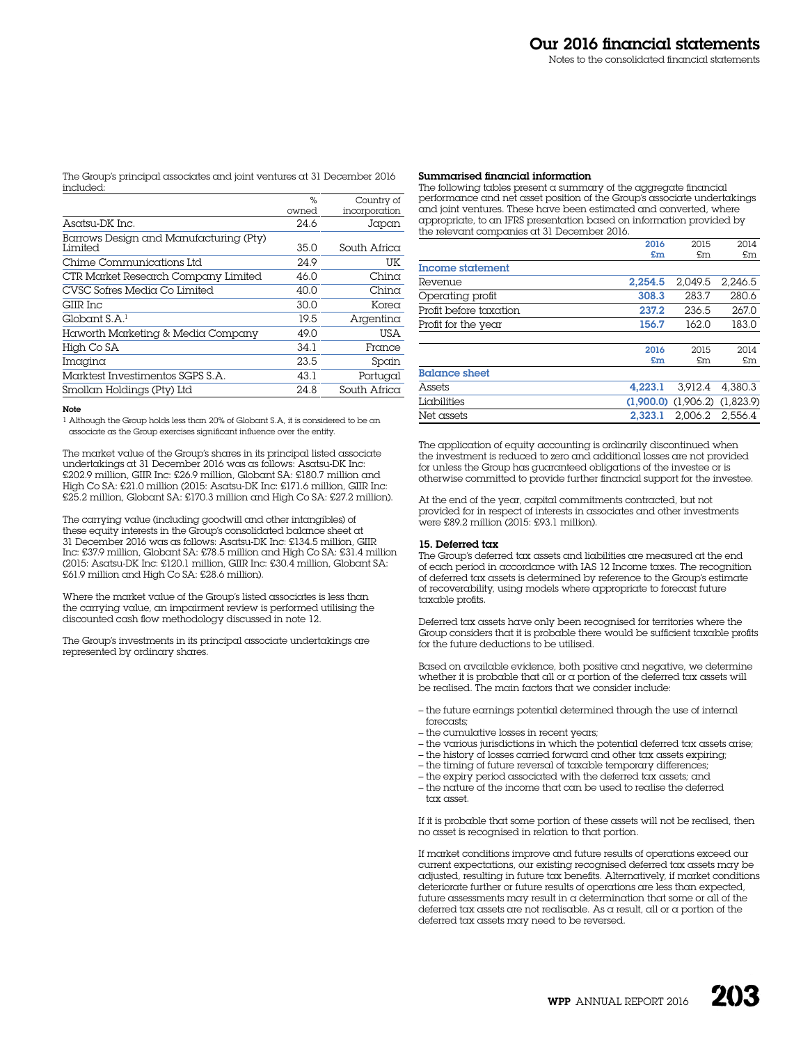The Group's principal associates and joint ventures at 31 December 2016 included:

| | % owned | Country of incorporation |
|---|---|---|
| Asatsu-DK Inc. | 24.6 | Japan |
| Barrows Design and Manufacturing (Pty) Limited | 35.0 | South Africa |
| Chime Communications Ltd | 24.9 | UK |
| CTR Market Research Company Limited | 46.0 | China |
| CVSC Sofres Media Co Limited | 40.0 | China |
| GIIR Inc | 30.0 | Korea |
| Globant S.A.[1] | 19.5 | Argentina |
| Haworth Marketing & Media Company | 49.0 | USA |
| High Co SA | 34.1 | France |
| Imagina | 23.5 | Spain |
| Marktest Investimentos SGPS S.A. | 43.1 | Portugal |
| Smollan Holdings (Pty) Ltd | 24.8 | South Africa |

**Note**

[1] Although the Group holds less than 20% of Globant S.A, it is considered to be an associate as the Group exercises significant influence over the entity.

The market value of the Group's shares in its principal listed associate undertakings at 31 December 2016 was as follows: Asatsu-DK Inc: £202.9 million, GIIR Inc: £26.9 million, Globant SA: £180.7 million and High Co SA: £21.0 million (2015: Asatsu-DK Inc: £171.6 million, GIIR Inc: £25.2 million, Globant SA: £170.3 million and High Co SA: £27.2 million).

The carrying value (including goodwill and other intangibles) of these equity interests in the Group's consolidated balance sheet at 31 December 2016 was as follows: Asatsu-DK Inc: £134.5 million, GIIR Inc: £37.9 million, Globant SA: £78.5 million and High Co SA: £31.4 million (2015: Asatsu-DK Inc: £120.1 million, GIIR Inc: £30.4 million, Globant SA: £61.9 million and High Co SA: £28.6 million).

Where the market value of the Group's listed associates is less than the carrying value, an impairment review is performed utilising the discounted cash flow methodology discussed in note 12.

The Group's investments in its principal associate undertakings are represented by ordinary shares.

**Summarised financial information**

The following tables present a summary of the aggregate financial performance and net asset position of the Group's associate undertakings and joint ventures. These have been estimated and converted, where appropriate, to an IFRS presentation based on information provided by the relevant companies at 31 December 2016.

| | 2016 £m | 2015 £m | 2014 £m |
|---|---|---|---|
| **Income statement** | | | |
| Revenue | 2,254.5 | 2,049.5 | 2,246.5 |
| Operating profit | 308.3 | 283.7 | 280.6 |
| Profit before taxation | 237.2 | 236.5 | 267.0 |
| Profit for the year | 156.7 | 162.0 | 183.0 |

| | 2016 £m | 2015 £m | 2014 £m |
|---|---|---|---|
| **Balance sheet** | | | |
| Assets | 4,223.1 | 3,912.4 | 4,380.3 |
| Liabilities | (1,900.0) | (1,906.2) | (1,823.9) |
| Net assets | 2,323.1 | 2,006.2 | 2,556.4 |

The application of equity accounting is ordinarily discontinued when the investment is reduced to zero and additional losses are not provided for unless the Group has guaranteed obligations of the investee or is otherwise committed to provide further financial support for the investee.

At the end of the year, capital commitments contracted, but not provided for in respect of interests in associates and other investments were £89.2 million (2015: £93.1 million).

### 15. Deferred tax

The Group's deferred tax assets and liabilities are measured at the end of each period in accordance with IAS 12 Income taxes. The recognition of deferred tax assets is determined by reference to the Group's estimate of recoverability, using models where appropriate to forecast future taxable profits.

Deferred tax assets have only been recognised for territories where the Group considers that it is probable there would be sufficient taxable profits for the future deductions to be utilised.

Based on available evidence, both positive and negative, we determine whether it is probable that all or a portion of the deferred tax assets will be realised. The main factors that we consider include:

- the future earnings potential determined through the use of internal forecasts;
- the cumulative losses in recent years;
- the various jurisdictions in which the potential deferred tax assets arise;
- the history of losses carried forward and other tax assets expiring;
- the timing of future reversal of taxable temporary differences;
- the expiry period associated with the deferred tax assets; and
- the nature of the income that can be used to realise the deferred tax asset.

If it is probable that some portion of these assets will not be realised, then no asset is recognised in relation to that portion.

If market conditions improve and future results of operations exceed our current expectations, our existing recognised deferred tax assets may be adjusted, resulting in future tax benefits. Alternatively, if market conditions deteriorate further or future results of operations are less than expected, future assessments may result in a determination that some or all of the deferred tax assets are not realisable. As a result, all or a portion of the deferred tax assets may need to be reversed.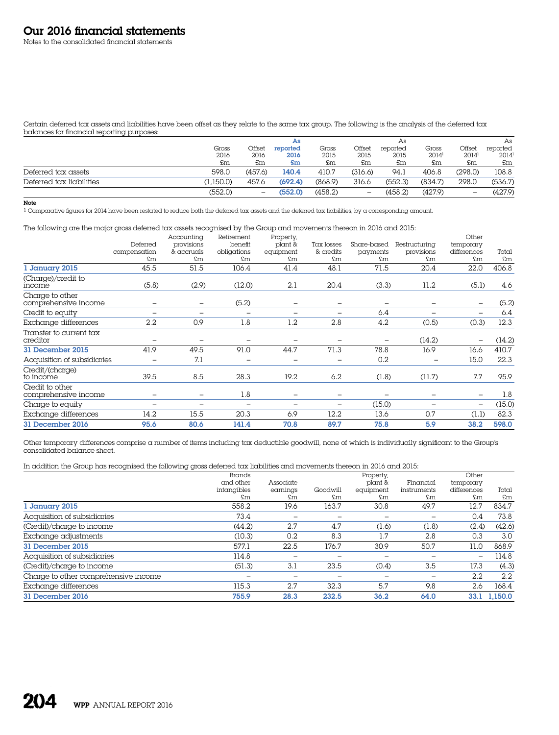Certain deferred tax assets and liabilities have been offset as they relate to the same tax group. The following is the analysis of the deferred tax balances for financial reporting purposes:

| | Gross 2016 £m | Offset 2016 £m | As reported 2016 £m | Gross 2015 £m | Offset 2015 £m | As reported 2015 £m | Gross 2014[1] £m | Offset 2014[1] £m | As reported 2014[1] £m |
|---|---|---|---|---|---|---|---|---|---|
| Deferred tax assets | 598.0 | (457.6) | **140.4** | 410.7 | (316.6) | 94.1 | 406.8 | (298.0) | 108.8 |
| Deferred tax liabilities | (1,150.0) | 457.6 | **(692.4)** | (868.9) | 316.6 | (552.3) | (834.7) | 298.0 | (536.7) |
| | (552.0) | – | **(552.0)** | (458.2) | – | (458.2) | (427.9) | – | (427.9) |

**Note**

[1] Comparative figures for 2014 have been restated to reduce both the deferred tax assets and the deferred tax liabilities, by a corresponding amount.

The following are the major gross deferred tax assets recognised by the Group and movements thereon in 2016 and 2015:

| | Deferred compensation £m | Accounting provisions & accruals £m | Retirement benefit obligations £m | Property, plant & equipment £m | Tax losses & credits £m | Share-based payments £m | Restructuring provisions £m | Other temporary differences £m | Total £m |
|---|---|---|---|---|---|---|---|---|---|
| **1 January 2015** | 45.5 | 51.5 | 106.4 | 41.4 | 48.1 | 71.5 | 20.4 | 22.0 | 406.8 |
| (Charge)/credit to income | (5.8) | (2.9) | (12.0) | 2.1 | 20.4 | (3.3) | 11.2 | (5.1) | 4.6 |
| Charge to other comprehensive income | – | – | (5.2) | – | – | – | – | – | (5.2) |
| Credit to equity | – | – | – | – | – | 6.4 | – | – | 6.4 |
| Exchange differences | 2.2 | 0.9 | 1.8 | 1.2 | 2.8 | 4.2 | (0.5) | (0.3) | 12.3 |
| Transfer to current tax creditor | – | – | – | – | – | – | (14.2) | – | (14.2) |
| **31 December 2015** | 41.9 | 49.5 | 91.0 | 44.7 | 71.3 | 78.8 | 16.9 | 16.6 | 410.7 |
| Acquisition of subsidiaries | – | 7.1 | – | – | – | 0.2 | – | 15.0 | 22.3 |
| Credit/(charge) to income | 39.5 | 8.5 | 28.3 | 19.2 | 6.2 | (1.8) | (11.7) | 7.7 | 95.9 |
| Credit to other comprehensive income | – | – | 1.8 | – | – | – | – | – | 1.8 |
| Charge to equity | – | – | – | – | – | (15.0) | – | – | (15.0) |
| Exchange differences | 14.2 | 15.5 | 20.3 | 6.9 | 12.2 | 13.6 | 0.7 | (1.1) | 82.3 |
| **31 December 2016** | **95.6** | **80.6** | **141.4** | **70.8** | **89.7** | **75.8** | **5.9** | **38.2** | **598.0** |

Other temporary differences comprise a number of items including tax deductible goodwill, none of which is individually significant to the Group's consolidated balance sheet.

In addition the Group has recognised the following gross deferred tax liabilities and movements thereon in 2016 and 2015:

| | Brands and other intangibles £m | Associate earnings £m | Goodwill £m | Property, plant & equipment £m | Financial instruments £m | Other temporary differences £m | Total £m |
|---|---|---|---|---|---|---|---|
| **1 January 2015** | 558.2 | 19.6 | 163.7 | 30.8 | 49.7 | 12.7 | 834.7 |
| Acquisition of subsidiaries | 73.4 | – | – | – | – | 0.4 | 73.8 |
| (Credit)/charge to income | (44.2) | 2.7 | 4.7 | (1.6) | (1.8) | (2.4) | (42.6) |
| Exchange adjustments | (10.3) | 0.2 | 8.3 | 1.7 | 2.8 | 0.3 | 3.0 |
| **31 December 2015** | 577.1 | 22.5 | 176.7 | 30.9 | 50.7 | 11.0 | 868.9 |
| Acquisition of subsidiaries | 114.8 | – | – | – | – | – | 114.8 |
| (Credit)/charge to income | (51.3) | 3.1 | 23.5 | (0.4) | 3.5 | 17.3 | (4.3) |
| Charge to other comprehensive income | – | – | – | – | – | 2.2 | 2.2 |
| Exchange differences | 115.3 | 2.7 | 32.3 | 5.7 | 9.8 | 2.6 | 168.4 |
| **31 December 2016** | **755.9** | **28.3** | **232.5** | **36.2** | **64.0** | **33.1** | **1,150.0** |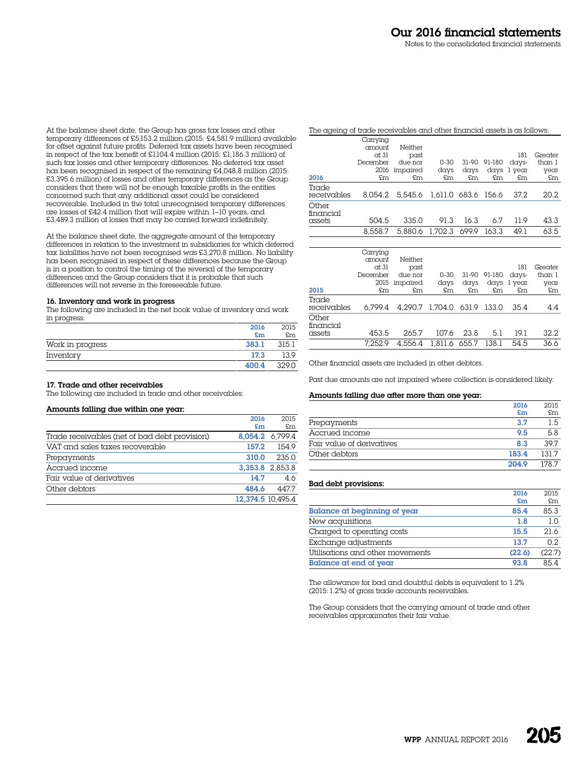At the balance sheet date, the Group has gross tax losses and other temporary differences of £5,153.2 million (2015: £4,581.9 million) available for offset against future profits. Deferred tax assets have been recognised in respect of the tax benefit of £1,104.4 million (2015: £1,186.3 million) of such tax losses and other temporary differences. No deferred tax asset has been recognised in respect of the remaining £4,048.8 million (2015: £3,395.6 million) of losses and other temporary differences as the Group considers that there will not be enough taxable profits in the entities concerned such that any additional asset could be considered recoverable. Included in the total unrecognised temporary differences are losses of £42.4 million that will expire within 1–10 years, and £3,489.3 million of losses that may be carried forward indefinitely.

At the balance sheet date, the aggregate amount of the temporary differences in relation to the investment in subsidiaries for which deferred tax liabilities have not been recognised was £3,270.8 million. No liability has been recognised in respect of these differences because the Group is in a position to control the timing of the reversal of the temporary differences and the Group considers that it is probable that such differences will not reverse in the foreseeable future.

### 16. Inventory and work in progress

The following are included in the net book value of inventory and work in progress:

| | 2016 £m | 2015 £m |
|---|---|---|
| Work in progress | 383.1 | 315.1 |
| Inventory | 17.3 | 13.9 |
| | 400.4 | 329.0 |

### 17. Trade and other receivables

The following are included in trade and other receivables:

**Amounts falling due within one year:**

| | 2016 £m | 2015 £m |
|---|---|---|
| Trade receivables (net of bad debt provision) | 8,054.2 | 6,799.4 |
| VAT and sales taxes recoverable | 157.2 | 154.9 |
| Prepayments | 310.0 | 235.0 |
| Accrued income | 3,353.8 | 2,853.8 |
| Fair value of derivatives | 14.7 | 4.6 |
| Other debtors | 484.6 | 447.7 |
| | 12,374.5 | 10,495.4 |

The ageing of trade receivables and other financial assets is as follows:

| 2016 | Carrying amount at 31 December 2016 £m | Neither past due nor impaired £m | 0-30 days £m | 31-90 days £m | 91-180 days £m | 181 days-1 year £m | Greater than 1 year £m |
|---|---|---|---|---|---|---|---|
| Trade receivables | 8,054.2 | 5,545.6 | 1,611.0 | 683.6 | 156.6 | 37.2 | 20.2 |
| Other financial assets | 504.5 | 335.0 | 91.3 | 16.3 | 6.7 | 11.9 | 43.3 |
| | 8,558.7 | 5,880.6 | 1,702.3 | 699.9 | 163.3 | 49.1 | 63.5 |

| 2015 | Carrying amount at 31 December 2015 £m | Neither past due nor impaired £m | 0-30 days £m | 31-90 days £m | 91-180 days £m | 181 days-1 year £m | Greater than 1 year £m |
|---|---|---|---|---|---|---|---|
| Trade receivables | 6,799.4 | 4,290.7 | 1,704.0 | 631.9 | 133.0 | 35.4 | 4.4 |
| Other financial assets | 453.5 | 265.7 | 107.6 | 23.8 | 5.1 | 19.1 | 32.2 |
| | 7,252.9 | 4,556.4 | 1,811.6 | 655.7 | 138.1 | 54.5 | 36.6 |

Other financial assets are included in other debtors.

Past due amounts are not impaired where collection is considered likely.

**Amounts falling due after more than one year:**

| | 2016 £m | 2015 £m |
|---|---|---|
| Prepayments | 3.7 | 1.5 |
| Accrued income | 9.5 | 5.8 |
| Fair value of derivatives | 8.3 | 39.7 |
| Other debtors | 183.4 | 131.7 |
| | 204.9 | 178.7 |

**Bad debt provisions:**

| | 2016 £m | 2015 £m |
|---|---|---|
| Balance at beginning of year | 85.4 | 85.3 |
| New acquisitions | 1.8 | 1.0 |
| Charged to operating costs | 15.5 | 21.6 |
| Exchange adjustments | 13.7 | 0.2 |
| Utilisations and other movements | (22.6) | (22.7) |
| Balance at end of year | 93.8 | 85.4 |

The allowance for bad and doubtful debts is equivalent to 1.2% (2015: 1.2%) of gross trade accounts receivables.

The Group considers that the carrying amount of trade and other receivables approximates their fair value.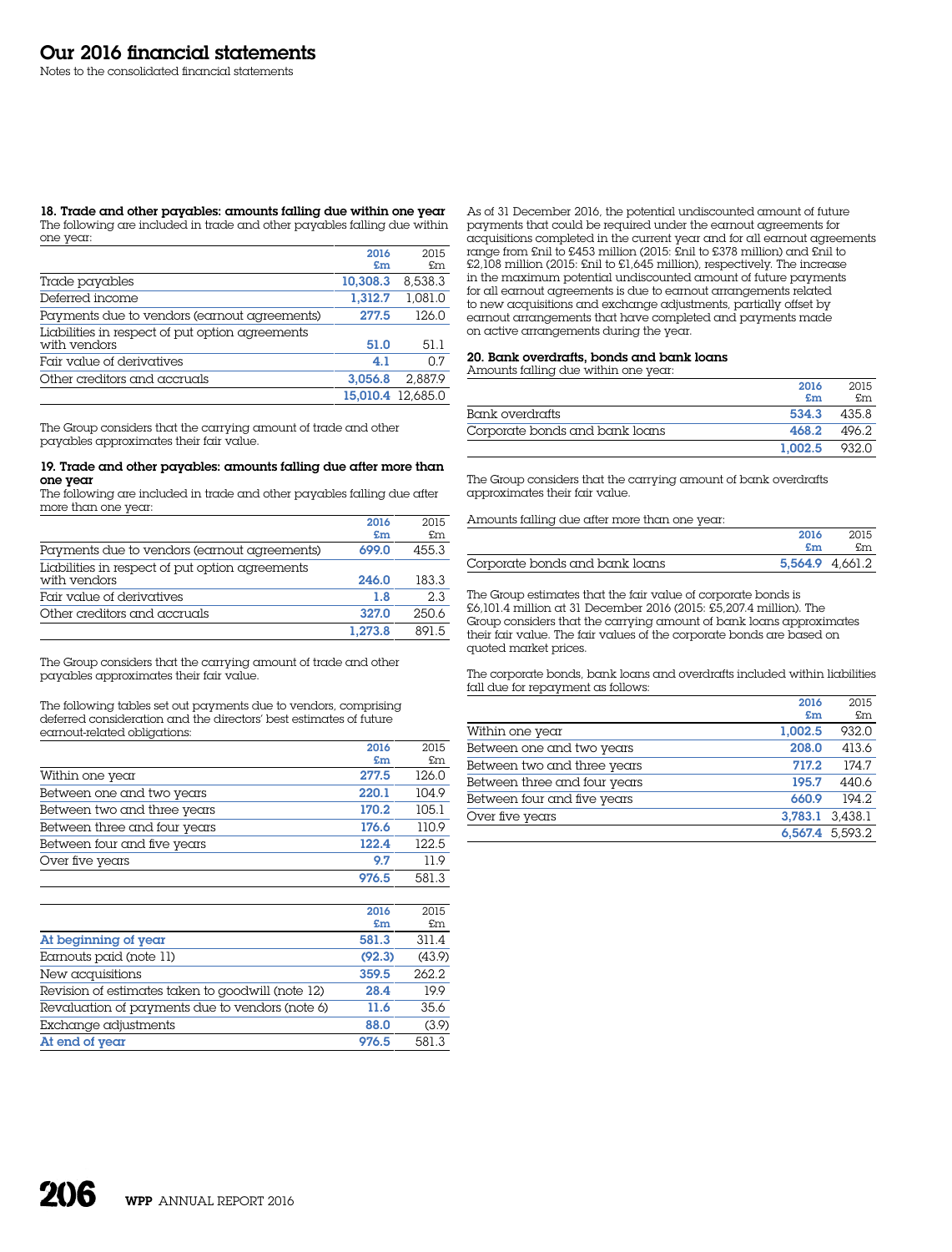# Our 2016 financial statements

Notes to the consolidated financial statements

### 18. Trade and other payables: amounts falling due within one year

The following are included in trade and other payables falling due within one year:

| | 2016 £m | 2015 £m |
|---|---|---|
| Trade payables | 10,308.3 | 8,538.3 |
| Deferred income | 1,312.7 | 1,081.0 |
| Payments due to vendors (earnout agreements) | 277.5 | 126.0 |
| Liabilities in respect of put option agreements with vendors | 51.0 | 51.1 |
| Fair value of derivatives | 4.1 | 0.7 |
| Other creditors and accruals | 3,056.8 | 2,887.9 |
| | 15,010.4 | 12,685.0 |

The Group considers that the carrying amount of trade and other payables approximates their fair value.

### 19. Trade and other payables: amounts falling due after more than one year

The following are included in trade and other payables falling due after more than one year:

| | 2016 £m | 2015 £m |
|---|---|---|
| Payments due to vendors (earnout agreements) | 699.0 | 455.3 |
| Liabilities in respect of put option agreements with vendors | 246.0 | 183.3 |
| Fair value of derivatives | 1.8 | 2.3 |
| Other creditors and accruals | 327.0 | 250.6 |
| | 1,273.8 | 891.5 |

The Group considers that the carrying amount of trade and other payables approximates their fair value.

The following tables set out payments due to vendors, comprising deferred consideration and the directors' best estimates of future earnout-related obligations:

| | 2016 £m | 2015 £m |
|---|---|---|
| Within one year | 277.5 | 126.0 |
| Between one and two years | 220.1 | 104.9 |
| Between two and three years | 170.2 | 105.1 |
| Between three and four years | 176.6 | 110.9 |
| Between four and five years | 122.4 | 122.5 |
| Over five years | 9.7 | 11.9 |
| | 976.5 | 581.3 |

| | 2016 £m | 2015 £m |
|---|---|---|
| At beginning of year | 581.3 | 311.4 |
| Earnouts paid (note 11) | (92.3) | (43.9) |
| New acquisitions | 359.5 | 262.2 |
| Revision of estimates taken to goodwill (note 12) | 28.4 | 19.9 |
| Revaluation of payments due to vendors (note 6) | 11.6 | 35.6 |
| Exchange adjustments | 88.0 | (3.9) |
| At end of year | 976.5 | 581.3 |

As of 31 December 2016, the potential undiscounted amount of future payments that could be required under the earnout agreements for acquisitions completed in the current year and for all earnout agreements range from £nil to £453 million (2015: £nil to £378 million) and £nil to £2,108 million (2015: £nil to £1,645 million), respectively. The increase in the maximum potential undiscounted amount of future payments for all earnout agreements is due to earnout arrangements related to new acquisitions and exchange adjustments, partially offset by earnout arrangements that have completed and payments made on active arrangements during the year.

### 20. Bank overdrafts, bonds and bank loans

Amounts falling due within one year:

| | 2016 £m | 2015 £m |
|---|---|---|
| Bank overdrafts | 534.3 | 435.8 |
| Corporate bonds and bank loans | 468.2 | 496.2 |
| | 1,002.5 | 932.0 |

The Group considers that the carrying amount of bank overdrafts approximates their fair value.

Amounts falling due after more than one year:

| | 2016 £m | 2015 £m |
|---|---|---|
| Corporate bonds and bank loans | 5,564.9 | 4,661.2 |

The Group estimates that the fair value of corporate bonds is £6,101.4 million at 31 December 2016 (2015: £5,207.4 million). The Group considers that the carrying amount of bank loans approximates their fair value. The fair values of the corporate bonds are based on quoted market prices.

The corporate bonds, bank loans and overdrafts included within liabilities fall due for repayment as follows:

| | 2016 £m | 2015 £m |
|---|---|---|
| Within one year | 1,002.5 | 932.0 |
| Between one and two years | 208.0 | 413.6 |
| Between two and three years | 717.2 | 174.7 |
| Between three and four years | 195.7 | 440.6 |
| Between four and five years | 660.9 | 194.2 |
| Over five years | 3,783.1 | 3,438.1 |
| | 6,567.4 | 5,593.2 |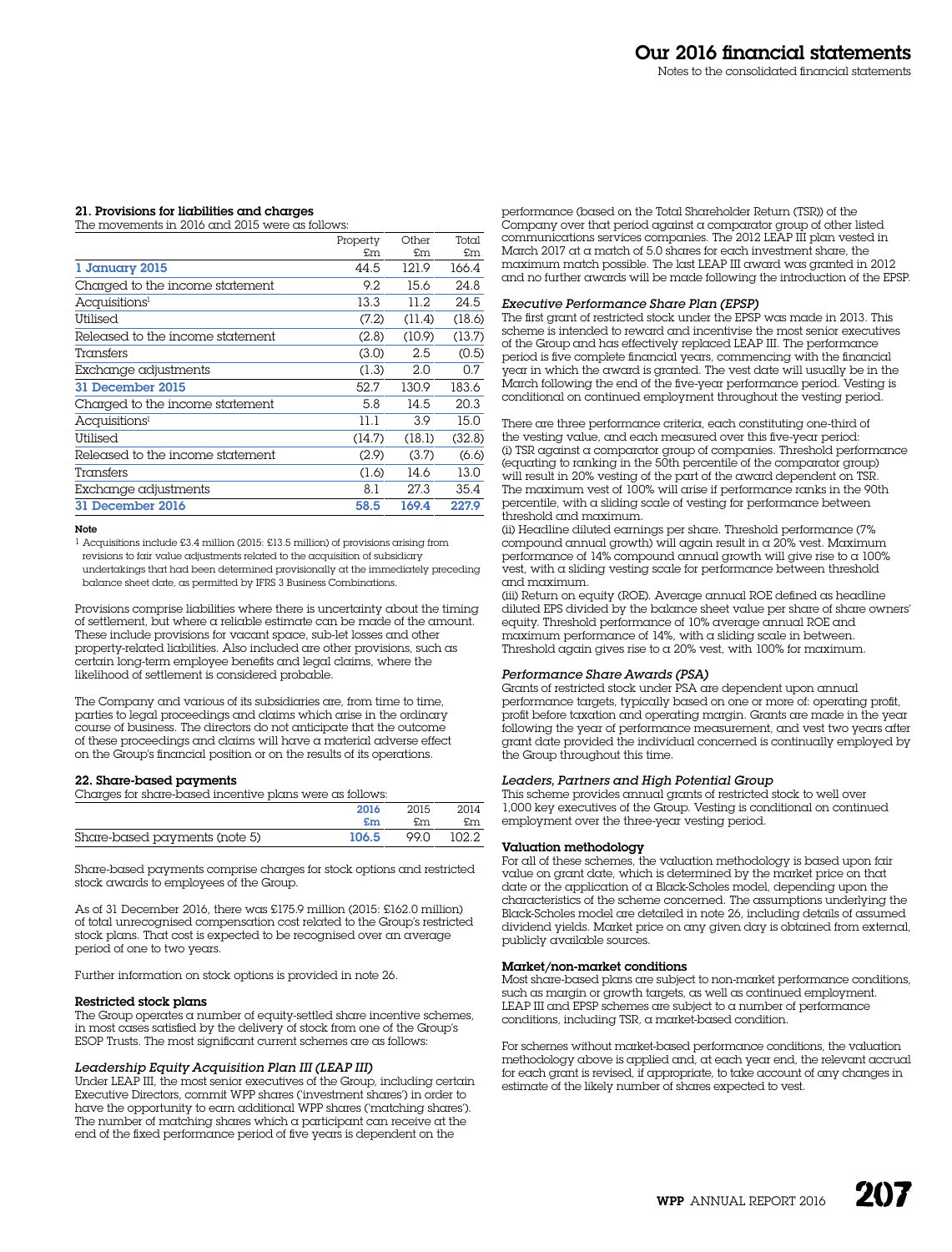### 21. Provisions for liabilities and charges

The movements in 2016 and 2015 were as follows:

| | Property £m | Other £m | Total £m |
|---|---|---|---|
| **1 January 2015** | 44.5 | 121.9 | 166.4 |
| Charged to the income statement | 9.2 | 15.6 | 24.8 |
| Acquisitions[1] | 13.3 | 11.2 | 24.5 |
| Utilised | (7.2) | (11.4) | (18.6) |
| Released to the income statement | (2.8) | (10.9) | (13.7) |
| Transfers | (3.0) | 2.5 | (0.5) |
| Exchange adjustments | (1.3) | 2.0 | 0.7 |
| **31 December 2015** | 52.7 | 130.9 | 183.6 |
| Charged to the income statement | 5.8 | 14.5 | 20.3 |
| Acquisitions[1] | 11.1 | 3.9 | 15.0 |
| Utilised | (14.7) | (18.1) | (32.8) |
| Released to the income statement | (2.9) | (3.7) | (6.6) |
| Transfers | (1.6) | 14.6 | 13.0 |
| Exchange adjustments | 8.1 | 27.3 | 35.4 |
| **31 December 2016** | **58.5** | **169.4** | **227.9** |

**Note**

1 Acquisitions include £3.4 million (2015: £13.5 million) of provisions arising from revisions to fair value adjustments related to the acquisition of subsidiary undertakings that had been determined provisionally at the immediately preceding balance sheet date, as permitted by IFRS 3 Business Combinations.

Provisions comprise liabilities where there is uncertainty about the timing of settlement, but where a reliable estimate can be made of the amount. These include provisions for vacant space, sub-let losses and other property-related liabilities. Also included are other provisions, such as certain long-term employee benefits and legal claims, where the likelihood of settlement is considered probable.

The Company and various of its subsidiaries are, from time to time, parties to legal proceedings and claims which arise in the ordinary course of business. The directors do not anticipate that the outcome of these proceedings and claims will have a material adverse effect on the Group's financial position or on the results of its operations.

### 22. Share-based payments

Charges for share-based incentive plans were as follows:

| | 2016 £m | 2015 £m | 2014 £m |
|---|---|---|---|
| Share-based payments (note 5) | **106.5** | 99.0 | 102.2 |

Share-based payments comprise charges for stock options and restricted stock awards to employees of the Group.

As of 31 December 2016, there was £175.9 million (2015: £162.0 million) of total unrecognised compensation cost related to the Group's restricted stock plans. That cost is expected to be recognised over an average period of one to two years.

Further information on stock options is provided in note 26.

**Restricted stock plans**

The Group operates a number of equity-settled share incentive schemes, in most cases satisfied by the delivery of stock from one of the Group's ESOP Trusts. The most significant current schemes are as follows:

*Leadership Equity Acquisition Plan III (LEAP III)*

Under LEAP III, the most senior executives of the Group, including certain Executive Directors, commit WPP shares ('investment shares') in order to have the opportunity to earn additional WPP shares ('matching shares'). The number of matching shares which a participant can receive at the end of the fixed performance period of five years is dependent on the performance (based on the Total Shareholder Return (TSR)) of the Company over that period against a comparator group of other listed communications services companies. The 2012 LEAP III plan vested in March 2017 at a match of 5.0 shares for each investment share, the maximum match possible. The last LEAP III award was granted in 2012 and no further awards will be made following the introduction of the EPSP.

*Executive Performance Share Plan (EPSP)*

The first grant of restricted stock under the EPSP was made in 2013. This scheme is intended to reward and incentivise the most senior executives of the Group and has effectively replaced LEAP III. The performance period is five complete financial years, commencing with the financial year in which the award is granted. The vest date will usually be in the March following the end of the five-year performance period. Vesting is conditional on continued employment throughout the vesting period.

There are three performance criteria, each constituting one-third of the vesting value, and each measured over this five-year period:
(i) TSR against a comparator group of companies. Threshold performance (equating to ranking in the 50th percentile of the comparator group) will result in 20% vesting of the part of the award dependent on TSR. The maximum vest of 100% will arise if performance ranks in the 90th percentile, with a sliding scale of vesting for performance between threshold and maximum.
(ii) Headline diluted earnings per share. Threshold performance (7% compound annual growth) will again result in a 20% vest. Maximum performance of 14% compound annual growth will give rise to a 100% vest, with a sliding vesting scale for performance between threshold and maximum.
(iii) Return on equity (ROE). Average annual ROE defined as headline diluted EPS divided by the balance sheet value per share of share owners' equity. Threshold performance of 10% average annual ROE and maximum performance of 14%, with a sliding scale in between. Threshold again gives rise to a 20% vest, with 100% for maximum.

*Performance Share Awards (PSA)*

Grants of restricted stock under PSA are dependent upon annual performance targets, typically based on one or more of: operating profit, profit before taxation and operating margin. Grants are made in the year following the year of performance measurement, and vest two years after grant date provided the individual concerned is continually employed by the Group throughout this time.

*Leaders, Partners and High Potential Group*

This scheme provides annual grants of restricted stock to well over 1,000 key executives of the Group. Vesting is conditional on continued employment over the three-year vesting period.

**Valuation methodology**

For all of these schemes, the valuation methodology is based upon fair value on grant date, which is determined by the market price on that date or the application of a Black-Scholes model, depending upon the characteristics of the scheme concerned. The assumptions underlying the Black-Scholes model are detailed in note 26, including details of assumed dividend yields. Market price on any given day is obtained from external, publicly available sources.

**Market/non-market conditions**

Most share-based plans are subject to non-market performance conditions, such as margin or growth targets, as well as continued employment. LEAP III and EPSP schemes are subject to a number of performance conditions, including TSR, a market-based condition.

For schemes without market-based performance conditions, the valuation methodology above is applied and, at each year end, the relevant accrual for each grant is revised, if appropriate, to take account of any changes in estimate of the likely number of shares expected to vest.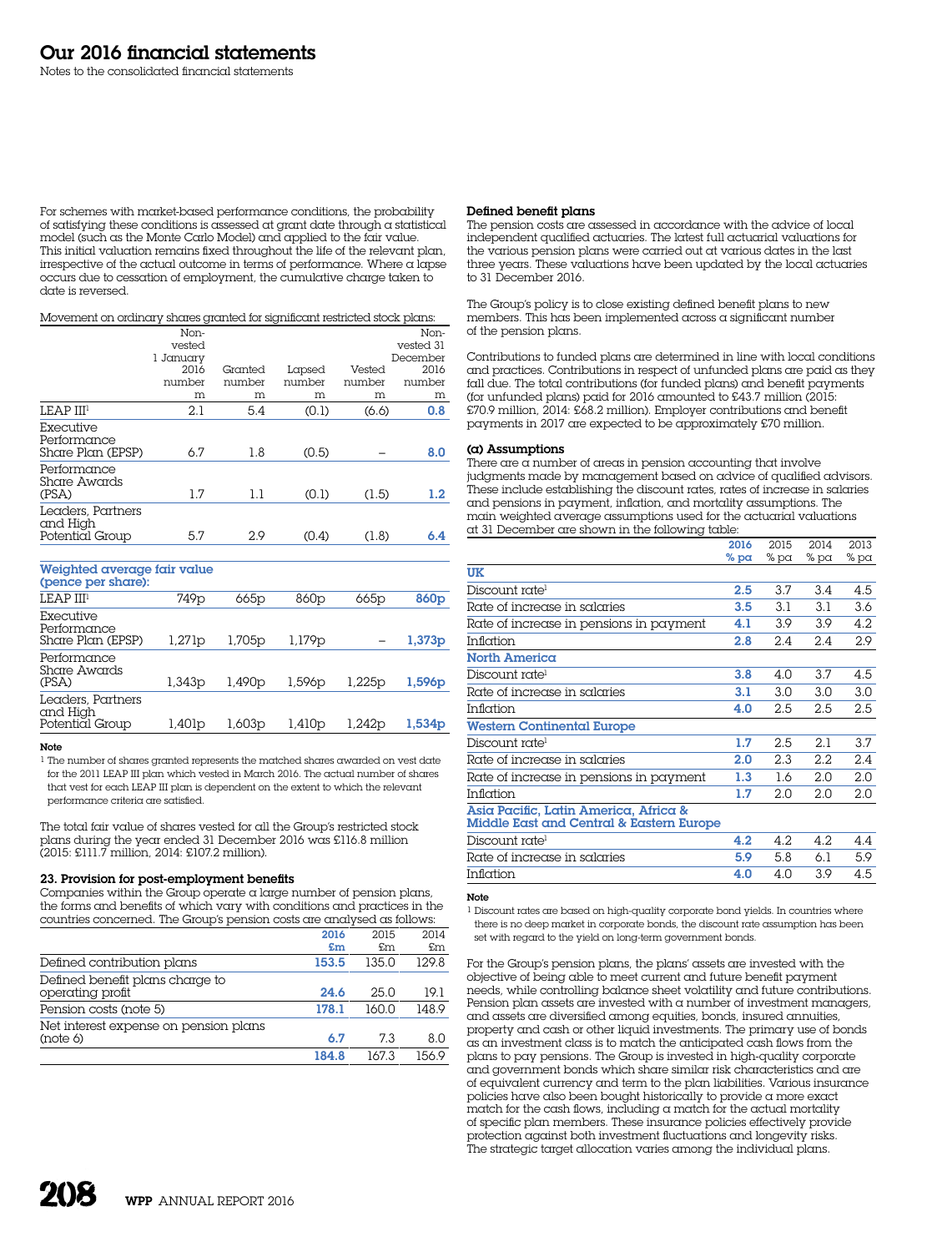# Our 2016 financial statements

Notes to the consolidated financial statements

For schemes with market-based performance conditions, the probability of satisfying these conditions is assessed at grant date through a statistical model (such as the Monte Carlo Model) and applied to the fair value. This initial valuation remains fixed throughout the life of the relevant plan, irrespective of the actual outcome in terms of performance. Where a lapse occurs due to cessation of employment, the cumulative charge taken to date is reversed.

Movement on ordinary shares granted for significant restricted stock plans:

| | Non-vested 1 January 2016 number m | Granted number m | Lapsed number m | Vested number m | Non-vested 31 December 2016 number m |
|---|---|---|---|---|---|
| LEAP III[1] | 2.1 | 5.4 | (0.1) | (6.6) | **0.8** |
| Executive Performance Share Plan (EPSP) | 6.7 | 1.8 | (0.5) | – | **8.0** |
| Performance Share Awards (PSA) | 1.7 | 1.1 | (0.1) | (1.5) | **1.2** |
| Leaders, Partners and High Potential Group | 5.7 | 2.9 | (0.4) | (1.8) | **6.4** |
| **Weighted average fair value (pence per share):** | | | | | |
| LEAP III[1] | 749p | 665p | 860p | 665p | **860p** |
| Executive Performance Share Plan (EPSP) | 1,271p | 1,705p | 1,179p | – | **1,373p** |
| Performance Share Awards (PSA) | 1,343p | 1,490p | 1,596p | 1,225p | **1,596p** |
| Leaders, Partners and High Potential Group | 1,401p | 1,603p | 1,410p | 1,242p | **1,534p** |

**Note**

[1] The number of shares granted represents the matched shares awarded on vest date for the 2011 LEAP III plan which vested in March 2016. The actual number of shares that vest for each LEAP III plan is dependent on the extent to which the relevant performance criteria are satisfied.

The total fair value of shares vested for all the Group's restricted stock plans during the year ended 31 December 2016 was £116.8 million (2015: £111.7 million, 2014: £107.2 million).

## 23. Provision for post-employment benefits

Companies within the Group operate a large number of pension plans, the forms and benefits of which vary with conditions and practices in the countries concerned. The Group's pension costs are analysed as follows:

| | 2016 £m | 2015 £m | 2014 £m |
|---|---|---|---|
| Defined contribution plans | **153.5** | 135.0 | 129.8 |
| Defined benefit plans charge to operating profit | **24.6** | 25.0 | 19.1 |
| Pension costs (note 5) | **178.1** | 160.0 | 148.9 |
| Net interest expense on pension plans (note 6) | **6.7** | 7.3 | 8.0 |
| | **184.8** | 167.3 | 156.9 |

### Defined benefit plans

The pension costs are assessed in accordance with the advice of local independent qualified actuaries. The latest full actuarial valuations for the various pension plans were carried out at various dates in the last three years. These valuations have been updated by the local actuaries to 31 December 2016.

The Group's policy is to close existing defined benefit plans to new members. This has been implemented across a significant number of the pension plans.

Contributions to funded plans are determined in line with local conditions and practices. Contributions in respect of unfunded plans are paid as they fall due. The total contributions (for funded plans) and benefit payments (for unfunded plans) paid for 2016 amounted to £43.7 million (2015: £70.9 million, 2014: £68.2 million). Employer contributions and benefit payments in 2017 are expected to be approximately £70 million.

### (a) Assumptions

There are a number of areas in pension accounting that involve judgments made by management based on advice of qualified advisors. These include establishing the discount rates, rates of increase in salaries and pensions in payment, inflation, and mortality assumptions. The main weighted average assumptions used for the actuarial valuations at 31 December are shown in the following table:

| | 2016 % pa | 2015 % pa | 2014 % pa | 2013 % pa |
|---|---|---|---|---|
| **UK** | | | | |
| Discount rate[1] | **2.5** | 3.7 | 3.4 | 4.5 |
| Rate of increase in salaries | **3.5** | 3.1 | 3.1 | 3.6 |
| Rate of increase in pensions in payment | **4.1** | 3.9 | 3.9 | 4.2 |
| Inflation | **2.8** | 2.4 | 2.4 | 2.9 |
| **North America** | | | | |
| Discount rate[1] | **3.8** | 4.0 | 3.7 | 4.5 |
| Rate of increase in salaries | **3.1** | 3.0 | 3.0 | 3.0 |
| Inflation | **4.0** | 2.5 | 2.5 | 2.5 |
| **Western Continental Europe** | | | | |
| Discount rate[1] | **1.7** | 2.5 | 2.1 | 3.7 |
| Rate of increase in salaries | **2.0** | 2.3 | 2.2 | 2.4 |
| Rate of increase in pensions in payment | **1.3** | 1.6 | 2.0 | 2.0 |
| Inflation | **1.7** | 2.0 | 2.0 | 2.0 |
| **Asia Pacific, Latin America, Africa & Middle East and Central & Eastern Europe** | | | | |
| Discount rate[1] | **4.2** | 4.2 | 4.2 | 4.4 |
| Rate of increase in salaries | **5.9** | 5.8 | 6.1 | 5.9 |
| Inflation | **4.0** | 4.0 | 3.9 | 4.5 |

**Note**

[1] Discount rates are based on high-quality corporate bond yields. In countries where there is no deep market in corporate bonds, the discount rate assumption has been set with regard to the yield on long-term government bonds.

For the Group's pension plans, the plans' assets are invested with the objective of being able to meet current and future benefit payment needs, while controlling balance sheet volatility and future contributions. Pension plan assets are invested with a number of investment managers, and assets are diversified among equities, bonds, insured annuities, property and cash or other liquid investments. The primary use of bonds as an investment class is to match the anticipated cash flows from the plans to pay pensions. The Group is invested in high-quality corporate and government bonds which share similar risk characteristics and are of equivalent currency and term to the plan liabilities. Various insurance policies have also been bought historically to provide a more exact match for the cash flows, including a match for the actual mortality of specific plan members. These insurance policies effectively provide protection against both investment fluctuations and longevity risks. The strategic target allocation varies among the individual plans.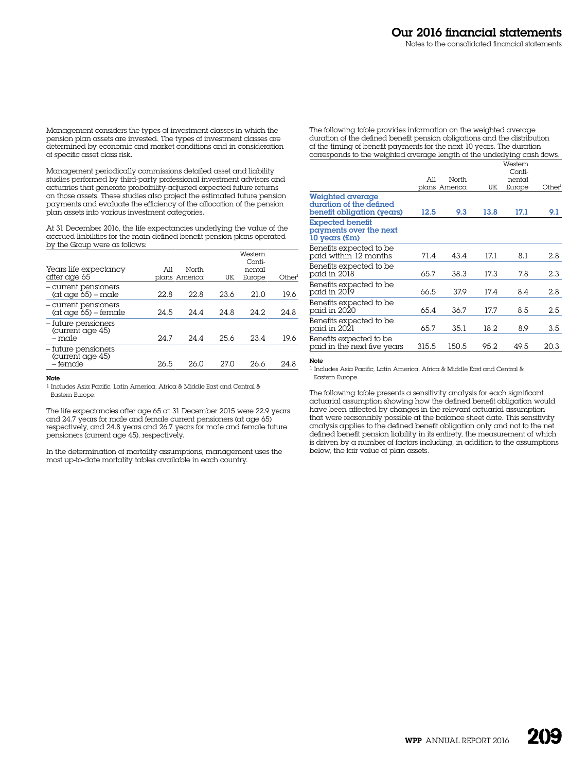Management considers the types of investment classes in which the pension plan assets are invested. The types of investment classes are determined by economic and market conditions and in consideration of specific asset class risk.

Management periodically commissions detailed asset and liability studies performed by third-party professional investment advisors and actuaries that generate probability-adjusted expected future returns on those assets. These studies also project the estimated future pension payments and evaluate the efficiency of the allocation of the pension plan assets into various investment categories.

At 31 December 2016, the life expectancies underlying the value of the accrued liabilities for the main defined benefit pension plans operated by the Group were as follows:

| Years life expectancy after age 65 | All plans | North America | UK | Western Continental Europe | Other[1] |
|---|---|---|---|---|---|
| – current pensioners (at age 65) – male | 22.8 | 22.8 | 23.6 | 21.0 | 19.6 |
| – current pensioners (at age 65) – female | 24.5 | 24.4 | 24.8 | 24.2 | 24.8 |
| – future pensioners (current age 45) – male | 24.7 | 24.4 | 25.6 | 23.4 | 19.6 |
| – future pensioners (current age 45) – female | 26.5 | 26.0 | 27.0 | 26.6 | 24.8 |

**Note**

1 Includes Asia Pacific, Latin America, Africa & Middle East and Central & Eastern Europe.

The life expectancies after age 65 at 31 December 2015 were 22.9 years and 24.7 years for male and female current pensioners (at age 65) respectively, and 24.8 years and 26.7 years for male and female future pensioners (current age 45), respectively.

In the determination of mortality assumptions, management uses the most up-to-date mortality tables available in each country.

The following table provides information on the weighted average duration of the defined benefit pension obligations and the distribution of the timing of benefit payments for the next 10 years. The duration corresponds to the weighted average length of the underlying cash flows.

| | All plans | North America | UK | Western Continental Europe | Other[1] |
|---|---|---|---|---|---|
| **Weighted average duration of the defined benefit obligation (years)** | **12.5** | **9.3** | **13.8** | **17.1** | **9.1** |
| **Expected benefit payments over the next 10 years (£m)** | | | | | |
| Benefits expected to be paid within 12 months | 71.4 | 43.4 | 17.1 | 8.1 | 2.8 |
| Benefits expected to be paid in 2018 | 65.7 | 38.3 | 17.3 | 7.8 | 2.3 |
| Benefits expected to be paid in 2019 | 66.5 | 37.9 | 17.4 | 8.4 | 2.8 |
| Benefits expected to be paid in 2020 | 65.4 | 36.7 | 17.7 | 8.5 | 2.5 |
| Benefits expected to be paid in 2021 | 65.7 | 35.1 | 18.2 | 8.9 | 3.5 |
| Benefits expected to be paid in the next five years | 315.5 | 150.5 | 95.2 | 49.5 | 20.3 |

**Note**

1 Includes Asia Pacific, Latin America, Africa & Middle East and Central & Eastern Europe.

The following table presents a sensitivity analysis for each significant actuarial assumption showing how the defined benefit obligation would have been affected by changes in the relevant actuarial assumption that were reasonably possible at the balance sheet date. This sensitivity analysis applies to the defined benefit obligation only and not to the net defined benefit pension liability in its entirety, the measurement of which is driven by a number of factors including, in addition to the assumptions below, the fair value of plan assets.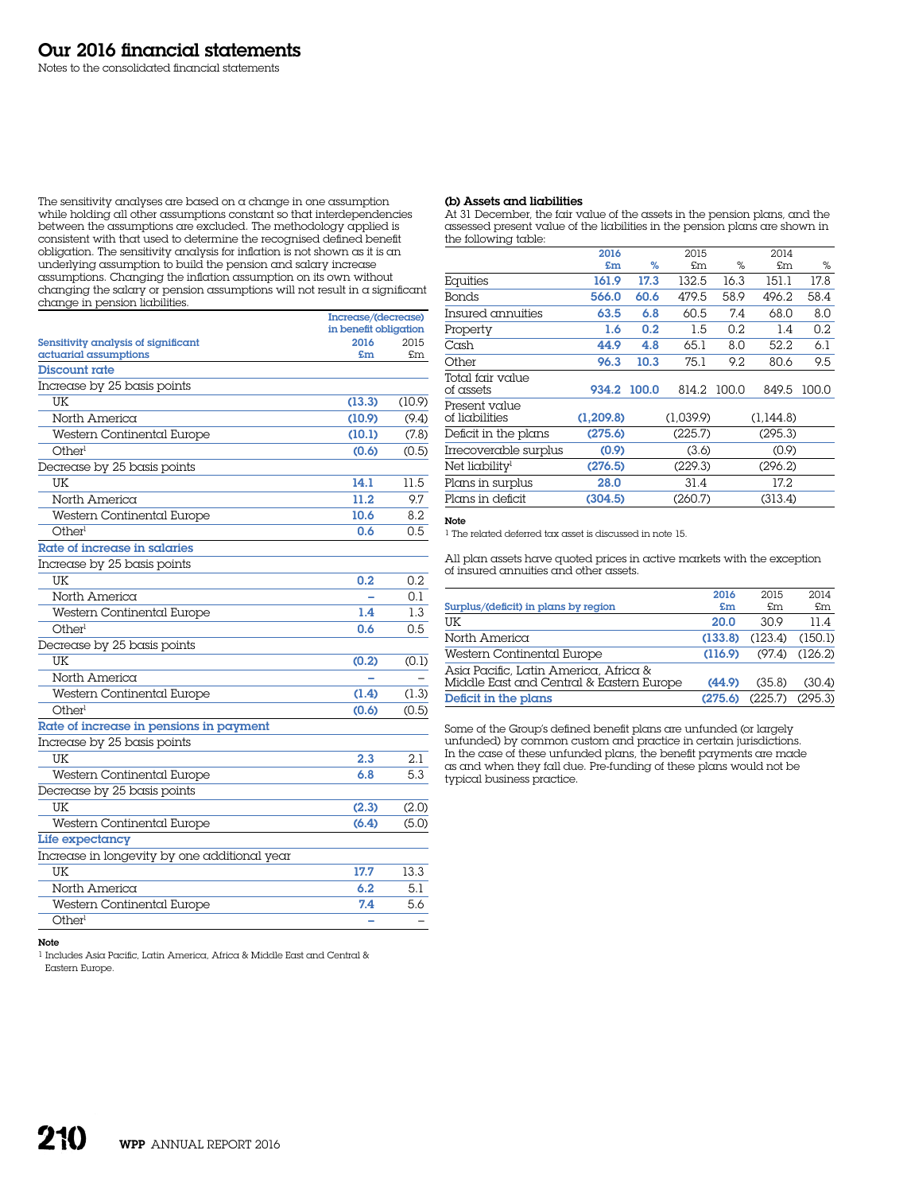# Our 2016 financial statements

Notes to the consolidated financial statements

The sensitivity analyses are based on a change in one assumption while holding all other assumptions constant so that interdependencies between the assumptions are excluded. The methodology applied is consistent with that used to determine the recognised defined benefit obligation. The sensitivity analysis for inflation is not shown as it is an underlying assumption to build the pension and salary increase assumptions. Changing the inflation assumption on its own without changing the salary or pension assumptions will not result in a significant change in pension liabilities.

| Sensitivity analysis of significant actuarial assumptions | Increase/(decrease) in benefit obligation 2016 £m | 2015 £m |
|---|---|---|
| **Discount rate** | | |
| Increase by 25 basis points | | |
| UK | (13.3) | (10.9) |
| North America | (10.9) | (9.4) |
| Western Continental Europe | (10.1) | (7.8) |
| Other[1] | (0.6) | (0.5) |
| Decrease by 25 basis points | | |
| UK | 14.1 | 11.5 |
| North America | 11.2 | 9.7 |
| Western Continental Europe | 10.6 | 8.2 |
| Other[1] | 0.6 | 0.5 |
| **Rate of increase in salaries** | | |
| Increase by 25 basis points | | |
| UK | 0.2 | 0.2 |
| North America | – | 0.1 |
| Western Continental Europe | 1.4 | 1.3 |
| Other[1] | 0.6 | 0.5 |
| Decrease by 25 basis points | | |
| UK | (0.2) | (0.1) |
| North America | – | – |
| Western Continental Europe | (1.4) | (1.3) |
| Other[1] | (0.6) | (0.5) |
| **Rate of increase in pensions in payment** | | |
| Increase by 25 basis points | | |
| UK | 2.3 | 2.1 |
| Western Continental Europe | 6.8 | 5.3 |
| Decrease by 25 basis points | | |
| UK | (2.3) | (2.0) |
| Western Continental Europe | (6.4) | (5.0) |
| **Life expectancy** | | |
| Increase in longevity by one additional year | | |
| UK | 17.7 | 13.3 |
| North America | 6.2 | 5.1 |
| Western Continental Europe | 7.4 | 5.6 |
| Other[1] | – | – |

**Note**

[1] Includes Asia Pacific, Latin America, Africa & Middle East and Central & Eastern Europe.

### (b) Assets and liabilities

At 31 December, the fair value of the assets in the pension plans, and the assessed present value of the liabilities in the pension plans are shown in the following table:

| | 2016 £m | 2016 % | 2015 £m | 2015 % | 2014 £m | 2014 % |
|---|---|---|---|---|---|---|
| Equities | 161.9 | 17.3 | 132.5 | 16.3 | 151.1 | 17.8 |
| Bonds | 566.0 | 60.6 | 479.5 | 58.9 | 496.2 | 58.4 |
| Insured annuities | 63.5 | 6.8 | 60.5 | 7.4 | 68.0 | 8.0 |
| Property | 1.6 | 0.2 | 1.5 | 0.2 | 1.4 | 0.2 |
| Cash | 44.9 | 4.8 | 65.1 | 8.0 | 52.2 | 6.1 |
| Other | 96.3 | 10.3 | 75.1 | 9.2 | 80.6 | 9.5 |
| Total fair value of assets | 934.2 | 100.0 | 814.2 | 100.0 | 849.5 | 100.0 |
| Present value of liabilities | (1,209.8) | | (1,039.9) | | (1,144.8) | |
| Deficit in the plans | (275.6) | | (225.7) | | (295.3) | |
| Irrecoverable surplus | (0.9) | | (3.6) | | (0.9) | |
| Net liability[1] | (276.5) | | (229.3) | | (296.2) | |
| Plans in surplus | 28.0 | | 31.4 | | 17.2 | |
| Plans in deficit | (304.5) | | (260.7) | | (313.4) | |

**Note**

[1] The related deferred tax asset is discussed in note 15.

All plan assets have quoted prices in active markets with the exception of insured annuities and other assets.

| Surplus/(deficit) in plans by region | 2016 £m | 2015 £m | 2014 £m |
|---|---|---|---|
| UK | 20.0 | 30.9 | 11.4 |
| North America | (133.8) | (123.4) | (150.1) |
| Western Continental Europe | (116.9) | (97.4) | (126.2) |
| Asia Pacific, Latin America, Africa & Middle East and Central & Eastern Europe | (44.9) | (35.8) | (30.4) |
| **Deficit in the plans** | (275.6) | (225.7) | (295.3) |

Some of the Group's defined benefit plans are unfunded (or largely unfunded) by common custom and practice in certain jurisdictions. In the case of these unfunded plans, the benefit payments are made as and when they fall due. Pre-funding of these plans would not be typical business practice.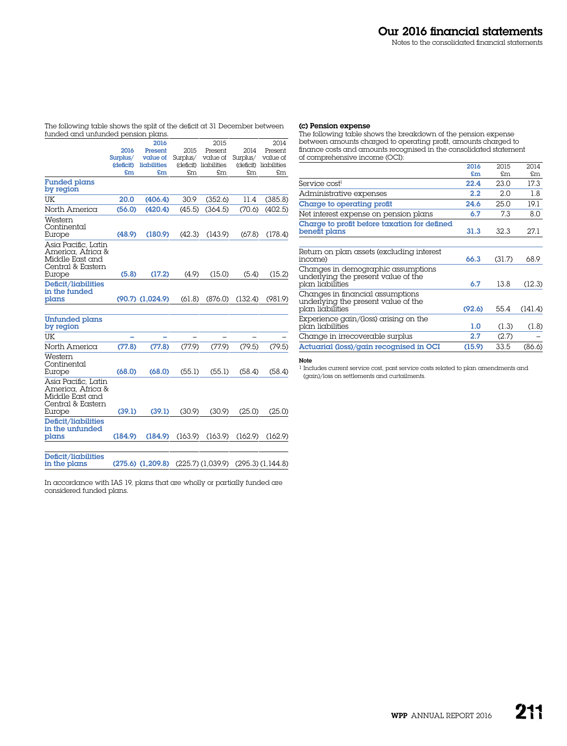The following table shows the split of the deficit at 31 December between funded and unfunded pension plans.

| | 2016 Surplus/ (deficit) £m | 2016 Present value of liabilities £m | 2015 Surplus/ (deficit) £m | 2015 Present value of liabilities £m | 2014 Surplus/ (deficit) £m | 2014 Present value of liabilities £m |
|---|---|---|---|---|---|---|
| **Funded plans by region** | | | | | | |
| UK | **20.0** | **(406.4)** | 30.9 | (352.6) | 11.4 | (385.8) |
| North America | **(56.0)** | **(420.4)** | (45.5) | (364.5) | (70.6) | (402.5) |
| Western Continental Europe | **(48.9)** | **(180.9)** | (42.3) | (143.9) | (67.8) | (178.4) |
| Asia Pacific, Latin America, Africa & Middle East and Central & Eastern Europe | **(5.8)** | **(17.2)** | (4.9) | (15.0) | (5.4) | (15.2) |
| **Deficit/liabilities in the funded plans** | **(90.7)** | **(1,024.9)** | (61.8) | (876.0) | (132.4) | (981.9) |
| **Unfunded plans by region** | | | | | | |
| UK | **–** | **–** | – | – | – | – |
| North America | **(77.8)** | **(77.8)** | (77.9) | (77.9) | (79.5) | (79.5) |
| Western Continental Europe | **(68.0)** | **(68.0)** | (55.1) | (55.1) | (58.4) | (58.4) |
| Asia Pacific, Latin America, Africa & Middle East and Central & Eastern Europe | **(39.1)** | **(39.1)** | (30.9) | (30.9) | (25.0) | (25.0) |
| **Deficit/liabilities in the unfunded plans** | **(184.9)** | **(184.9)** | (163.9) | (163.9) | (162.9) | (162.9) |
| **Deficit/liabilities in the plans** | **(275.6)** | **(1,209.8)** | (225.7) | (1,039.9) | (295.3) | (1,144.8) |

In accordance with IAS 19, plans that are wholly or partially funded are considered funded plans.

### (c) Pension expense

The following table shows the breakdown of the pension expense between amounts charged to operating profit, amounts charged to finance costs and amounts recognised in the consolidated statement of comprehensive income (OCI):

| | 2016 £m | 2015 £m | 2014 £m |
|---|---|---|---|
| Service cost[1] | **22.4** | 23.0 | 17.3 |
| Administrative expenses | **2.2** | 2.0 | 1.8 |
| **Charge to operating profit** | **24.6** | 25.0 | 19.1 |
| Net interest expense on pension plans | **6.7** | 7.3 | 8.0 |
| **Charge to profit before taxation for defined benefit plans** | **31.3** | 32.3 | 27.1 |
| Return on plan assets (excluding interest income) | **66.3** | (31.7) | 68.9 |
| Changes in demographic assumptions underlying the present value of the plan liabilities | **6.7** | 13.8 | (12.3) |
| Changes in financial assumptions underlying the present value of the plan liabilities | **(92.6)** | 55.4 | (141.4) |
| Experience gain/(loss) arising on the plan liabilities | **1.0** | (1.3) | (1.8) |
| Change in irrecoverable surplus | **2.7** | (2.7) | – |
| **Actuarial (loss)/gain recognised in OCI** | **(15.9)** | 33.5 | (86.6) |

**Note**

[1] Includes current service cost, past service costs related to plan amendments and (gain)/loss on settlements and curtailments.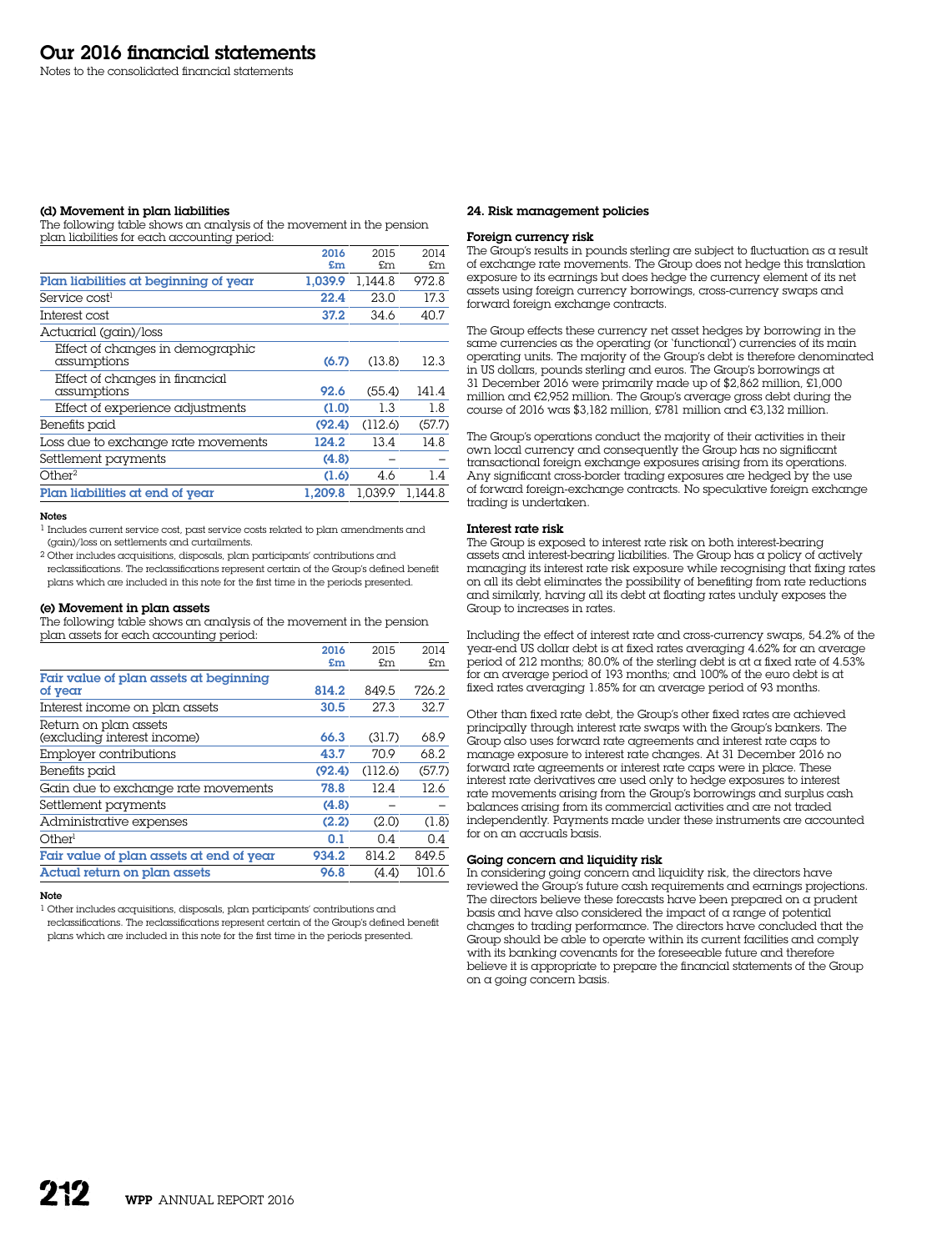# Our 2016 financial statements

Notes to the consolidated financial statements

**(d) Movement in plan liabilities**

The following table shows an analysis of the movement in the pension plan liabilities for each accounting period:

| | 2016 £m | 2015 £m | 2014 £m |
|---|---|---|---|
| **Plan liabilities at beginning of year** | **1,039.9** | 1,144.8 | 972.8 |
| Service cost[1] | **22.4** | 23.0 | 17.3 |
| Interest cost | **37.2** | 34.6 | 40.7 |
| Actuarial (gain)/loss | | | |
| Effect of changes in demographic assumptions | **(6.7)** | (13.8) | 12.3 |
| Effect of changes in financial assumptions | **92.6** | (55.4) | 141.4 |
| Effect of experience adjustments | **(1.0)** | 1.3 | 1.8 |
| Benefits paid | **(92.4)** | (112.6) | (57.7) |
| Loss due to exchange rate movements | **124.2** | 13.4 | 14.8 |
| Settlement payments | **(4.8)** | – | – |
| Other[2] | **(1.6)** | 4.6 | 1.4 |
| **Plan liabilities at end of year** | **1,209.8** | 1,039.9 | 1,144.8 |

**Notes**

[1] Includes current service cost, past service costs related to plan amendments and (gain)/loss on settlements and curtailments.

[2] Other includes acquisitions, disposals, plan participants' contributions and reclassifications. The reclassifications represent certain of the Group's defined benefit plans which are included in this note for the first time in the periods presented.

**(e) Movement in plan assets**

The following table shows an analysis of the movement in the pension plan assets for each accounting period:

| | 2016 £m | 2015 £m | 2014 £m |
|---|---|---|---|
| **Fair value of plan assets at beginning of year** | **814.2** | 849.5 | 726.2 |
| Interest income on plan assets | **30.5** | 27.3 | 32.7 |
| Return on plan assets (excluding interest income) | **66.3** | (31.7) | 68.9 |
| Employer contributions | **43.7** | 70.9 | 68.2 |
| Benefits paid | **(92.4)** | (112.6) | (57.7) |
| Gain due to exchange rate movements | **78.8** | 12.4 | 12.6 |
| Settlement payments | **(4.8)** | – | – |
| Administrative expenses | **(2.2)** | (2.0) | (1.8) |
| Other[1] | **0.1** | 0.4 | 0.4 |
| **Fair value of plan assets at end of year** | **934.2** | 814.2 | 849.5 |
| **Actual return on plan assets** | **96.8** | (4.4) | 101.6 |

**Note**

[1] Other includes acquisitions, disposals, plan participants' contributions and reclassifications. The reclassifications represent certain of the Group's defined benefit plans which are included in this note for the first time in the periods presented.

## 24. Risk management policies

**Foreign currency risk**

The Group's results in pounds sterling are subject to fluctuation as a result of exchange rate movements. The Group does not hedge this translation exposure to its earnings but does hedge the currency element of its net assets using foreign currency borrowings, cross-currency swaps and forward foreign exchange contracts.

The Group effects these currency net asset hedges by borrowing in the same currencies as the operating (or 'functional') currencies of its main operating units. The majority of the Group's debt is therefore denominated in US dollars, pounds sterling and euros. The Group's borrowings at 31 December 2016 were primarily made up of $2,862 million, £1,000 million and €2,952 million. The Group's average gross debt during the course of 2016 was $3,182 million, £781 million and €3,132 million.

The Group's operations conduct the majority of their activities in their own local currency and consequently the Group has no significant transactional foreign exchange exposures arising from its operations. Any significant cross-border trading exposures are hedged by the use of forward foreign-exchange contracts. No speculative foreign exchange trading is undertaken.

**Interest rate risk**

The Group is exposed to interest rate risk on both interest-bearing assets and interest-bearing liabilities. The Group has a policy of actively managing its interest rate risk exposure while recognising that fixing rates on all its debt eliminates the possibility of benefiting from rate reductions and similarly, having all its debt at floating rates unduly exposes the Group to increases in rates.

Including the effect of interest rate and cross-currency swaps, 54.2% of the year-end US dollar debt is at fixed rates averaging 4.62% for an average period of 212 months; 80.0% of the sterling debt is at a fixed rate of 4.53% for an average period of 193 months; and 100% of the euro debt is at fixed rates averaging 1.85% for an average period of 93 months.

Other than fixed rate debt, the Group's other fixed rates are achieved principally through interest rate swaps with the Group's bankers. The Group also uses forward rate agreements and interest rate caps to manage exposure to interest rate changes. At 31 December 2016 no forward rate agreements or interest rate caps were in place. These interest rate derivatives are used only to hedge exposures to interest rate movements arising from the Group's borrowings and surplus cash balances arising from its commercial activities and are not traded independently. Payments made under these instruments are accounted for on an accruals basis.

**Going concern and liquidity risk**

In considering going concern and liquidity risk, the directors have reviewed the Group's future cash requirements and earnings projections. The directors believe these forecasts have been prepared on a prudent basis and have also considered the impact of a range of potential changes to trading performance. The directors have concluded that the Group should be able to operate within its current facilities and comply with its banking covenants for the foreseeable future and therefore believe it is appropriate to prepare the financial statements of the Group on a going concern basis.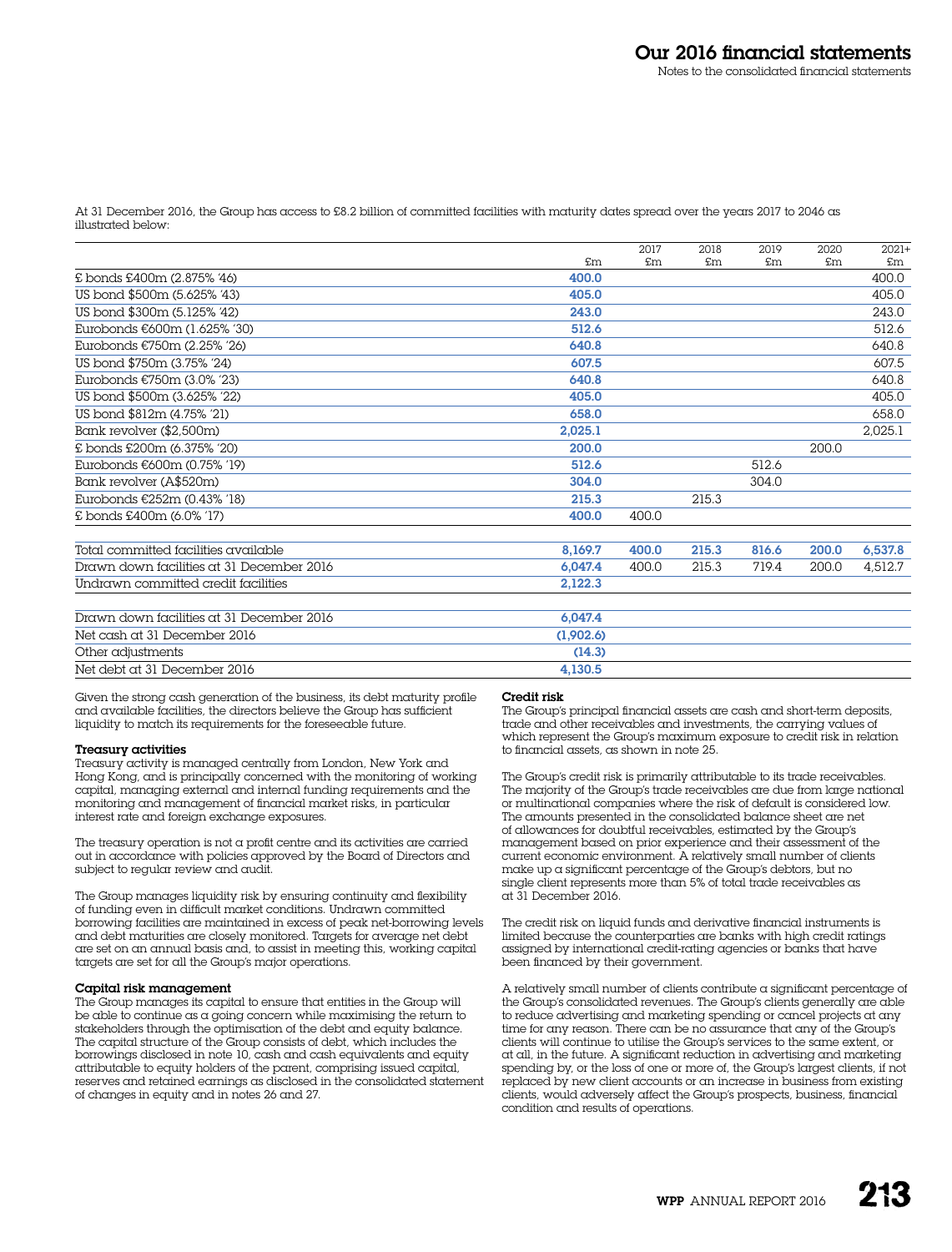At 31 December 2016, the Group has access to £8.2 billion of committed facilities with maturity dates spread over the years 2017 to 2046 as illustrated below:

| | £m | 2017 £m | 2018 £m | 2019 £m | 2020 £m | 2021+ £m |
|---|---|---|---|---|---|---|
| £ bonds £400m (2.875% '46) | **400.0** | | | | | 400.0 |
| US bond $500m (5.625% '43) | **405.0** | | | | | 405.0 |
| US bond $300m (5.125% '42) | **243.0** | | | | | 243.0 |
| Eurobonds €600m (1.625% '30) | **512.6** | | | | | 512.6 |
| Eurobonds €750m (2.25% '26) | **640.8** | | | | | 640.8 |
| US bond $750m (3.75% '24) | **607.5** | | | | | 607.5 |
| Eurobonds €750m (3.0% '23) | **640.8** | | | | | 640.8 |
| US bond $500m (3.625% '22) | **405.0** | | | | | 405.0 |
| US bond $812m (4.75% '21) | **658.0** | | | | | 658.0 |
| Bank revolver ($2,500m) | **2,025.1** | | | | | 2,025.1 |
| £ bonds £200m (6.375% '20) | **200.0** | | | | 200.0 | |
| Eurobonds €600m (0.75% '19) | **512.6** | | | 512.6 | | |
| Bank revolver (A$520m) | **304.0** | | | 304.0 | | |
| Eurobonds €252m (0.43% '18) | **215.3** | | 215.3 | | | |
| £ bonds £400m (6.0% '17) | **400.0** | 400.0 | | | | |
| Total committed facilities available | **8,169.7** | **400.0** | **215.3** | **816.6** | **200.0** | **6,537.8** |
| Drawn down facilities at 31 December 2016 | **6,047.4** | 400.0 | 215.3 | 719.4 | 200.0 | 4,512.7 |
| Undrawn committed credit facilities | **2,122.3** | | | | | |

| | |
|---|---|
| Drawn down facilities at 31 December 2016 | **6,047.4** |
| Net cash at 31 December 2016 | **(1,902.6)** |
| Other adjustments | **(14.3)** |
| Net debt at 31 December 2016 | **4,130.5** |

Given the strong cash generation of the business, its debt maturity profile and available facilities, the directors believe the Group has sufficient liquidity to match its requirements for the foreseeable future.

**Treasury activities**

Treasury activity is managed centrally from London, New York and Hong Kong, and is principally concerned with the monitoring of working capital, managing external and internal funding requirements and the monitoring and management of financial market risks, in particular interest rate and foreign exchange exposures.

The treasury operation is not a profit centre and its activities are carried out in accordance with policies approved by the Board of Directors and subject to regular review and audit.

The Group manages liquidity risk by ensuring continuity and flexibility of funding even in difficult market conditions. Undrawn committed borrowing facilities are maintained in excess of peak net-borrowing levels and debt maturities are closely monitored. Targets for average net debt are set on an annual basis and, to assist in meeting this, working capital targets are set for all the Group's major operations.

**Capital risk management**

The Group manages its capital to ensure that entities in the Group will be able to continue as a going concern while maximising the return to stakeholders through the optimisation of the debt and equity balance. The capital structure of the Group consists of debt, which includes the borrowings disclosed in note 10, cash and cash equivalents and equity attributable to equity holders of the parent, comprising issued capital, reserves and retained earnings as disclosed in the consolidated statement of changes in equity and in notes 26 and 27.

**Credit risk**

The Group's principal financial assets are cash and short-term deposits, trade and other receivables and investments, the carrying values of which represent the Group's maximum exposure to credit risk in relation to financial assets, as shown in note 25.

The Group's credit risk is primarily attributable to its trade receivables. The majority of the Group's trade receivables are due from large national or multinational companies where the risk of default is considered low. The amounts presented in the consolidated balance sheet are net of allowances for doubtful receivables, estimated by the Group's management based on prior experience and their assessment of the current economic environment. A relatively small number of clients make up a significant percentage of the Group's debtors, but no single client represents more than 5% of total trade receivables as at 31 December 2016.

The credit risk on liquid funds and derivative financial instruments is limited because the counterparties are banks with high credit ratings assigned by international credit-rating agencies or banks that have been financed by their government.

A relatively small number of clients contribute a significant percentage of the Group's consolidated revenues. The Group's clients generally are able to reduce advertising and marketing spending or cancel projects at any time for any reason. There can be no assurance that any of the Group's clients will continue to utilise the Group's services to the same extent, or at all, in the future. A significant reduction in advertising and marketing spending by, or the loss of one or more of, the Group's largest clients, if not replaced by new client accounts or an increase in business from existing clients, would adversely affect the Group's prospects, business, financial condition and results of operations.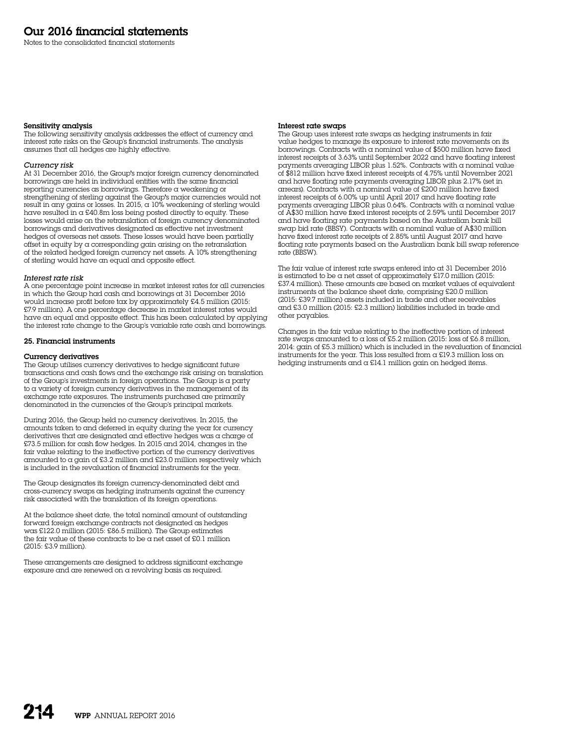# Our 2016 financial statements

Notes to the consolidated financial statements

**Sensitivity analysis**

The following sensitivity analysis addresses the effect of currency and interest rate risks on the Group's financial instruments. The analysis assumes that all hedges are highly effective.

*Currency risk*

At 31 December 2016, the Group's major foreign currency denominated borrowings are held in individual entities with the same financial reporting currencies as borrowings. Therefore a weakening or strengthening of sterling against the Group's major currencies would not result in any gains or losses. In 2015, a 10% weakening of sterling would have resulted in a £40.8m loss being posted directly to equity. These losses would arise on the retranslation of foreign currency denominated borrowings and derivatives designated as effective net investment hedges of overseas net assets. These losses would have been partially offset in equity by a corresponding gain arising on the retranslation of the related hedged foreign currency net assets. A 10% strengthening of sterling would have an equal and opposite effect.

*Interest rate risk*

A one percentage point increase in market interest rates for all currencies in which the Group had cash and borrowings at 31 December 2016 would increase profit before tax by approximately £4.5 million (2015: £7.9 million). A one percentage decrease in market interest rates would have an equal and opposite effect. This has been calculated by applying the interest rate change to the Group's variable rate cash and borrowings.

**25. Financial instruments**

**Currency derivatives**

The Group utilises currency derivatives to hedge significant future transactions and cash flows and the exchange risk arising on translation of the Group's investments in foreign operations. The Group is a party to a variety of foreign currency derivatives in the management of its exchange rate exposures. The instruments purchased are primarily denominated in the currencies of the Group's principal markets.

During 2016, the Group held no currency derivatives. In 2015, the amounts taken to and deferred in equity during the year for currency derivatives that are designated and effective hedges was a charge of £73.5 million for cash flow hedges. In 2015 and 2014, changes in the fair value relating to the ineffective portion of the currency derivatives amounted to a gain of £3.2 million and £23.0 million respectively which is included in the revaluation of financial instruments for the year.

The Group designates its foreign currency-denominated debt and cross-currency swaps as hedging instruments against the currency risk associated with the translation of its foreign operations.

At the balance sheet date, the total nominal amount of outstanding forward foreign exchange contracts not designated as hedges was £122.0 million (2015: £86.5 million). The Group estimates the fair value of these contracts to be a net asset of £0.1 million (2015: £3.9 million).

These arrangements are designed to address significant exchange exposure and are renewed on a revolving basis as required.

**Interest rate swaps**

The Group uses interest rate swaps as hedging instruments in fair value hedges to manage its exposure to interest rate movements on its borrowings. Contracts with a nominal value of $500 million have fixed interest receipts of 3.63% until September 2022 and have floating interest payments averaging LIBOR plus 1.52%. Contracts with a nominal value of $812 million have fixed interest receipts of 4.75% until November 2021 and have floating rate payments averaging LIBOR plus 2.17% (set in arrears). Contracts with a nominal value of £200 million have fixed interest receipts of 6.00% up until April 2017 and have floating rate payments averaging LIBOR plus 0.64%. Contracts with a nominal value of A$30 million have fixed interest receipts of 2.59% until December 2017 and have floating rate payments based on the Australian bank bill swap bid rate (BBSY). Contracts with a nominal value of A$30 million have fixed interest rate receipts of 2.85% until August 2017 and have floating rate payments based on the Australian bank bill swap reference rate (BBSW).

The fair value of interest rate swaps entered into at 31 December 2016 is estimated to be a net asset of approximately £17.0 million (2015: £37.4 million). These amounts are based on market values of equivalent instruments at the balance sheet date, comprising £20.0 million (2015: £39.7 million) assets included in trade and other receivables and £3.0 million (2015: £2.3 million) liabilities included in trade and other payables.

Changes in the fair value relating to the ineffective portion of interest rate swaps amounted to a loss of £5.2 million (2015: loss of £6.8 million, 2014: gain of £5.3 million) which is included in the revaluation of financial instruments for the year. This loss resulted from a £19.3 million loss on hedging instruments and a £14.1 million gain on hedged items.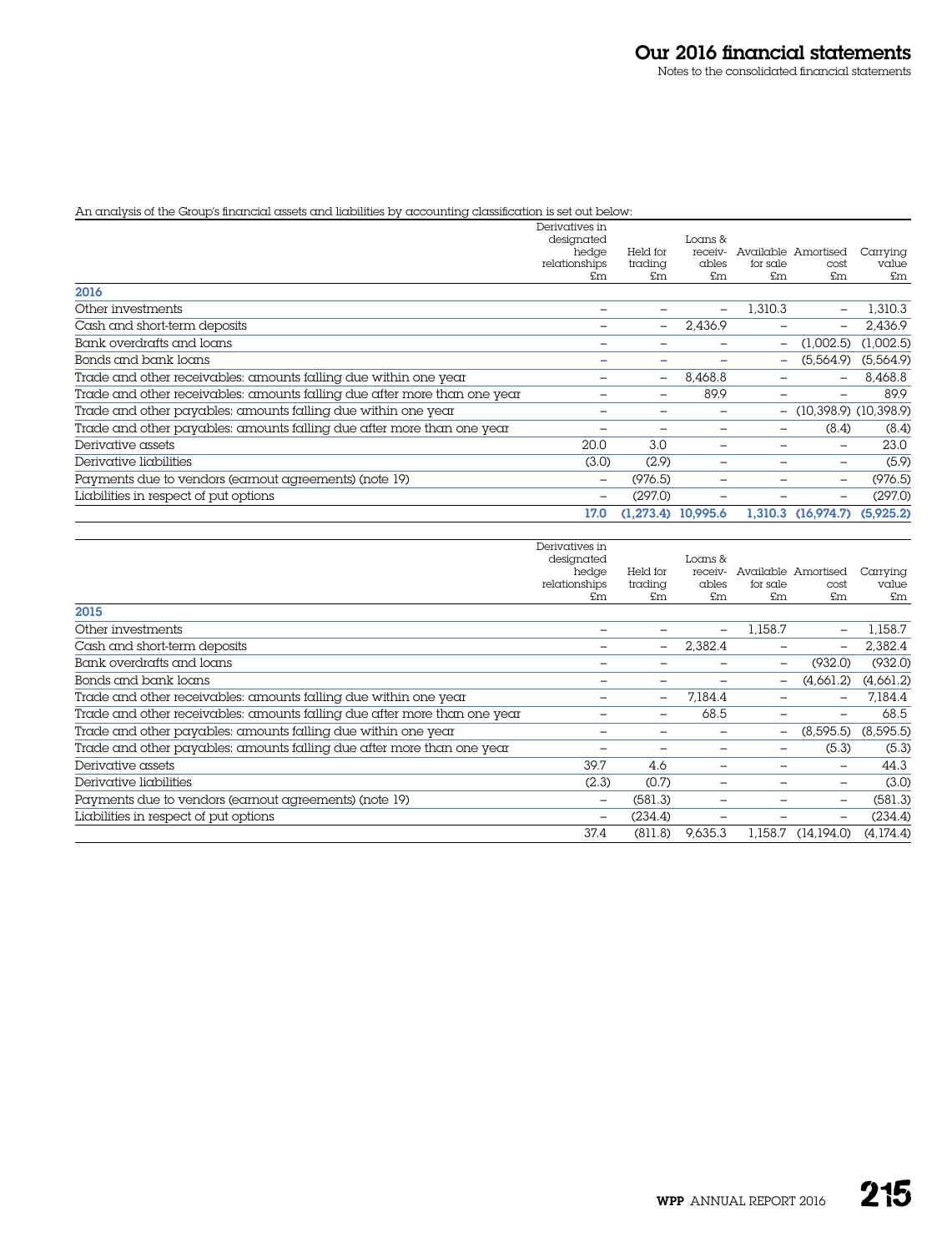An analysis of the Group's financial assets and liabilities by accounting classification is set out below:

| | Derivatives in designated hedge relationships £m | Held for trading £m | Loans & receivables £m | Available for sale £m | Amortised cost £m | Carrying value £m |
|---|---|---|---|---|---|---|
| **2016** | | | | | | |
| Other investments | – | – | – | 1,310.3 | – | 1,310.3 |
| Cash and short-term deposits | – | – | 2,436.9 | – | – | 2,436.9 |
| Bank overdrafts and loans | – | – | – | – | (1,002.5) | (1,002.5) |
| Bonds and bank loans | – | – | – | – | (5,564.9) | (5,564.9) |
| Trade and other receivables: amounts falling due within one year | – | – | 8,468.8 | – | – | 8,468.8 |
| Trade and other receivables: amounts falling due after more than one year | – | – | 89.9 | – | – | 89.9 |
| Trade and other payables: amounts falling due within one year | – | – | – | – | (10,398.9) | (10,398.9) |
| Trade and other payables: amounts falling due after more than one year | – | – | – | – | (8.4) | (8.4) |
| Derivative assets | 20.0 | 3.0 | – | – | – | 23.0 |
| Derivative liabilities | (3.0) | (2.9) | – | – | – | (5.9) |
| Payments due to vendors (earnout agreements) (note 19) | – | (976.5) | – | – | – | (976.5) |
| Liabilities in respect of put options | – | (297.0) | – | – | – | (297.0) |
| | **17.0** | **(1,273.4)** | **10,995.6** | **1,310.3** | **(16,974.7)** | **(5,925.2)** |

| | Derivatives in designated hedge relationships £m | Held for trading £m | Loans & receivables £m | Available for sale £m | Amortised cost £m | Carrying value £m |
|---|---|---|---|---|---|---|
| **2015** | | | | | | |
| Other investments | – | – | – | 1,158.7 | – | 1,158.7 |
| Cash and short-term deposits | – | – | 2,382.4 | – | – | 2,382.4 |
| Bank overdrafts and loans | – | – | – | – | (932.0) | (932.0) |
| Bonds and bank loans | – | – | – | – | (4,661.2) | (4,661.2) |
| Trade and other receivables: amounts falling due within one year | – | – | 7,184.4 | – | – | 7,184.4 |
| Trade and other receivables: amounts falling due after more than one year | – | – | 68.5 | – | – | 68.5 |
| Trade and other payables: amounts falling due within one year | – | – | – | – | (8,595.5) | (8,595.5) |
| Trade and other payables: amounts falling due after more than one year | – | – | – | – | (5.3) | (5.3) |
| Derivative assets | 39.7 | 4.6 | – | – | – | 44.3 |
| Derivative liabilities | (2.3) | (0.7) | – | – | – | (3.0) |
| Payments due to vendors (earnout agreements) (note 19) | – | (581.3) | – | – | – | (581.3) |
| Liabilities in respect of put options | – | (234.4) | – | – | – | (234.4) |
| | 37.4 | (811.8) | 9,635.3 | 1,158.7 | (14,194.0) | (4,174.4) |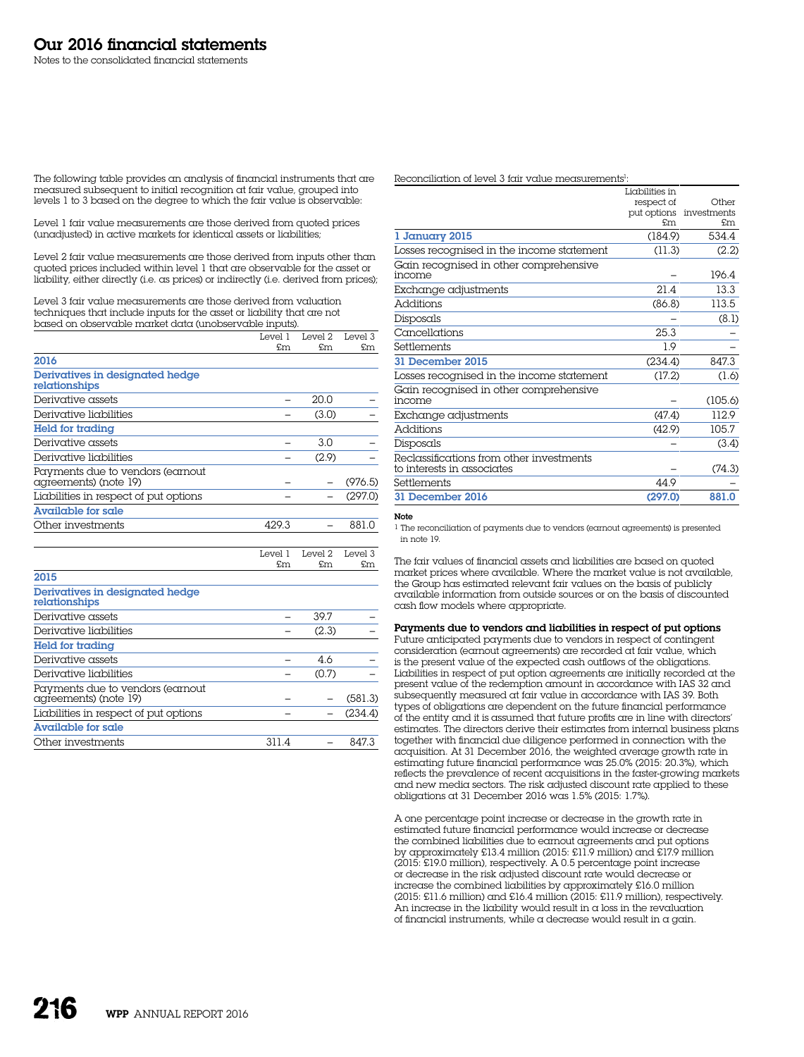# Our 2016 financial statements

Notes to the consolidated financial statements

The following table provides an analysis of financial instruments that are measured subsequent to initial recognition at fair value, grouped into levels 1 to 3 based on the degree to which the fair value is observable:

Level 1 fair value measurements are those derived from quoted prices (unadjusted) in active markets for identical assets or liabilities;

Level 2 fair value measurements are those derived from inputs other than quoted prices included within level 1 that are observable for the asset or liability, either directly (i.e. as prices) or indirectly (i.e. derived from prices);

Level 3 fair value measurements are those derived from valuation techniques that include inputs for the asset or liability that are not based on observable market data (unobservable inputs).

| | Level 1 £m | Level 2 £m | Level 3 £m |
|---|---|---|---|
| **2016** | | | |
| **Derivatives in designated hedge relationships** | | | |
| Derivative assets | – | 20.0 | – |
| Derivative liabilities | – | (3.0) | – |
| **Held for trading** | | | |
| Derivative assets | – | 3.0 | – |
| Derivative liabilities | – | (2.9) | – |
| Payments due to vendors (earnout agreements) (note 19) | – | – | (976.5) |
| Liabilities in respect of put options | – | – | (297.0) |
| **Available for sale** | | | |
| Other investments | 429.3 | – | 881.0 |

| | Level 1 £m | Level 2 £m | Level 3 £m |
|---|---|---|---|
| **2015** | | | |
| **Derivatives in designated hedge relationships** | | | |
| Derivative assets | – | 39.7 | – |
| Derivative liabilities | – | (2.3) | – |
| **Held for trading** | | | |
| Derivative assets | – | 4.6 | – |
| Derivative liabilities | – | (0.7) | – |
| Payments due to vendors (earnout agreements) (note 19) | – | – | (581.3) |
| Liabilities in respect of put options | – | – | (234.4) |
| **Available for sale** | | | |
| Other investments | 311.4 | – | 847.3 |

Reconciliation of level 3 fair value measurements[1]:

| | Liabilities in respect of put options £m | Other investments £m |
|---|---|---|
| **1 January 2015** | (184.9) | 534.4 |
| Losses recognised in the income statement | (11.3) | (2.2) |
| Gain recognised in other comprehensive income | – | 196.4 |
| Exchange adjustments | 21.4 | 13.3 |
| Additions | (86.8) | 113.5 |
| Disposals | – | (8.1) |
| Cancellations | 25.3 | – |
| Settlements | 1.9 | – |
| **31 December 2015** | (234.4) | 847.3 |
| Losses recognised in the income statement | (17.2) | (1.6) |
| Gain recognised in other comprehensive income | – | (105.6) |
| Exchange adjustments | (47.4) | 112.9 |
| Additions | (42.9) | 105.7 |
| Disposals | – | (3.4) |
| Reclassifications from other investments to interests in associates | – | (74.3) |
| Settlements | 44.9 | – |
| **31 December 2016** | **(297.0)** | **881.0** |

**Note**

[1] The reconciliation of payments due to vendors (earnout agreements) is presented in note 19.

The fair values of financial assets and liabilities are based on quoted market prices where available. Where the market value is not available, the Group has estimated relevant fair values on the basis of publicly available information from outside sources or on the basis of discounted cash flow models where appropriate.

**Payments due to vendors and liabilities in respect of put options**

Future anticipated payments due to vendors in respect of contingent consideration (earnout agreements) are recorded at fair value, which is the present value of the expected cash outflows of the obligations. Liabilities in respect of put option agreements are initially recorded at the present value of the redemption amount in accordance with IAS 32 and subsequently measured at fair value in accordance with IAS 39. Both types of obligations are dependent on the future financial performance of the entity and it is assumed that future profits are in line with directors' estimates. The directors derive their estimates from internal business plans together with financial due diligence performed in connection with the acquisition. At 31 December 2016, the weighted average growth rate in estimating future financial performance was 25.0% (2015: 20.3%), which reflects the prevalence of recent acquisitions in the faster-growing markets and new media sectors. The risk adjusted discount rate applied to these obligations at 31 December 2016 was 1.5% (2015: 1.7%).

A one percentage point increase or decrease in the growth rate in estimated future financial performance would increase or decrease the combined liabilities due to earnout agreements and put options by approximately £13.4 million (2015: £11.9 million) and £17.9 million (2015: £19.0 million), respectively. A 0.5 percentage point increase or decrease in the risk adjusted discount rate would decrease or increase the combined liabilities by approximately £16.0 million (2015: £11.6 million) and £16.4 million (2015: £11.9 million), respectively. An increase in the liability would result in a loss in the revaluation of financial instruments, while a decrease would result in a gain.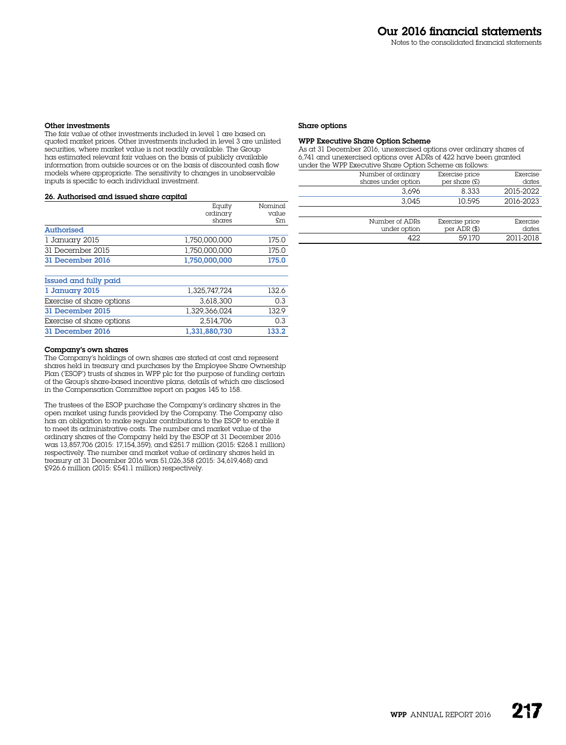### Other investments

The fair value of other investments included in level 1 are based on quoted market prices. Other investments included in level 3 are unlisted securities, where market value is not readily available. The Group has estimated relevant fair values on the basis of publicly available information from outside sources or on the basis of discounted cash flow models where appropriate. The sensitivity to changes in unobservable inputs is specific to each individual investment.

### 26. Authorised and issued share capital

| | Equity ordinary shares | Nominal value £m |
|---|---|---|
| **Authorised** | | |
| 1 January 2015 | 1,750,000,000 | 175.0 |
| 31 December 2015 | 1,750,000,000 | 175.0 |
| **31 December 2016** | **1,750,000,000** | **175.0** |

| | | |
|---|---|---|
| **Issued and fully paid** | | |
| **1 January 2015** | 1,325,747,724 | 132.6 |
| Exercise of share options | 3,618,300 | 0.3 |
| **31 December 2015** | 1,329,366,024 | 132.9 |
| Exercise of share options | 2,514,706 | 0.3 |
| **31 December 2016** | **1,331,880,730** | **133.2** |

### Company's own shares

The Company's holdings of own shares are stated at cost and represent shares held in treasury and purchases by the Employee Share Ownership Plan ('ESOP') trusts of shares in WPP plc for the purpose of funding certain of the Group's share-based incentive plans, details of which are disclosed in the Compensation Committee report on pages 145 to 158.

The trustees of the ESOP purchase the Company's ordinary shares in the open market using funds provided by the Company. The Company also has an obligation to make regular contributions to the ESOP to enable it to meet its administrative costs. The number and market value of the ordinary shares of the Company held by the ESOP at 31 December 2016 was 13,857,706 (2015: 17,154,359), and £251.7 million (2015: £268.1 million) respectively. The number and market value of ordinary shares held in treasury at 31 December 2016 was 51,026,358 (2015: 34,619,468) and £926.6 million (2015: £541.1 million) respectively.

### Share options

#### WPP Executive Share Option Scheme

As at 31 December 2016, unexercised options over ordinary shares of 6,741 and unexercised options over ADRs of 422 have been granted under the WPP Executive Share Option Scheme as follows:

| Number of ordinary shares under option | Exercise price per share (£) | Exercise dates |
|---|---|---|
| 3,696 | 8.333 | 2015-2022 |
| 3,045 | 10.595 | 2016-2023 |

| Number of ADRs under option | Exercise price per ADR ($) | Exercise dates |
|---|---|---|
| 422 | 59.170 | 2011-2018 |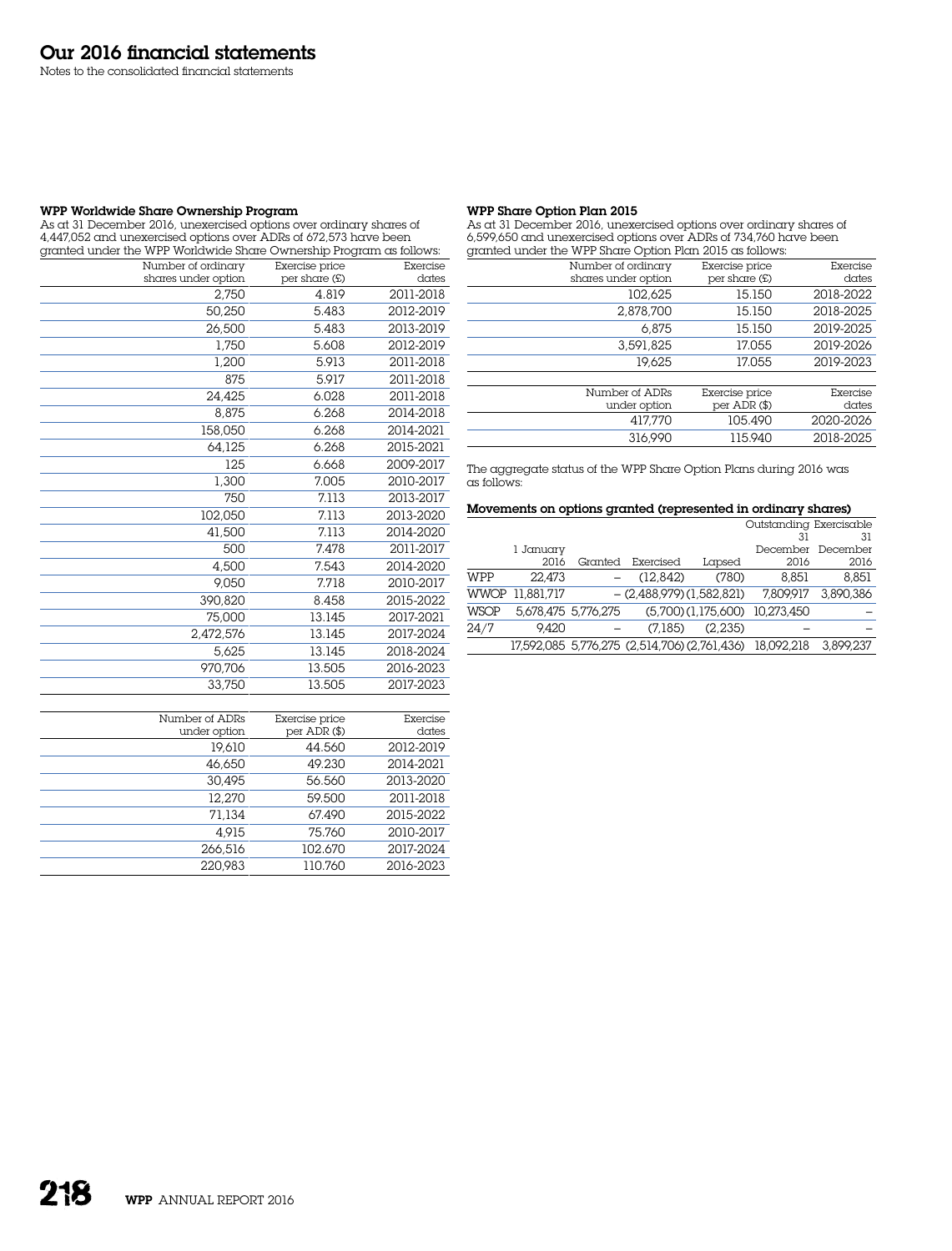# Our 2016 financial statements

Notes to the consolidated financial statements

### WPP Worldwide Share Ownership Program

As at 31 December 2016, unexercised options over ordinary shares of 4,447,052 and unexercised options over ADRs of 672,573 have been granted under the WPP Worldwide Share Ownership Program as follows:

| Number of ordinary shares under option | Exercise price per share (£) | Exercise dates |
|---|---|---|
| 2,750 | 4.819 | 2011-2018 |
| 50,250 | 5.483 | 2012-2019 |
| 26,500 | 5.483 | 2013-2019 |
| 1,750 | 5.608 | 2012-2019 |
| 1,200 | 5.913 | 2011-2018 |
| 875 | 5.917 | 2011-2018 |
| 24,425 | 6.028 | 2011-2018 |
| 8,875 | 6.268 | 2014-2018 |
| 158,050 | 6.268 | 2014-2021 |
| 64,125 | 6.268 | 2015-2021 |
| 125 | 6.668 | 2009-2017 |
| 1,300 | 7.005 | 2010-2017 |
| 750 | 7.113 | 2013-2017 |
| 102,050 | 7.113 | 2013-2020 |
| 41,500 | 7.113 | 2014-2020 |
| 500 | 7.478 | 2011-2017 |
| 4,500 | 7.543 | 2014-2020 |
| 9,050 | 7.718 | 2010-2017 |
| 390,820 | 8.458 | 2015-2022 |
| 75,000 | 13.145 | 2017-2021 |
| 2,472,576 | 13.145 | 2017-2024 |
| 5,625 | 13.145 | 2018-2024 |
| 970,706 | 13.505 | 2016-2023 |
| 33,750 | 13.505 | 2017-2023 |

| Number of ADRs under option | Exercise price per ADR ($) | Exercise dates |
|---|---|---|
| 19,610 | 44.560 | 2012-2019 |
| 46,650 | 49.230 | 2014-2021 |
| 30,495 | 56.560 | 2013-2020 |
| 12,270 | 59.500 | 2011-2018 |
| 71,134 | 67.490 | 2015-2022 |
| 4,915 | 75.760 | 2010-2017 |
| 266,516 | 102.670 | 2017-2024 |
| 220,983 | 110.760 | 2016-2023 |

### WPP Share Option Plan 2015

As at 31 December 2016, unexercised options over ordinary shares of 6,599,650 and unexercised options over ADRs of 734,760 have been granted under the WPP Share Option Plan 2015 as follows:

| Number of ordinary shares under option | Exercise price per share (£) | Exercise dates |
|---|---|---|
| 102,625 | 15.150 | 2018-2022 |
| 2,878,700 | 15.150 | 2018-2025 |
| 6,875 | 15.150 | 2019-2025 |
| 3,591,825 | 17.055 | 2019-2026 |
| 19,625 | 17.055 | 2019-2023 |

| Number of ADRs under option | Exercise price per ADR ($) | Exercise dates |
|---|---|---|
| 417,770 | 105.490 | 2020-2026 |
| 316,990 | 115.940 | 2018-2025 |

The aggregate status of the WPP Share Option Plans during 2016 was as follows:

### Movements on options granted (represented in ordinary shares)

| | 1 January 2016 | Granted | Exercised | Lapsed | Outstanding 31 December 2016 | Exercisable 31 December 2016 |
|---|---|---|---|---|---|---|
| WPP | 22,473 | – | (12,842) | (780) | 8,851 | 8,851 |
| WWOP | 11,881,717 | – | (2,488,979) | (1,582,821) | 7,809,917 | 3,890,386 |
| WSOP | 5,678,475 | 5,776,275 | (5,700) | (1,175,600) | 10,273,450 | – |
| 24/7 | 9,420 | – | (7,185) | (2,235) | – | – |
| | 17,592,085 | 5,776,275 | (2,514,706) | (2,761,436) | 18,092,218 | 3,899,237 |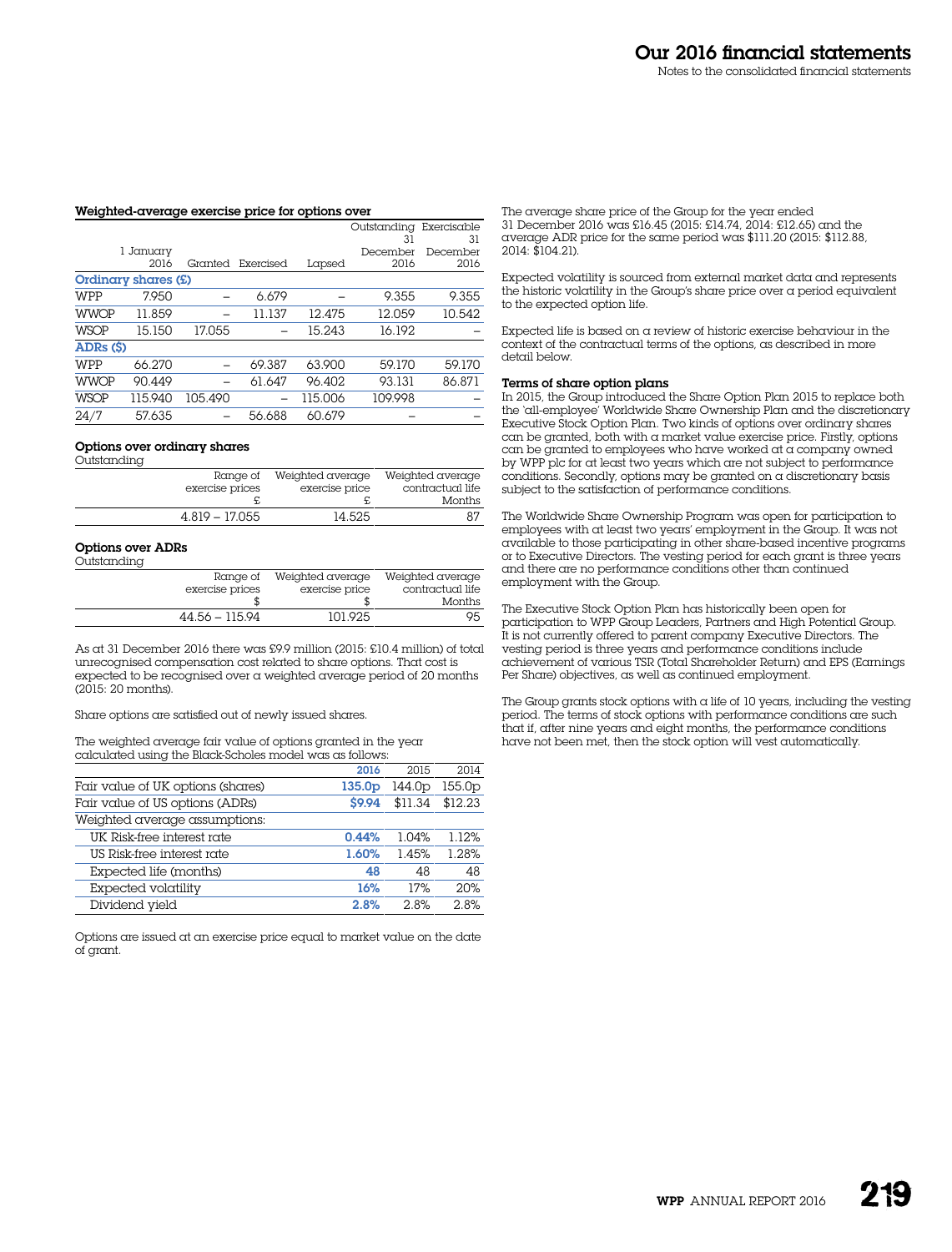**Weighted-average exercise price for options over**

| | 1 January 2016 | Granted | Exercised | Lapsed | Outstanding 31 December 2016 | Exercisable 31 December 2016 |
|---|---|---|---|---|---|---|
| **Ordinary shares (£)** | | | | | | |
| WPP | 7.950 | – | 6.679 | – | 9.355 | 9.355 |
| WWOP | 11.859 | – | 11.137 | 12.475 | 12.059 | 10.542 |
| WSOP | 15.150 | 17.055 | – | 15.243 | 16.192 | – |
| **ADRs ($)** | | | | | | |
| WPP | 66.270 | – | 69.387 | 63.900 | 59.170 | 59.170 |
| WWOP | 90.449 | – | 61.647 | 96.402 | 93.131 | 86.871 |
| WSOP | 115.940 | 105.490 | – | 115.006 | 109.998 | – |
| 24/7 | 57.635 | – | 56.688 | 60.679 | – | – |

**Options over ordinary shares**

Outstanding

| Range of exercise prices £ | Weighted average exercise price £ | Weighted average contractual life Months |
|---|---|---|
| 4.819 – 17.055 | 14.525 | 87 |

**Options over ADRs**

Outstanding

| Range of exercise prices $ | Weighted average exercise price $ | Weighted average contractual life Months |
|---|---|---|
| 44.56 – 115.94 | 101.925 | 95 |

As at 31 December 2016 there was £9.9 million (2015: £10.4 million) of total unrecognised compensation cost related to share options. That cost is expected to be recognised over a weighted average period of 20 months (2015: 20 months).

Share options are satisfied out of newly issued shares.

The weighted average fair value of options granted in the year calculated using the Black-Scholes model was as follows:

| | 2016 | 2015 | 2014 |
|---|---|---|---|
| Fair value of UK options (shares) | 135.0p | 144.0p | 155.0p |
| Fair value of US options (ADRs) | $9.94 | $11.34 | $12.23 |
| Weighted average assumptions: | | | |
| UK Risk-free interest rate | 0.44% | 1.04% | 1.12% |
| US Risk-free interest rate | 1.60% | 1.45% | 1.28% |
| Expected life (months) | 48 | 48 | 48 |
| Expected volatility | 16% | 17% | 20% |
| Dividend yield | 2.8% | 2.8% | 2.8% |

Options are issued at an exercise price equal to market value on the date of grant.

The average share price of the Group for the year ended 31 December 2016 was £16.45 (2015: £14.74, 2014: £12.65) and the average ADR price for the same period was $111.20 (2015: $112.88, 2014: $104.21).

Expected volatility is sourced from external market data and represents the historic volatility in the Group's share price over a period equivalent to the expected option life.

Expected life is based on a review of historic exercise behaviour in the context of the contractual terms of the options, as described in more detail below.

**Terms of share option plans**

In 2015, the Group introduced the Share Option Plan 2015 to replace both the 'all-employee' Worldwide Share Ownership Plan and the discretionary Executive Stock Option Plan. Two kinds of options over ordinary shares can be granted, both with a market value exercise price. Firstly, options can be granted to employees who have worked at a company owned by WPP plc for at least two years which are not subject to performance conditions. Secondly, options may be granted on a discretionary basis subject to the satisfaction of performance conditions.

The Worldwide Share Ownership Program was open for participation to employees with at least two years' employment in the Group. It was not available to those participating in other share-based incentive programs or to Executive Directors. The vesting period for each grant is three years and there are no performance conditions other than continued employment with the Group.

The Executive Stock Option Plan has historically been open for participation to WPP Group Leaders, Partners and High Potential Group. It is not currently offered to parent company Executive Directors. The vesting period is three years and performance conditions include achievement of various TSR (Total Shareholder Return) and EPS (Earnings Per Share) objectives, as well as continued employment.

The Group grants stock options with a life of 10 years, including the vesting period. The terms of stock options with performance conditions are such that if, after nine years and eight months, the performance conditions have not been met, then the stock option will vest automatically.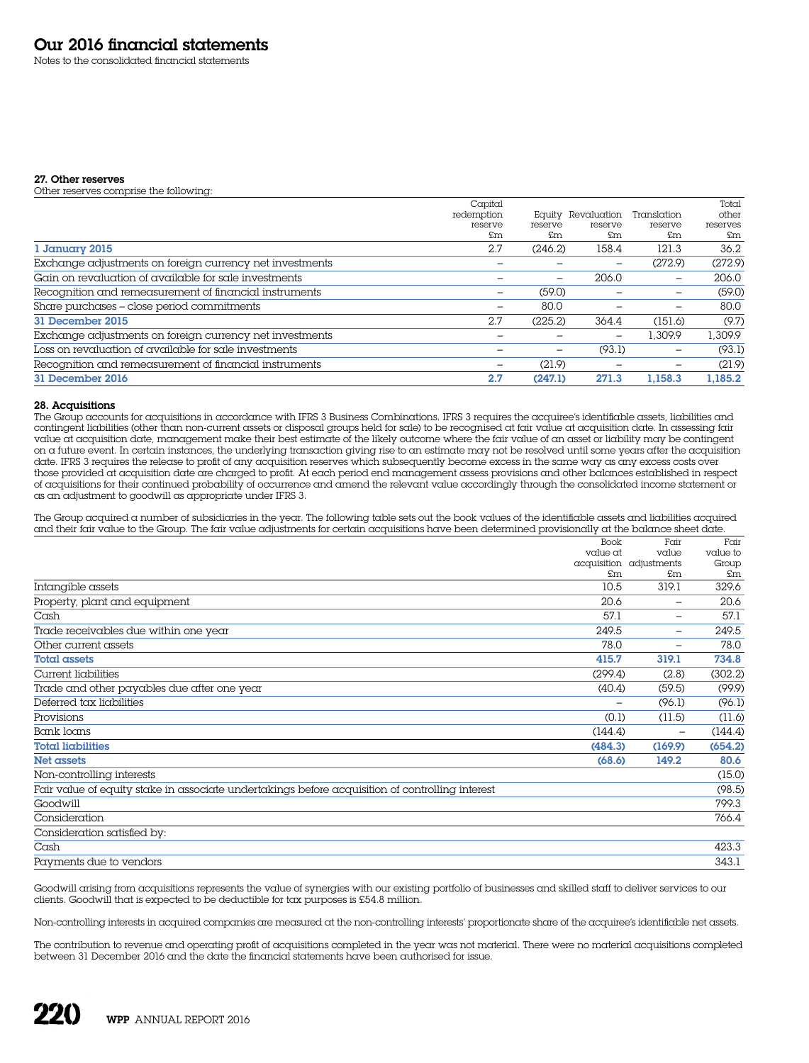## 27. Other reserves

Other reserves comprise the following:

| | Capital redemption reserve £m | Equity reserve £m | Revaluation reserve £m | Translation reserve £m | Total other reserves £m |
|---|---|---|---|---|---|
| **1 January 2015** | 2.7 | (246.2) | 158.4 | 121.3 | 36.2 |
| Exchange adjustments on foreign currency net investments | – | – | – | (272.9) | (272.9) |
| Gain on revaluation of available for sale investments | – | – | 206.0 | – | 206.0 |
| Recognition and remeasurement of financial instruments | – | (59.0) | – | – | (59.0) |
| Share purchases – close period commitments | – | 80.0 | – | – | 80.0 |
| **31 December 2015** | 2.7 | (225.2) | 364.4 | (151.6) | (9.7) |
| Exchange adjustments on foreign currency net investments | – | – | – | 1,309.9 | 1,309.9 |
| Loss on revaluation of available for sale investments | – | – | (93.1) | – | (93.1) |
| Recognition and remeasurement of financial instruments | – | (21.9) | – | – | (21.9) |
| **31 December 2016** | **2.7** | **(247.1)** | **271.3** | **1,158.3** | **1,185.2** |

## 28. Acquisitions

The Group accounts for acquisitions in accordance with IFRS 3 Business Combinations. IFRS 3 requires the acquiree's identifiable assets, liabilities and contingent liabilities (other than non-current assets or disposal groups held for sale) to be recognised at fair value at acquisition date. In assessing fair value at acquisition date, management make their best estimate of the likely outcome where the fair value of an asset or liability may be contingent on a future event. In certain instances, the underlying transaction giving rise to an estimate may not be resolved until some years after the acquisition date. IFRS 3 requires the release to profit of any acquisition reserves which subsequently become excess in the same way as any excess costs over those provided at acquisition date are charged to profit. At each period end management assess provisions and other balances established in respect of acquisitions for their continued probability of occurrence and amend the relevant value accordingly through the consolidated income statement or as an adjustment to goodwill as appropriate under IFRS 3.

The Group acquired a number of subsidiaries in the year. The following table sets out the book values of the identifiable assets and liabilities acquired and their fair value to the Group. The fair value adjustments for certain acquisitions have been determined provisionally at the balance sheet date.

| | Book value at acquisition £m | Fair value adjustments £m | Fair value to Group £m |
|---|---|---|---|
| Intangible assets | 10.5 | 319.1 | 329.6 |
| Property, plant and equipment | 20.6 | – | 20.6 |
| Cash | 57.1 | – | 57.1 |
| Trade receivables due within one year | 249.5 | – | 249.5 |
| Other current assets | 78.0 | – | 78.0 |
| **Total assets** | **415.7** | **319.1** | **734.8** |
| Current liabilities | (299.4) | (2.8) | (302.2) |
| Trade and other payables due after one year | (40.4) | (59.5) | (99.9) |
| Deferred tax liabilities | – | (96.1) | (96.1) |
| Provisions | (0.1) | (11.5) | (11.6) |
| Bank loans | (144.4) | – | (144.4) |
| **Total liabilities** | **(484.3)** | **(169.9)** | **(654.2)** |
| **Net assets** | **(68.6)** | **149.2** | **80.6** |
| Non-controlling interests | | | (15.0) |
| Fair value of equity stake in associate undertakings before acquisition of controlling interest | | | (98.5) |
| Goodwill | | | 799.3 |
| Consideration | | | 766.4 |
| Consideration satisfied by: | | | |
| Cash | | | 423.3 |
| Payments due to vendors | | | 343.1 |

Goodwill arising from acquisitions represents the value of synergies with our existing portfolio of businesses and skilled staff to deliver services to our clients. Goodwill that is expected to be deductible for tax purposes is £54.8 million.

Non-controlling interests in acquired companies are measured at the non-controlling interests' proportionate share of the acquiree's identifiable net assets.

The contribution to revenue and operating profit of acquisitions completed in the year was not material. There were no material acquisitions completed between 31 December 2016 and the date the financial statements have been authorised for issue.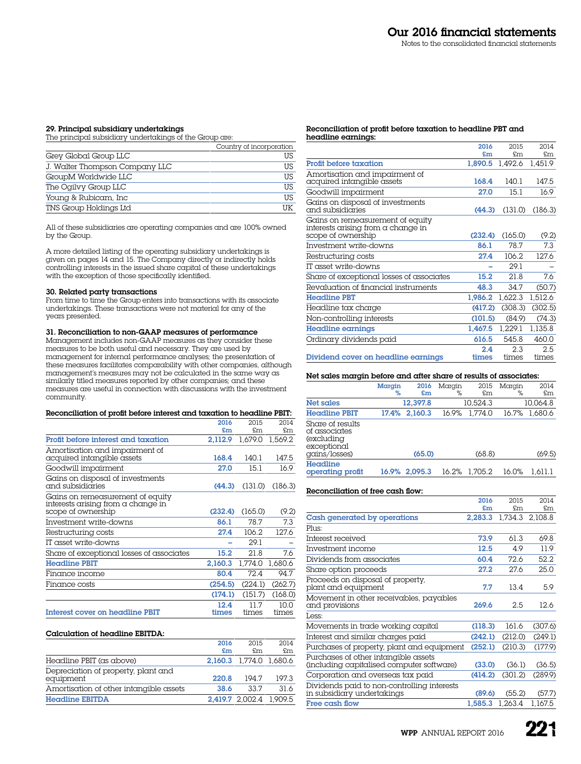## 29. Principal subsidiary undertakings

The principal subsidiary undertakings of the Group are:

| | Country of incorporation |
|---|---|
| Grey Global Group LLC | US |
| J. Walter Thompson Company LLC | US |
| GroupM Worldwide LLC | US |
| The Ogilvy Group LLC | US |
| Young & Rubicam, Inc | US |
| TNS Group Holdings Ltd | UK |

All of these subsidiaries are operating companies and are 100% owned by the Group.

A more detailed listing of the operating subsidiary undertakings is given on pages 14 and 15. The Company directly or indirectly holds controlling interests in the issued share capital of these undertakings with the exception of those specifically identified.

## 30. Related party transactions

From time to time the Group enters into transactions with its associate undertakings. These transactions were not material for any of the years presented.

## 31. Reconciliation to non-GAAP measures of performance

Management includes non-GAAP measures as they consider these measures to be both useful and necessary. They are used by management for internal performance analyses; the presentation of these measures facilitates comparability with other companies, although management's measures may not be calculated in the same way as similarly titled measures reported by other companies; and these measures are useful in connection with discussions with the investment community.

**Reconciliation of profit before interest and taxation to headline PBIT:**

| | 2016 £m | 2015 £m | 2014 £m |
|---|---|---|---|
| Profit before interest and taxation | 2,112.9 | 1,679.0 | 1,569.2 |
| Amortisation and impairment of acquired intangible assets | 168.4 | 140.1 | 147.5 |
| Goodwill impairment | 27.0 | 15.1 | 16.9 |
| Gains on disposal of investments and subsidiaries | (44.3) | (131.0) | (186.3) |
| Gains on remeasurement of equity interests arising from a change in scope of ownership | (232.4) | (165.0) | (9.2) |
| Investment write-downs | 86.1 | 78.7 | 7.3 |
| Restructuring costs | 27.4 | 106.2 | 127.6 |
| IT asset write-downs | – | 29.1 | – |
| Share of exceptional losses of associates | 15.2 | 21.8 | 7.6 |
| Headline PBIT | 2,160.3 | 1,774.0 | 1,680.6 |
| Finance income | 80.4 | 72.4 | 94.7 |
| Finance costs | (254.5) | (224.1) | (262.7) |
| | (174.1) | (151.7) | (168.0) |
| Interest cover on headline PBIT | 12.4 times | 11.7 times | 10.0 times |

**Calculation of headline EBITDA:**

| | 2016 £m | 2015 £m | 2014 £m |
|---|---|---|---|
| Headline PBIT (as above) | 2,160.3 | 1,774.0 | 1,680.6 |
| Depreciation of property, plant and equipment | 220.8 | 194.7 | 197.3 |
| Amortisation of other intangible assets | 38.6 | 33.7 | 31.6 |
| Headline EBITDA | 2,419.7 | 2,002.4 | 1,909.5 |

**Reconciliation of profit before taxation to headline PBT and headline earnings:**

| | 2016 £m | 2015 £m | 2014 £m |
|---|---|---|---|
| Profit before taxation | 1,890.5 | 1,492.6 | 1,451.9 |
| Amortisation and impairment of acquired intangible assets | 168.4 | 140.1 | 147.5 |
| Goodwill impairment | 27.0 | 15.1 | 16.9 |
| Gains on disposal of investments and subsidiaries | (44.3) | (131.0) | (186.3) |
| Gains on remeasurement of equity interests arising from a change in scope of ownership | (232.4) | (165.0) | (9.2) |
| Investment write-downs | 86.1 | 78.7 | 7.3 |
| Restructuring costs | 27.4 | 106.2 | 127.6 |
| IT asset write-downs | – | 29.1 | – |
| Share of exceptional losses of associates | 15.2 | 21.8 | 7.6 |
| Revaluation of financial instruments | 48.3 | 34.7 | (50.7) |
| Headline PBT | 1,986.2 | 1,622.3 | 1,512.6 |
| Headline tax charge | (417.2) | (308.3) | (302.5) |
| Non-controlling interests | (101.5) | (84.9) | (74.3) |
| Headline earnings | 1,467.5 | 1,229.1 | 1,135.8 |
| Ordinary dividends paid | 616.5 | 545.8 | 460.0 |
| Dividend cover on headline earnings | 2.4 times | 2.3 times | 2.5 times |

**Net sales margin before and after share of results of associates:**

| | Margin % | 2016 £m | Margin % | 2015 £m | Margin % | 2014 £m |
|---|---|---|---|---|---|---|
| Net sales | | 12,397.8 | | 10,524.3 | | 10,064.8 |
| Headline PBIT | 17.4% | 2,160.3 | 16.9% | 1,774.0 | 16.7% | 1,680.6 |
| Share of results of associates (excluding exceptional gains/losses) | | (65.0) | | (68.8) | | (69.5) |
| Headline operating profit | 16.9% | 2,095.3 | 16.2% | 1,705.2 | 16.0% | 1,611.1 |

**Reconciliation of free cash flow:**

| | 2016 £m | 2015 £m | 2014 £m |
|---|---|---|---|
| Cash generated by operations | 2,283.3 | 1,734.3 | 2,108.8 |
| Plus: | | | |
| Interest received | 73.9 | 61.3 | 69.8 |
| Investment income | 12.5 | 4.9 | 11.9 |
| Dividends from associates | 60.4 | 72.6 | 52.2 |
| Share option proceeds | 27.2 | 27.6 | 25.0 |
| Proceeds on disposal of property, plant and equipment | 7.7 | 13.4 | 5.9 |
| Movement in other receivables, payables and provisions | 269.6 | 2.5 | 12.6 |
| Less: | | | |
| Movements in trade working capital | (118.3) | 161.6 | (307.6) |
| Interest and similar charges paid | (242.1) | (212.0) | (249.1) |
| Purchases of property, plant and equipment | (252.1) | (210.3) | (177.9) |
| Purchases of other intangible assets (including capitalised computer software) | (33.0) | (36.1) | (36.5) |
| Corporation and overseas tax paid | (414.2) | (301.2) | (289.9) |
| Dividends paid to non-controlling interests in subsidiary undertakings | (89.6) | (55.2) | (57.7) |
| Free cash flow | 1,585.3 | 1,263.4 | 1,167.5 |